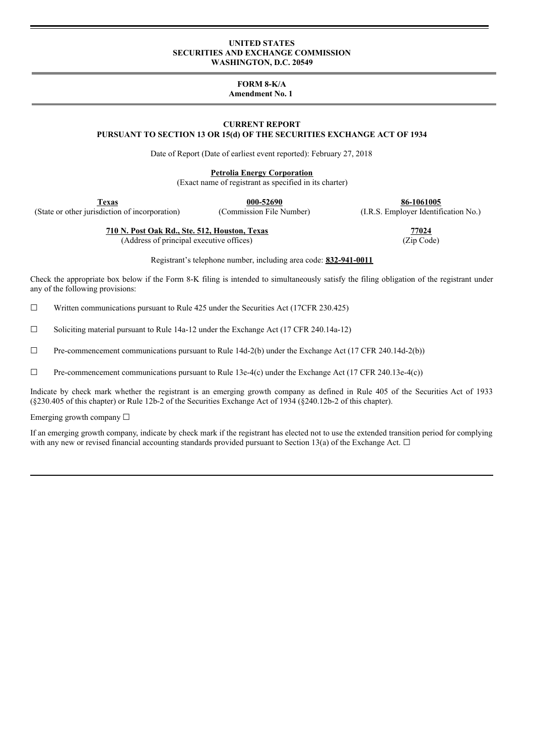**UNITED STATES**
**SECURITIES AND EXCHANGE COMMISSION**
**WASHINGTON, D.C. 20549**

---

**FORM 8-K/A**
**Amendment No. 1**

---

**CURRENT REPORT**
**PURSUANT TO SECTION 13 OR 15(d) OF THE SECURITIES EXCHANGE ACT OF 1934**

Date of Report (Date of earliest event reported): February 27, 2018

**Petrolia Energy Corporation**
(Exact name of registrant as specified in its charter)

| **Texas** | **000-52690** | **86-1061005** |
|---|---|---|
| (State or other jurisdiction of incorporation) | (Commission File Number) | (I.R.S. Employer Identification No.) |

| **710 N. Post Oak Rd., Ste. 512, Houston, Texas** | **77024** |
|---|---|
| (Address of principal executive offices) | (Zip Code) |

Registrant's telephone number, including area code: **832-941-0011**

Check the appropriate box below if the Form 8-K filing is intended to simultaneously satisfy the filing obligation of the registrant under any of the following provisions:

☐ Written communications pursuant to Rule 425 under the Securities Act (17CFR 230.425)

☐ Soliciting material pursuant to Rule 14a-12 under the Exchange Act (17 CFR 240.14a-12)

☐ Pre-commencement communications pursuant to Rule 14d-2(b) under the Exchange Act (17 CFR 240.14d-2(b))

☐ Pre-commencement communications pursuant to Rule 13e-4(c) under the Exchange Act (17 CFR 240.13e-4(c))

Indicate by check mark whether the registrant is an emerging growth company as defined in Rule 405 of the Securities Act of 1933 (§230.405 of this chapter) or Rule 12b-2 of the Securities Exchange Act of 1934 (§240.12b-2 of this chapter).

Emerging growth company ☐

If an emerging growth company, indicate by check mark if the registrant has elected not to use the extended transition period for complying with any new or revised financial accounting standards provided pursuant to Section 13(a) of the Exchange Act. ☐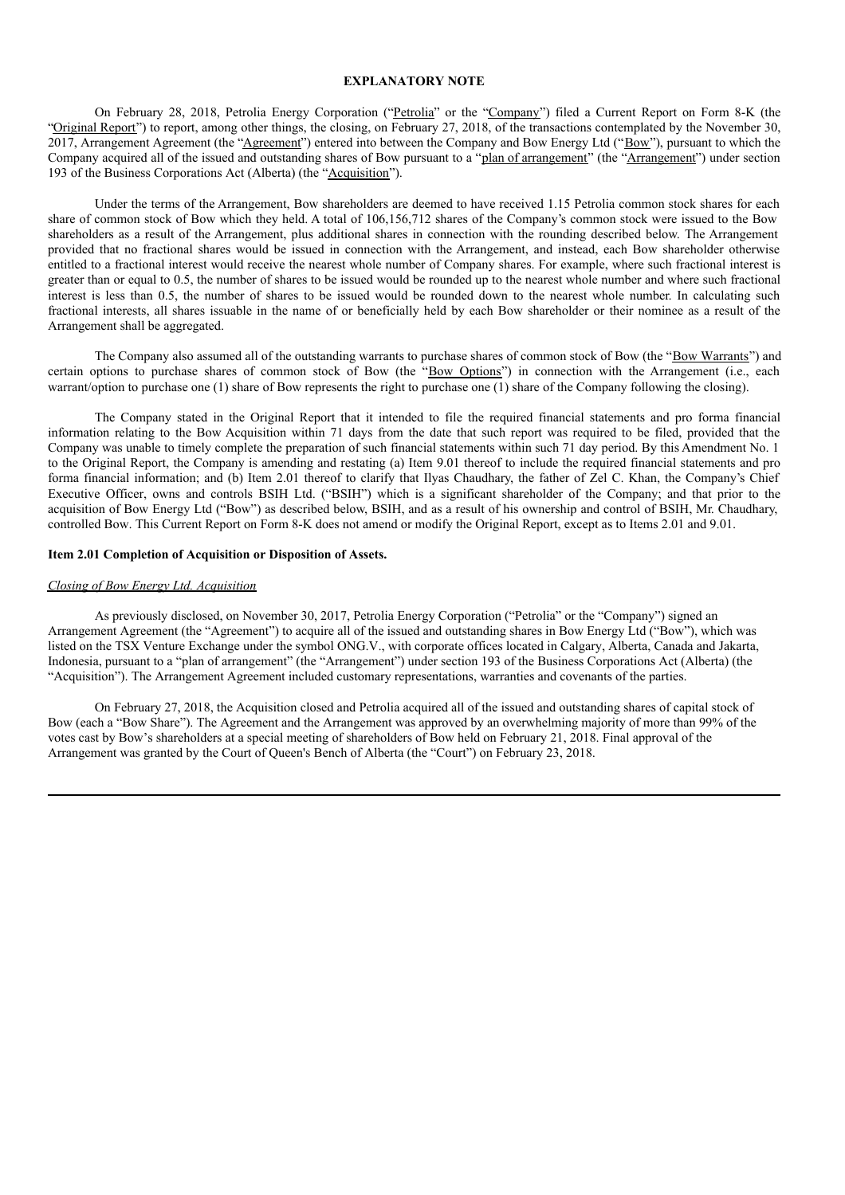**EXPLANATORY NOTE**

On February 28, 2018, Petrolia Energy Corporation ("Petrolia" or the "Company") filed a Current Report on Form 8-K (the "Original Report") to report, among other things, the closing, on February 27, 2018, of the transactions contemplated by the November 30, 2017, Arrangement Agreement (the "Agreement") entered into between the Company and Bow Energy Ltd ("Bow"), pursuant to which the Company acquired all of the issued and outstanding shares of Bow pursuant to a "plan of arrangement" (the "Arrangement") under section 193 of the Business Corporations Act (Alberta) (the "Acquisition").

Under the terms of the Arrangement, Bow shareholders are deemed to have received 1.15 Petrolia common stock shares for each share of common stock of Bow which they held. A total of 106,156,712 shares of the Company's common stock were issued to the Bow shareholders as a result of the Arrangement, plus additional shares in connection with the rounding described below. The Arrangement provided that no fractional shares would be issued in connection with the Arrangement, and instead, each Bow shareholder otherwise entitled to a fractional interest would receive the nearest whole number of Company shares. For example, where such fractional interest is greater than or equal to 0.5, the number of shares to be issued would be rounded up to the nearest whole number and where such fractional interest is less than 0.5, the number of shares to be issued would be rounded down to the nearest whole number. In calculating such fractional interests, all shares issuable in the name of or beneficially held by each Bow shareholder or their nominee as a result of the Arrangement shall be aggregated.

The Company also assumed all of the outstanding warrants to purchase shares of common stock of Bow (the "Bow Warrants") and certain options to purchase shares of common stock of Bow (the "Bow Options") in connection with the Arrangement (i.e., each warrant/option to purchase one (1) share of Bow represents the right to purchase one (1) share of the Company following the closing).

The Company stated in the Original Report that it intended to file the required financial statements and pro forma financial information relating to the Bow Acquisition within 71 days from the date that such report was required to be filed, provided that the Company was unable to timely complete the preparation of such financial statements within such 71 day period. By this Amendment No. 1 to the Original Report, the Company is amending and restating (a) Item 9.01 thereof to include the required financial statements and pro forma financial information; and (b) Item 2.01 thereof to clarify that Ilyas Chaudhary, the father of Zel C. Khan, the Company's Chief Executive Officer, owns and controls BSIH Ltd. ("BSIH") which is a significant shareholder of the Company; and that prior to the acquisition of Bow Energy Ltd ("Bow") as described below, BSIH, and as a result of his ownership and control of BSIH, Mr. Chaudhary, controlled Bow. This Current Report on Form 8-K does not amend or modify the Original Report, except as to Items 2.01 and 9.01.

**Item 2.01 Completion of Acquisition or Disposition of Assets.**

*Closing of Bow Energy Ltd. Acquisition*

As previously disclosed, on November 30, 2017, Petrolia Energy Corporation ("Petrolia" or the "Company") signed an Arrangement Agreement (the "Agreement") to acquire all of the issued and outstanding shares in Bow Energy Ltd ("Bow"), which was listed on the TSX Venture Exchange under the symbol ONG.V., with corporate offices located in Calgary, Alberta, Canada and Jakarta, Indonesia, pursuant to a "plan of arrangement" (the "Arrangement") under section 193 of the Business Corporations Act (Alberta) (the "Acquisition"). The Arrangement Agreement included customary representations, warranties and covenants of the parties.

On February 27, 2018, the Acquisition closed and Petrolia acquired all of the issued and outstanding shares of capital stock of Bow (each a "Bow Share"). The Agreement and the Arrangement was approved by an overwhelming majority of more than 99% of the votes cast by Bow's shareholders at a special meeting of shareholders of Bow held on February 21, 2018. Final approval of the Arrangement was granted by the Court of Queen's Bench of Alberta (the "Court") on February 23, 2018.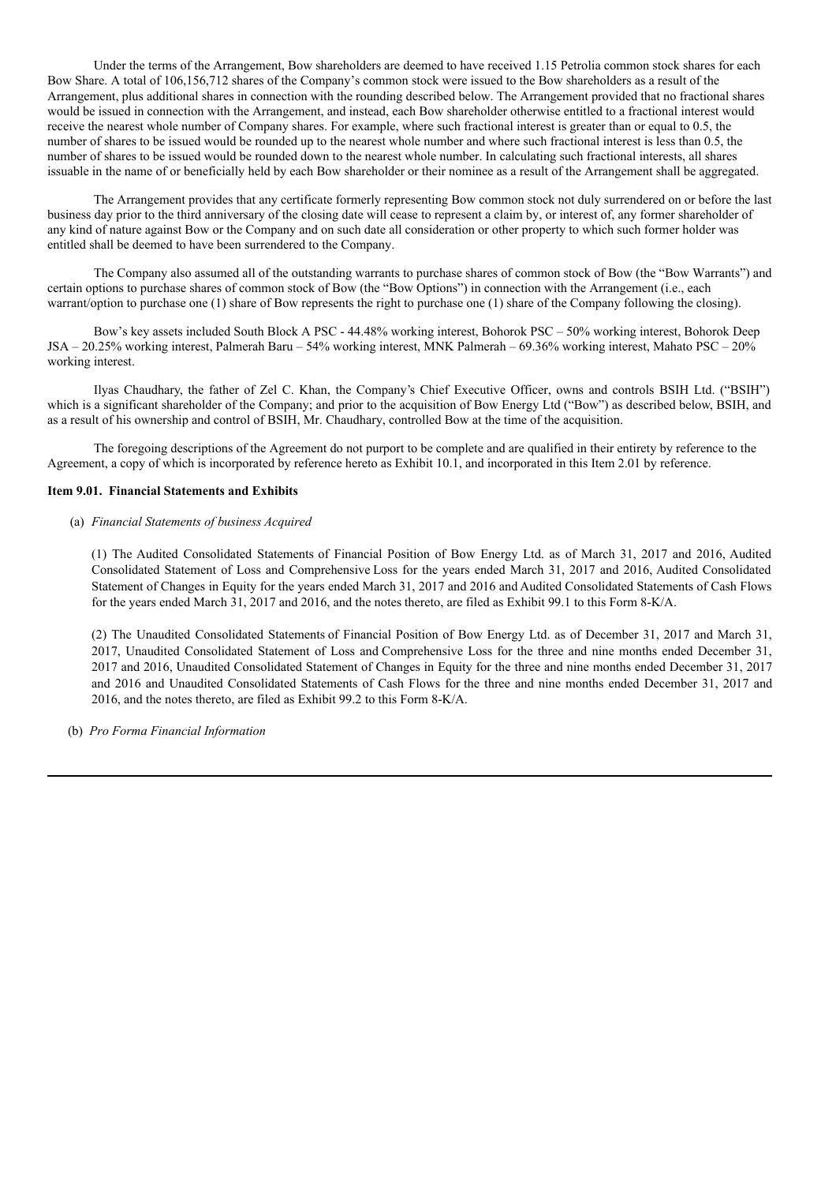Under the terms of the Arrangement, Bow shareholders are deemed to have received 1.15 Petrolia common stock shares for each Bow Share. A total of 106,156,712 shares of the Company's common stock were issued to the Bow shareholders as a result of the Arrangement, plus additional shares in connection with the rounding described below. The Arrangement provided that no fractional shares would be issued in connection with the Arrangement, and instead, each Bow shareholder otherwise entitled to a fractional interest would receive the nearest whole number of Company shares. For example, where such fractional interest is greater than or equal to 0.5, the number of shares to be issued would be rounded up to the nearest whole number and where such fractional interest is less than 0.5, the number of shares to be issued would be rounded down to the nearest whole number. In calculating such fractional interests, all shares issuable in the name of or beneficially held by each Bow shareholder or their nominee as a result of the Arrangement shall be aggregated.

The Arrangement provides that any certificate formerly representing Bow common stock not duly surrendered on or before the last business day prior to the third anniversary of the closing date will cease to represent a claim by, or interest of, any former shareholder of any kind of nature against Bow or the Company and on such date all consideration or other property to which such former holder was entitled shall be deemed to have been surrendered to the Company.

The Company also assumed all of the outstanding warrants to purchase shares of common stock of Bow (the "Bow Warrants") and certain options to purchase shares of common stock of Bow (the "Bow Options") in connection with the Arrangement (i.e., each warrant/option to purchase one (1) share of Bow represents the right to purchase one (1) share of the Company following the closing).

Bow's key assets included South Block A PSC - 44.48% working interest, Bohorok PSC – 50% working interest, Bohorok Deep JSA – 20.25% working interest, Palmerah Baru – 54% working interest, MNK Palmerah – 69.36% working interest, Mahato PSC – 20% working interest.

Ilyas Chaudhary, the father of Zel C. Khan, the Company's Chief Executive Officer, owns and controls BSIH Ltd. ("BSIH") which is a significant shareholder of the Company; and prior to the acquisition of Bow Energy Ltd ("Bow") as described below, BSIH, and as a result of his ownership and control of BSIH, Mr. Chaudhary, controlled Bow at the time of the acquisition.

The foregoing descriptions of the Agreement do not purport to be complete and are qualified in their entirety by reference to the Agreement, a copy of which is incorporated by reference hereto as Exhibit 10.1, and incorporated in this Item 2.01 by reference.

**Item 9.01. Financial Statements and Exhibits**

(a) *Financial Statements of business Acquired*

(1) The Audited Consolidated Statements of Financial Position of Bow Energy Ltd. as of March 31, 2017 and 2016, Audited Consolidated Statement of Loss and Comprehensive Loss for the years ended March 31, 2017 and 2016, Audited Consolidated Statement of Changes in Equity for the years ended March 31, 2017 and 2016 and Audited Consolidated Statements of Cash Flows for the years ended March 31, 2017 and 2016, and the notes thereto, are filed as Exhibit 99.1 to this Form 8-K/A.

(2) The Unaudited Consolidated Statements of Financial Position of Bow Energy Ltd. as of December 31, 2017 and March 31, 2017, Unaudited Consolidated Statement of Loss and Comprehensive Loss for the three and nine months ended December 31, 2017 and 2016, Unaudited Consolidated Statement of Changes in Equity for the three and nine months ended December 31, 2017 and 2016 and Unaudited Consolidated Statements of Cash Flows for the three and nine months ended December 31, 2017 and 2016, and the notes thereto, are filed as Exhibit 99.2 to this Form 8-K/A.

(b) *Pro Forma Financial Information*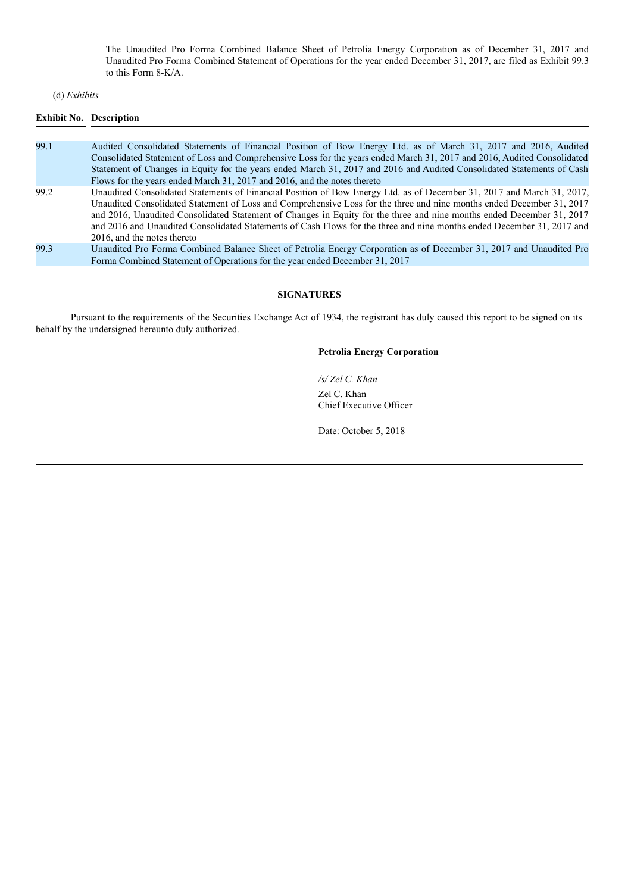The Unaudited Pro Forma Combined Balance Sheet of Petrolia Energy Corporation as of December 31, 2017 and Unaudited Pro Forma Combined Statement of Operations for the year ended December 31, 2017, are filed as Exhibit 99.3 to this Form 8-K/A.

(d) *Exhibits*

| Exhibit No. | Description |
|---|---|
| 99.1 | Audited Consolidated Statements of Financial Position of Bow Energy Ltd. as of March 31, 2017 and 2016, Audited Consolidated Statement of Loss and Comprehensive Loss for the years ended March 31, 2017 and 2016, Audited Consolidated Statement of Changes in Equity for the years ended March 31, 2017 and 2016 and Audited Consolidated Statements of Cash Flows for the years ended March 31, 2017 and 2016, and the notes thereto |
| 99.2 | Unaudited Consolidated Statements of Financial Position of Bow Energy Ltd. as of December 31, 2017 and March 31, 2017, Unaudited Consolidated Statement of Loss and Comprehensive Loss for the three and nine months ended December 31, 2017 and 2016, Unaudited Consolidated Statement of Changes in Equity for the three and nine months ended December 31, 2017 and 2016 and Unaudited Consolidated Statements of Cash Flows for the three and nine months ended December 31, 2017 and 2016, and the notes thereto |
| 99.3 | Unaudited Pro Forma Combined Balance Sheet of Petrolia Energy Corporation as of December 31, 2017 and Unaudited Pro Forma Combined Statement of Operations for the year ended December 31, 2017 |

**SIGNATURES**

Pursuant to the requirements of the Securities Exchange Act of 1934, the registrant has duly caused this report to be signed on its behalf by the undersigned hereunto duly authorized.

**Petrolia Energy Corporation**

*/s/ Zel C. Khan*

Zel C. Khan
Chief Executive Officer

Date: October 5, 2018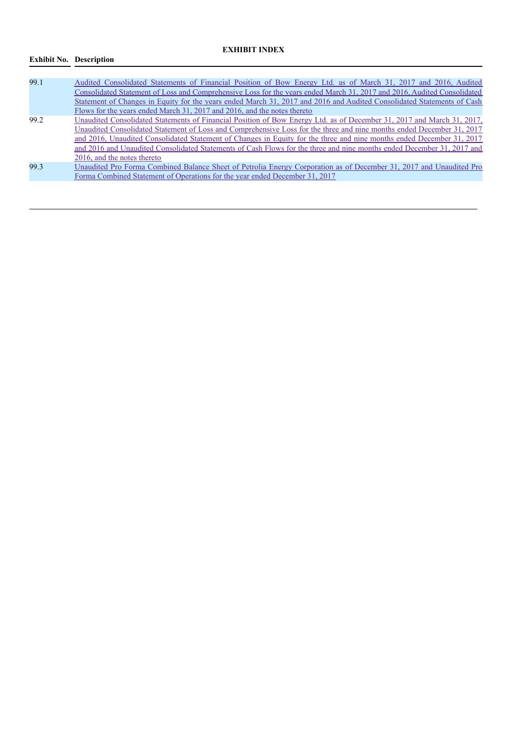**EXHIBIT INDEX**

| Exhibit No. | Description |
| --- | --- |
| 99.1 | Audited Consolidated Statements of Financial Position of Bow Energy Ltd. as of March 31, 2017 and 2016, Audited Consolidated Statement of Loss and Comprehensive Loss for the years ended March 31, 2017 and 2016, Audited Consolidated Statement of Changes in Equity for the years ended March 31, 2017 and 2016 and Audited Consolidated Statements of Cash Flows for the years ended March 31, 2017 and 2016, and the notes thereto |
| 99.2 | Unaudited Consolidated Statements of Financial Position of Bow Energy Ltd. as of December 31, 2017 and March 31, 2017, Unaudited Consolidated Statement of Loss and Comprehensive Loss for the three and nine months ended December 31, 2017 and 2016, Unaudited Consolidated Statement of Changes in Equity for the three and nine months ended December 31, 2017 and 2016 and Unaudited Consolidated Statements of Cash Flows for the three and nine months ended December 31, 2017 and 2016, and the notes thereto |
| 99.3 | Unaudited Pro Forma Combined Balance Sheet of Petrolia Energy Corporation as of December 31, 2017 and Unaudited Pro Forma Combined Statement of Operations for the year ended December 31, 2017 |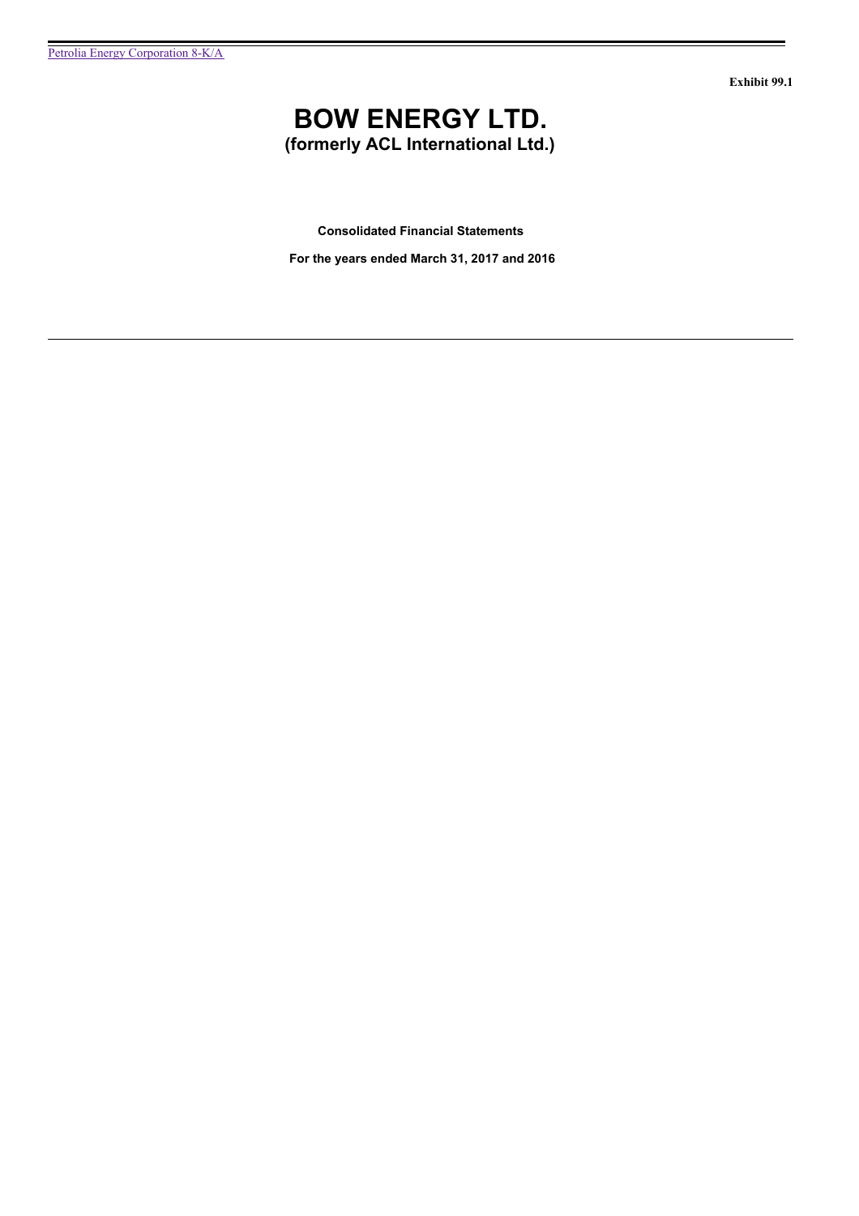Exhibit 99.1

# BOW ENERGY LTD.

## (formerly ACL International Ltd.)

**Consolidated Financial Statements**

**For the years ended March 31, 2017 and 2016**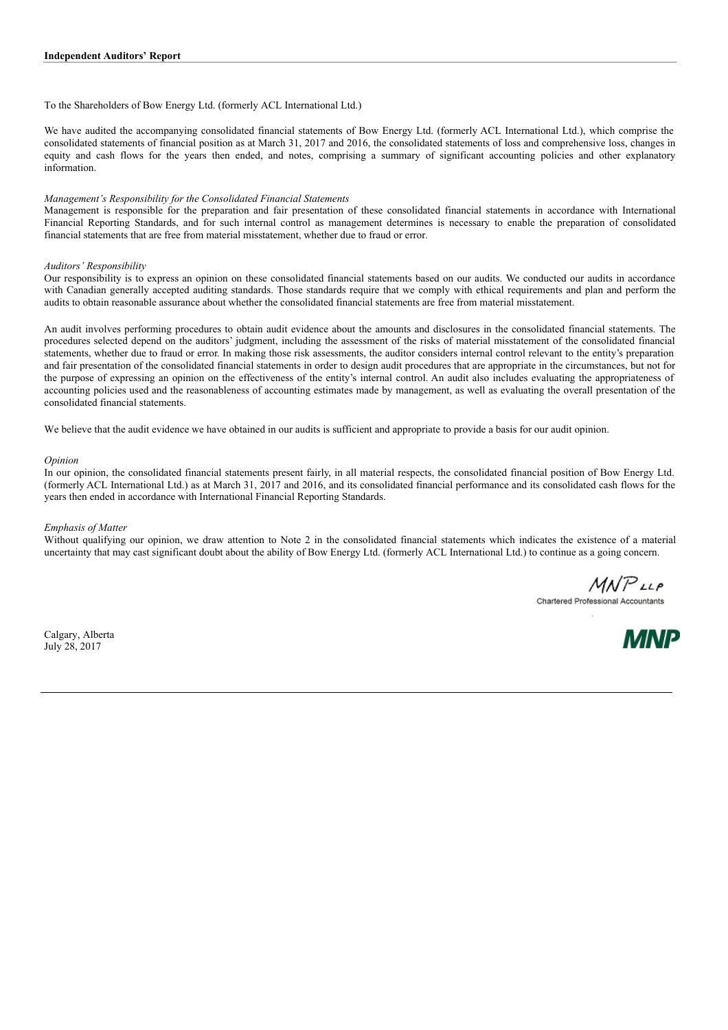**Independent Auditors' Report**

To the Shareholders of Bow Energy Ltd. (formerly ACL International Ltd.)

We have audited the accompanying consolidated financial statements of Bow Energy Ltd. (formerly ACL International Ltd.), which comprise the consolidated statements of financial position as at March 31, 2017 and 2016, the consolidated statements of loss and comprehensive loss, changes in equity and cash flows for the years then ended, and notes, comprising a summary of significant accounting policies and other explanatory information.

*Management's Responsibility for the Consolidated Financial Statements*

Management is responsible for the preparation and fair presentation of these consolidated financial statements in accordance with International Financial Reporting Standards, and for such internal control as management determines is necessary to enable the preparation of consolidated financial statements that are free from material misstatement, whether due to fraud or error.

*Auditors' Responsibility*

Our responsibility is to express an opinion on these consolidated financial statements based on our audits. We conducted our audits in accordance with Canadian generally accepted auditing standards. Those standards require that we comply with ethical requirements and plan and perform the audits to obtain reasonable assurance about whether the consolidated financial statements are free from material misstatement.

An audit involves performing procedures to obtain audit evidence about the amounts and disclosures in the consolidated financial statements. The procedures selected depend on the auditors' judgment, including the assessment of the risks of material misstatement of the consolidated financial statements, whether due to fraud or error. In making those risk assessments, the auditor considers internal control relevant to the entity's preparation and fair presentation of the consolidated financial statements in order to design audit procedures that are appropriate in the circumstances, but not for the purpose of expressing an opinion on the effectiveness of the entity's internal control. An audit also includes evaluating the appropriateness of accounting policies used and the reasonableness of accounting estimates made by management, as well as evaluating the overall presentation of the consolidated financial statements.

We believe that the audit evidence we have obtained in our audits is sufficient and appropriate to provide a basis for our audit opinion.

*Opinion*

In our opinion, the consolidated financial statements present fairly, in all material respects, the consolidated financial position of Bow Energy Ltd. (formerly ACL International Ltd.) as at March 31, 2017 and 2016, and its consolidated financial performance and its consolidated cash flows for the years then ended in accordance with International Financial Reporting Standards.

*Emphasis of Matter*

Without qualifying our opinion, we draw attention to Note 2 in the consolidated financial statements which indicates the existence of a material uncertainty that may cast significant doubt about the ability of Bow Energy Ltd. (formerly ACL International Ltd.) to continue as a going concern.

MNP LLP

Chartered Professional Accountants

Calgary, Alberta

July 28, 2017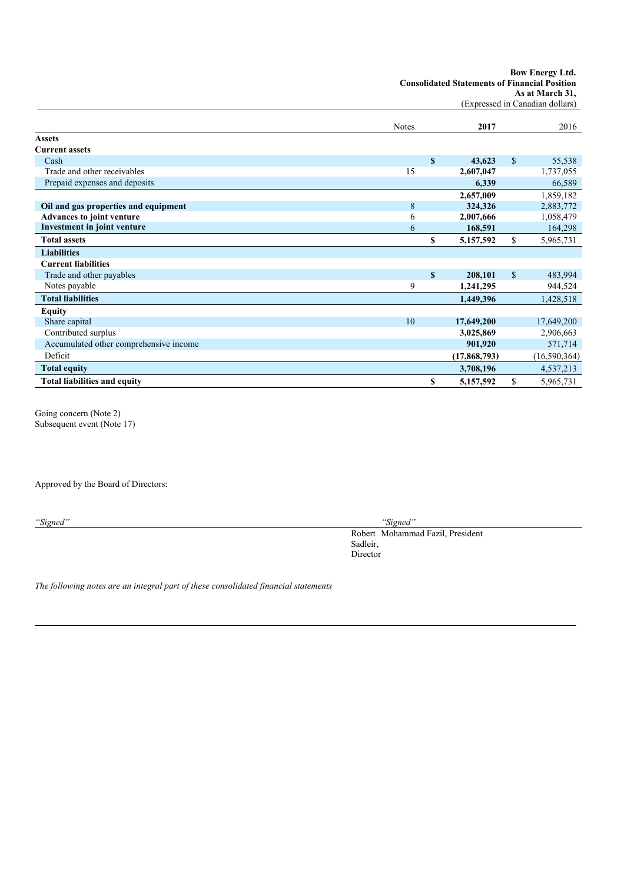**Bow Energy Ltd.**
**Consolidated Statements of Financial Position**
**As at March 31,**
(Expressed in Canadian dollars)

| | Notes | **2017** | 2016 |
|---|---|---|---|
| **Assets** | | | |
| **Current assets** | | | |
| Cash | | **$ 43,623** | $ 55,538 |
| Trade and other receivables | 15 | **2,607,047** | 1,737,055 |
| Prepaid expenses and deposits | | **6,339** | 66,589 |
| | | **2,657,009** | 1,859,182 |
| **Oil and gas properties and equipment** | 8 | **324,326** | 2,883,772 |
| **Advances to joint venture** | 6 | **2,007,666** | 1,058,479 |
| **Investment in joint venture** | 6 | **168,591** | 164,298 |
| **Total assets** | | **$ 5,157,592** | $ 5,965,731 |
| **Liabilities** | | | |
| **Current liabilities** | | | |
| Trade and other payables | | **$ 208,101** | $ 483,994 |
| Notes payable | 9 | **1,241,295** | 944,524 |
| **Total liabilities** | | **1,449,396** | 1,428,518 |
| **Equity** | | | |
| Share capital | 10 | **17,649,200** | 17,649,200 |
| Contributed surplus | | **3,025,869** | 2,906,663 |
| Accumulated other comprehensive income | | **901,920** | 571,714 |
| Deficit | | **(17,868,793)** | (16,590,364) |
| **Total equity** | | **3,708,196** | 4,537,213 |
| **Total liabilities and equity** | | **$ 5,157,592** | $ 5,965,731 |

Going concern (Note 2)
Subsequent event (Note 17)

Approved by the Board of Directors:

*"Signed"* *"Signed"*

Robert Sadleir, Director    Mohammad Fazil, President

*The following notes are an integral part of these consolidated financial statements*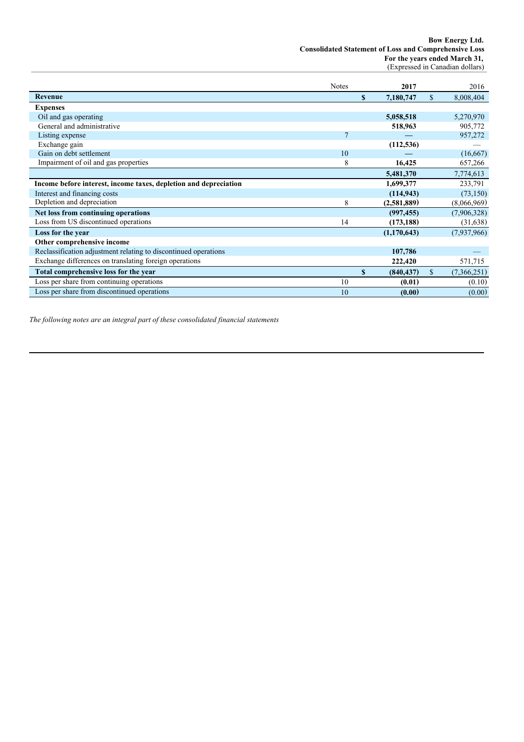**Bow Energy Ltd.**
**Consolidated Statement of Loss and Comprehensive Loss**
**For the years ended March 31,**
(Expressed in Canadian dollars)

| | Notes | 2017 | 2016 |
|---|---|---|---|
| **Revenue** | | **$ 7,180,747** | $ 8,008,404 |
| **Expenses** | | | |
| Oil and gas operating | | **5,058,518** | 5,270,970 |
| General and administrative | | **518,963** | 905,772 |
| Listing expense | 7 | **—** | 957,272 |
| Exchange gain | | **(112,536)** | — |
| Gain on debt settlement | 10 | **—** | (16,667) |
| Impairment of oil and gas properties | 8 | **16,425** | 657,266 |
| | | **5,481,370** | 7,774,613 |
| **Income before interest, income taxes, depletion and depreciation** | | **1,699,377** | 233,791 |
| Interest and financing costs | | **(114,943)** | (73,150) |
| Depletion and depreciation | 8 | **(2,581,889)** | (8,066,969) |
| **Net loss from continuing operations** | | **(997,455)** | (7,906,328) |
| Loss from US discontinued operations | 14 | **(173,188)** | (31,638) |
| **Loss for the year** | | **(1,170,643)** | (7,937,966) |
| **Other comprehensive income** | | | |
| Reclassification adjustment relating to discontinued operations | | **107,786** | — |
| Exchange differences on translating foreign operations | | **222,420** | 571,715 |
| **Total comprehensive loss for the year** | | **$ (840,437)** | $ (7,366,251) |
| Loss per share from continuing operations | 10 | **(0.01)** | (0.10) |
| Loss per share from discontinued operations | 10 | **(0.00)** | (0.00) |

*The following notes are an integral part of these consolidated financial statements*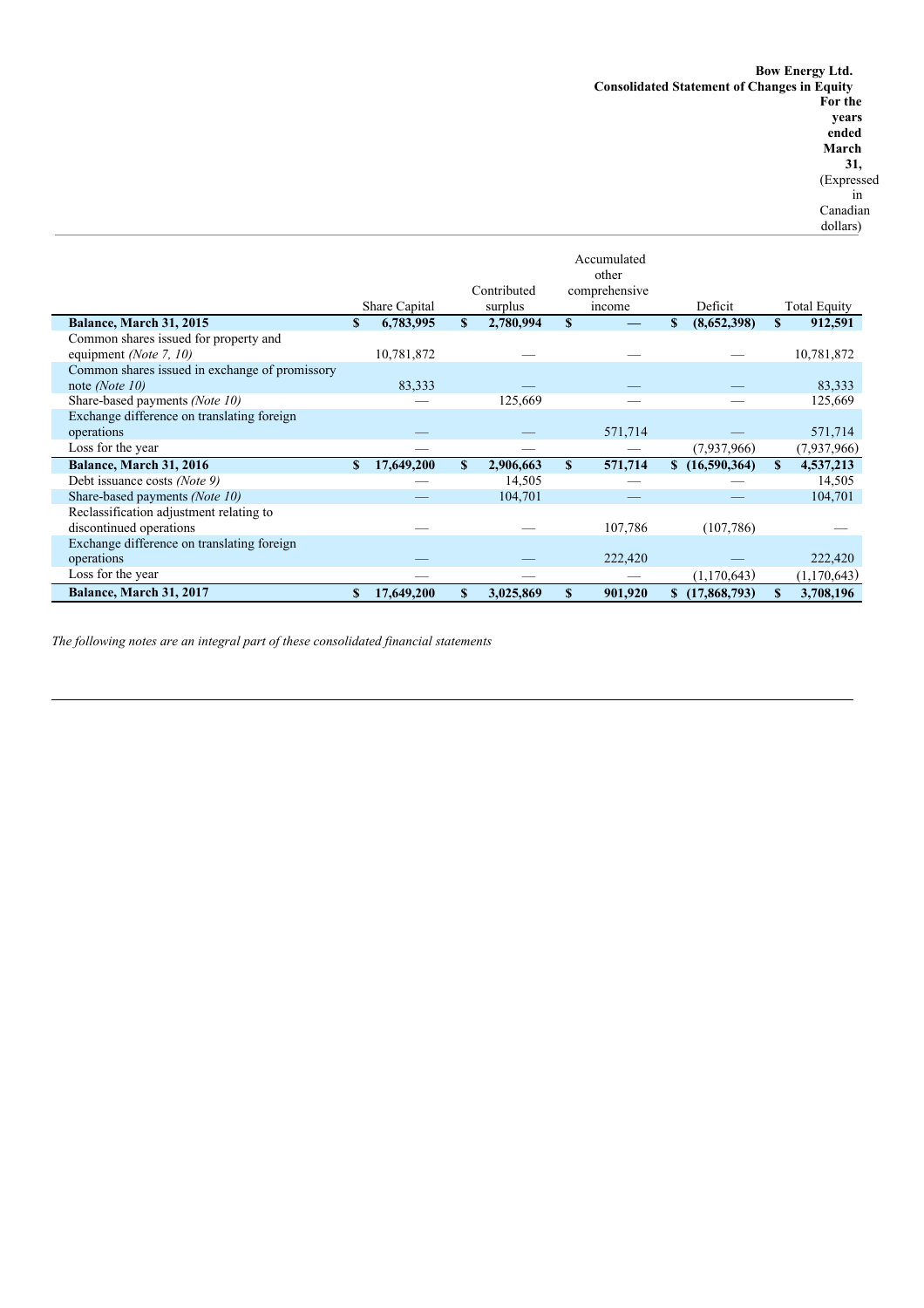**Bow Energy Ltd.**
**Consolidated Statement of Changes in Equity**
**For the years ended March 31,**
(Expressed in Canadian dollars)

| | Share Capital | Contributed surplus | Accumulated other comprehensive income | Deficit | Total Equity |
|---|---|---|---|---|---|
| **Balance, March 31, 2015** | **$ 6,783,995** | **$ 2,780,994** | **$ —** | **$ (8,652,398)** | **$ 912,591** |
| Common shares issued for property and equipment *(Note 7, 10)* | 10,781,872 | — | — | — | 10,781,872 |
| Common shares issued in exchange of promissory note *(Note 10)* | 83,333 | — | — | — | 83,333 |
| Share-based payments *(Note 10)* | — | 125,669 | — | — | 125,669 |
| Exchange difference on translating foreign operations | — | — | 571,714 | — | 571,714 |
| Loss for the year | — | — | — | (7,937,966) | (7,937,966) |
| **Balance, March 31, 2016** | **$ 17,649,200** | **$ 2,906,663** | **$ 571,714** | **$ (16,590,364)** | **$ 4,537,213** |
| Debt issuance costs *(Note 9)* | — | 14,505 | — | — | 14,505 |
| Share-based payments *(Note 10)* | — | 104,701 | — | — | 104,701 |
| Reclassification adjustment relating to discontinued operations | — | — | 107,786 | (107,786) | — |
| Exchange difference on translating foreign operations | — | — | 222,420 | — | 222,420 |
| Loss for the year | — | — | — | (1,170,643) | (1,170,643) |
| **Balance, March 31, 2017** | **$ 17,649,200** | **$ 3,025,869** | **$ 901,920** | **$ (17,868,793)** | **$ 3,708,196** |

*The following notes are an integral part of these consolidated financial statements*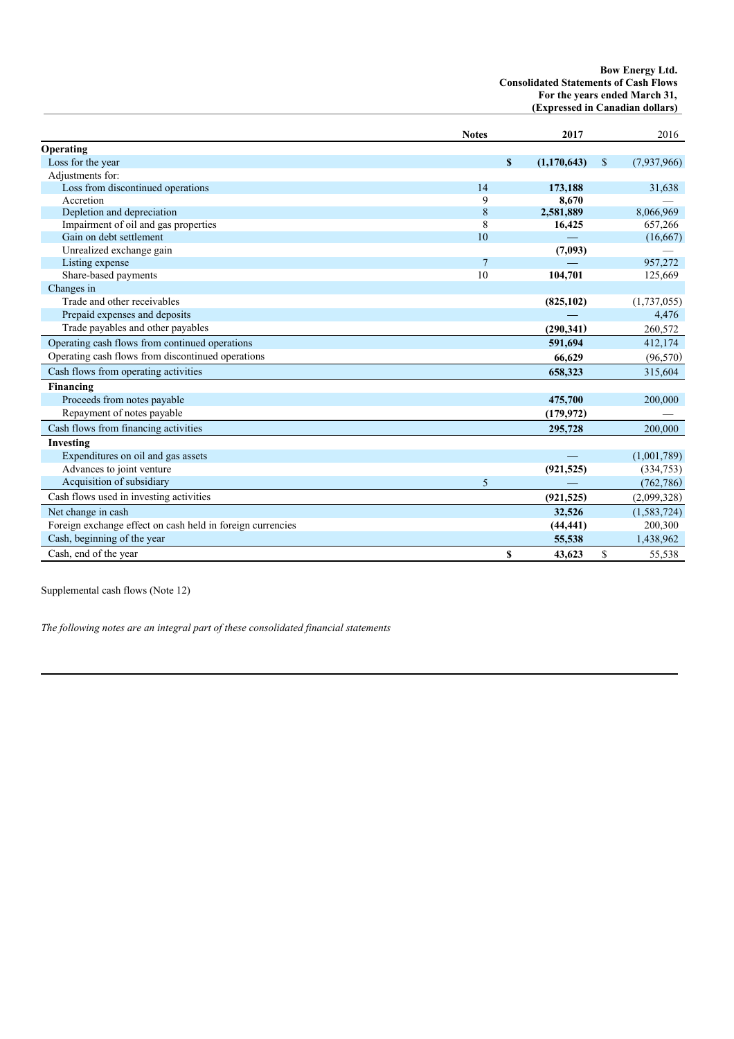**Bow Energy Ltd.**
**Consolidated Statements of Cash Flows**
**For the years ended March 31,**
**(Expressed in Canadian dollars)**

| | Notes | 2017 | 2016 |
|---|---|---|---|
| **Operating** | | | |
| Loss for the year | | **$ (1,170,643)** | $ (7,937,966) |
| Adjustments for: | | | |
| Loss from discontinued operations | 14 | **173,188** | 31,638 |
| Accretion | 9 | **8,670** | — |
| Depletion and depreciation | 8 | **2,581,889** | 8,066,969 |
| Impairment of oil and gas properties | 8 | **16,425** | 657,266 |
| Gain on debt settlement | 10 | **—** | (16,667) |
| Unrealized exchange gain | | **(7,093)** | — |
| Listing expense | 7 | **—** | 957,272 |
| Share-based payments | 10 | **104,701** | 125,669 |
| Changes in | | | |
| Trade and other receivables | | **(825,102)** | (1,737,055) |
| Prepaid expenses and deposits | | **—** | 4,476 |
| Trade payables and other payables | | **(290,341)** | 260,572 |
| Operating cash flows from continued operations | | **591,694** | 412,174 |
| Operating cash flows from discontinued operations | | **66,629** | (96,570) |
| Cash flows from operating activities | | **658,323** | 315,604 |
| **Financing** | | | |
| Proceeds from notes payable | | **475,700** | 200,000 |
| Repayment of notes payable | | **(179,972)** | — |
| Cash flows from financing activities | | **295,728** | 200,000 |
| **Investing** | | | |
| Expenditures on oil and gas assets | | **—** | (1,001,789) |
| Advances to joint venture | | **(921,525)** | (334,753) |
| Acquisition of subsidiary | 5 | **—** | (762,786) |
| Cash flows used in investing activities | | **(921,525)** | (2,099,328) |
| Net change in cash | | **32,526** | (1,583,724) |
| Foreign exchange effect on cash held in foreign currencies | | **(44,441)** | 200,300 |
| Cash, beginning of the year | | **55,538** | 1,438,962 |
| Cash, end of the year | | **$ 43,623** | $ 55,538 |

Supplemental cash flows (Note 12)

*The following notes are an integral part of these consolidated financial statements*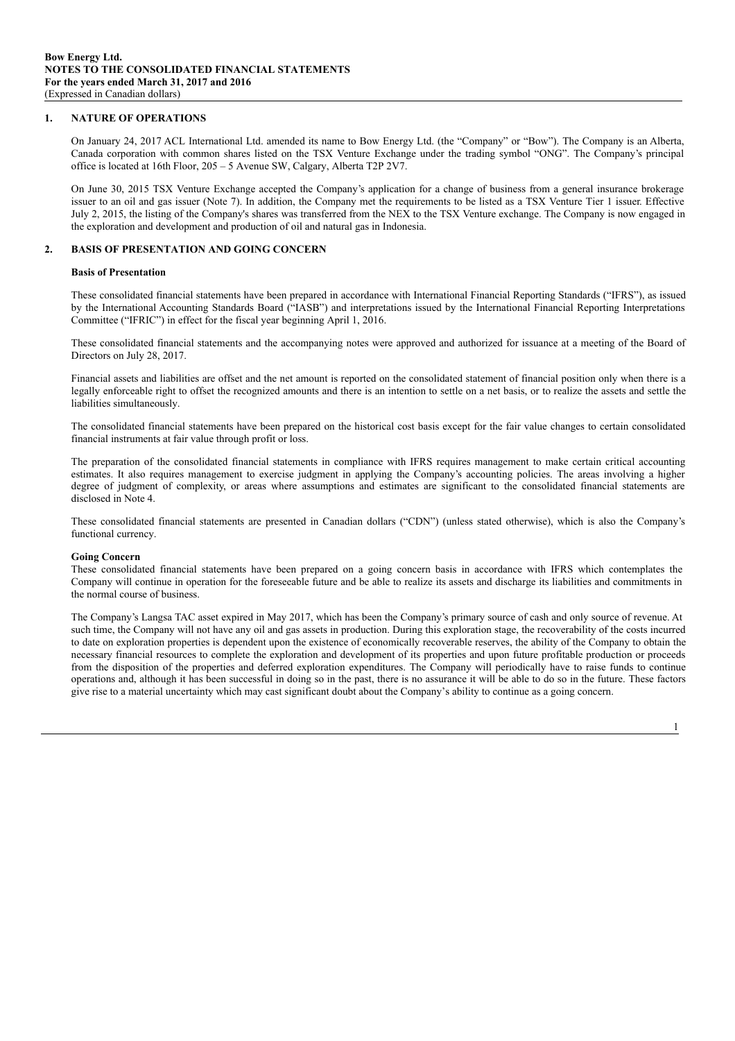## 1. NATURE OF OPERATIONS

On January 24, 2017 ACL International Ltd. amended its name to Bow Energy Ltd. (the "Company" or "Bow"). The Company is an Alberta, Canada corporation with common shares listed on the TSX Venture Exchange under the trading symbol "ONG". The Company's principal office is located at 16th Floor, 205 – 5 Avenue SW, Calgary, Alberta T2P 2V7.

On June 30, 2015 TSX Venture Exchange accepted the Company's application for a change of business from a general insurance brokerage issuer to an oil and gas issuer (Note 7). In addition, the Company met the requirements to be listed as a TSX Venture Tier 1 issuer. Effective July 2, 2015, the listing of the Company's shares was transferred from the NEX to the TSX Venture exchange. The Company is now engaged in the exploration and development and production of oil and natural gas in Indonesia.

## 2. BASIS OF PRESENTATION AND GOING CONCERN

### Basis of Presentation

These consolidated financial statements have been prepared in accordance with International Financial Reporting Standards ("IFRS"), as issued by the International Accounting Standards Board ("IASB") and interpretations issued by the International Financial Reporting Interpretations Committee ("IFRIC") in effect for the fiscal year beginning April 1, 2016.

These consolidated financial statements and the accompanying notes were approved and authorized for issuance at a meeting of the Board of Directors on July 28, 2017.

Financial assets and liabilities are offset and the net amount is reported on the consolidated statement of financial position only when there is a legally enforceable right to offset the recognized amounts and there is an intention to settle on a net basis, or to realize the assets and settle the liabilities simultaneously.

The consolidated financial statements have been prepared on the historical cost basis except for the fair value changes to certain consolidated financial instruments at fair value through profit or loss.

The preparation of the consolidated financial statements in compliance with IFRS requires management to make certain critical accounting estimates. It also requires management to exercise judgment in applying the Company's accounting policies. The areas involving a higher degree of judgment of complexity, or areas where assumptions and estimates are significant to the consolidated financial statements are disclosed in Note 4.

These consolidated financial statements are presented in Canadian dollars ("CDN") (unless stated otherwise), which is also the Company's functional currency.

### Going Concern

These consolidated financial statements have been prepared on a going concern basis in accordance with IFRS which contemplates the Company will continue in operation for the foreseeable future and be able to realize its assets and discharge its liabilities and commitments in the normal course of business.

The Company's Langsa TAC asset expired in May 2017, which has been the Company's primary source of cash and only source of revenue. At such time, the Company will not have any oil and gas assets in production. During this exploration stage, the recoverability of the costs incurred to date on exploration properties is dependent upon the existence of economically recoverable reserves, the ability of the Company to obtain the necessary financial resources to complete the exploration and development of its properties and upon future profitable production or proceeds from the disposition of the properties and deferred exploration expenditures. The Company will periodically have to raise funds to continue operations and, although it has been successful in doing so in the past, there is no assurance it will be able to do so in the future. These factors give rise to a material uncertainty which may cast significant doubt about the Company's ability to continue as a going concern.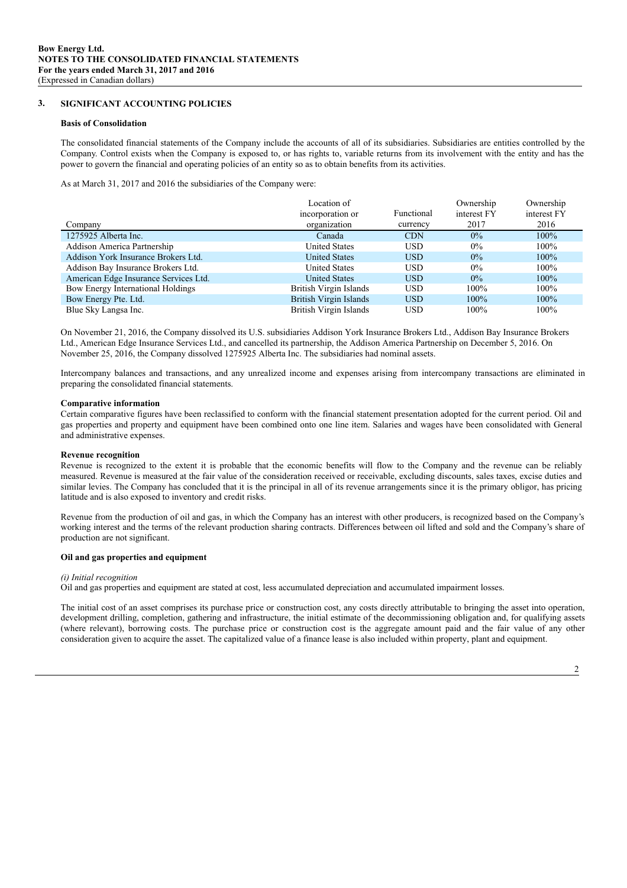## 3. SIGNIFICANT ACCOUNTING POLICIES

### Basis of Consolidation

The consolidated financial statements of the Company include the accounts of all of its subsidiaries. Subsidiaries are entities controlled by the Company. Control exists when the Company is exposed to, or has rights to, variable returns from its involvement with the entity and has the power to govern the financial and operating policies of an entity so as to obtain benefits from its activities.

As at March 31, 2017 and 2016 the subsidiaries of the Company were:

| Company | Location of incorporation or organization | Functional currency | Ownership interest FY 2017 | Ownership interest FY 2016 |
|---|---|---|---|---|
| 1275925 Alberta Inc. | Canada | CDN | 0% | 100% |
| Addison America Partnership | United States | USD | 0% | 100% |
| Addison York Insurance Brokers Ltd. | United States | USD | 0% | 100% |
| Addison Bay Insurance Brokers Ltd. | United States | USD | 0% | 100% |
| American Edge Insurance Services Ltd. | United States | USD | 0% | 100% |
| Bow Energy International Holdings | British Virgin Islands | USD | 100% | 100% |
| Bow Energy Pte. Ltd. | British Virgin Islands | USD | 100% | 100% |
| Blue Sky Langsa Inc. | British Virgin Islands | USD | 100% | 100% |

On November 21, 2016, the Company dissolved its U.S. subsidiaries Addison York Insurance Brokers Ltd., Addison Bay Insurance Brokers Ltd., American Edge Insurance Services Ltd., and cancelled its partnership, the Addison America Partnership on December 5, 2016. On November 25, 2016, the Company dissolved 1275925 Alberta Inc. The subsidiaries had nominal assets.

Intercompany balances and transactions, and any unrealized income and expenses arising from intercompany transactions are eliminated in preparing the consolidated financial statements.

### Comparative information

Certain comparative figures have been reclassified to conform with the financial statement presentation adopted for the current period. Oil and gas properties and property and equipment have been combined onto one line item. Salaries and wages have been consolidated with General and administrative expenses.

### Revenue recognition

Revenue is recognized to the extent it is probable that the economic benefits will flow to the Company and the revenue can be reliably measured. Revenue is measured at the fair value of the consideration received or receivable, excluding discounts, sales taxes, excise duties and similar levies. The Company has concluded that it is the principal in all of its revenue arrangements since it is the primary obligor, has pricing latitude and is also exposed to inventory and credit risks.

Revenue from the production of oil and gas, in which the Company has an interest with other producers, is recognized based on the Company's working interest and the terms of the relevant production sharing contracts. Differences between oil lifted and sold and the Company's share of production are not significant.

### Oil and gas properties and equipment

*(i) Initial recognition*

Oil and gas properties and equipment are stated at cost, less accumulated depreciation and accumulated impairment losses.

The initial cost of an asset comprises its purchase price or construction cost, any costs directly attributable to bringing the asset into operation, development drilling, completion, gathering and infrastructure, the initial estimate of the decommissioning obligation and, for qualifying assets (where relevant), borrowing costs. The purchase price or construction cost is the aggregate amount paid and the fair value of any other consideration given to acquire the asset. The capitalized value of a finance lease is also included within property, plant and equipment.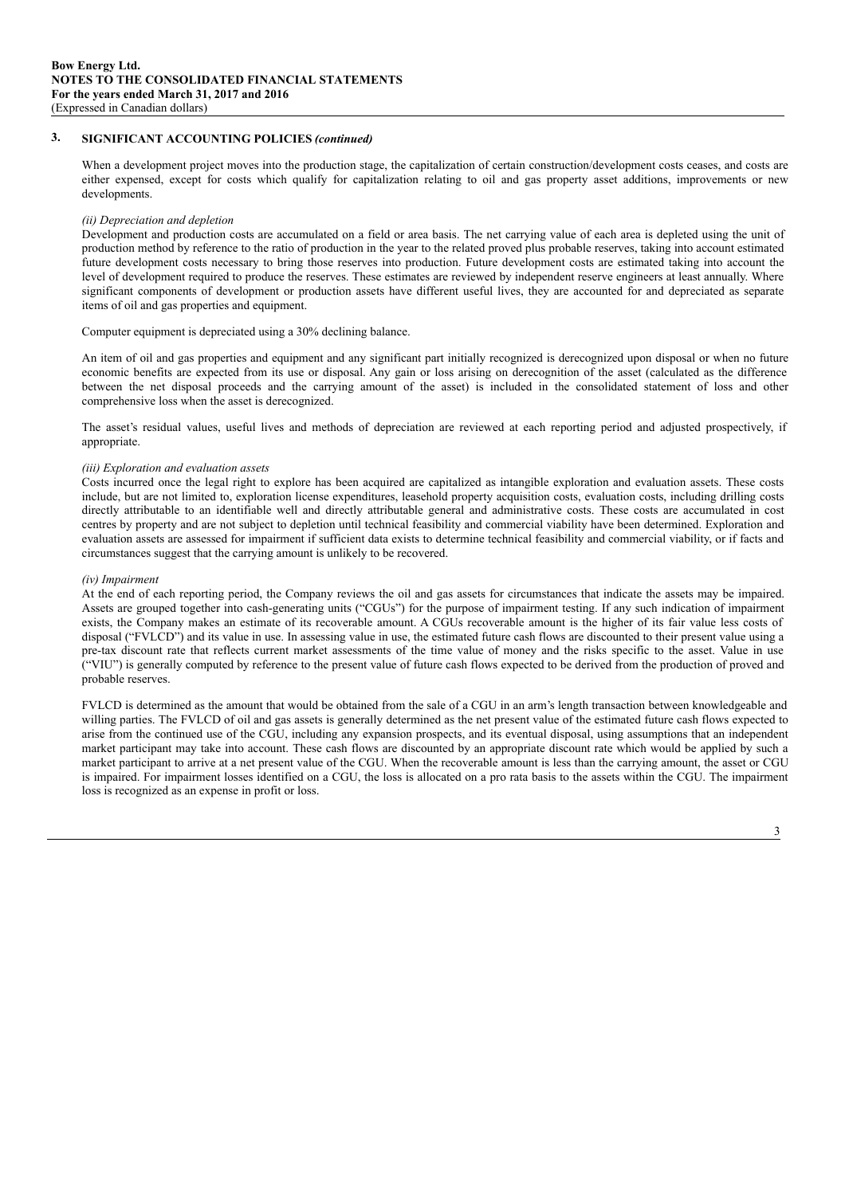## 3. SIGNIFICANT ACCOUNTING POLICIES *(continued)*

When a development project moves into the production stage, the capitalization of certain construction/development costs ceases, and costs are either expensed, except for costs which qualify for capitalization relating to oil and gas property asset additions, improvements or new developments.

*(ii) Depreciation and depletion*

Development and production costs are accumulated on a field or area basis. The net carrying value of each area is depleted using the unit of production method by reference to the ratio of production in the year to the related proved plus probable reserves, taking into account estimated future development costs necessary to bring those reserves into production. Future development costs are estimated taking into account the level of development required to produce the reserves. These estimates are reviewed by independent reserve engineers at least annually. Where significant components of development or production assets have different useful lives, they are accounted for and depreciated as separate items of oil and gas properties and equipment.

Computer equipment is depreciated using a 30% declining balance.

An item of oil and gas properties and equipment and any significant part initially recognized is derecognized upon disposal or when no future economic benefits are expected from its use or disposal. Any gain or loss arising on derecognition of the asset (calculated as the difference between the net disposal proceeds and the carrying amount of the asset) is included in the consolidated statement of loss and other comprehensive loss when the asset is derecognized.

The asset's residual values, useful lives and methods of depreciation are reviewed at each reporting period and adjusted prospectively, if appropriate.

*(iii) Exploration and evaluation assets*

Costs incurred once the legal right to explore has been acquired are capitalized as intangible exploration and evaluation assets. These costs include, but are not limited to, exploration license expenditures, leasehold property acquisition costs, evaluation costs, including drilling costs directly attributable to an identifiable well and directly attributable general and administrative costs. These costs are accumulated in cost centres by property and are not subject to depletion until technical feasibility and commercial viability have been determined. Exploration and evaluation assets are assessed for impairment if sufficient data exists to determine technical feasibility and commercial viability, or if facts and circumstances suggest that the carrying amount is unlikely to be recovered.

*(iv) Impairment*

At the end of each reporting period, the Company reviews the oil and gas assets for circumstances that indicate the assets may be impaired. Assets are grouped together into cash-generating units ("CGUs") for the purpose of impairment testing. If any such indication of impairment exists, the Company makes an estimate of its recoverable amount. A CGUs recoverable amount is the higher of its fair value less costs of disposal ("FVLCD") and its value in use. In assessing value in use, the estimated future cash flows are discounted to their present value using a pre-tax discount rate that reflects current market assessments of the time value of money and the risks specific to the asset. Value in use ("VIU") is generally computed by reference to the present value of future cash flows expected to be derived from the production of proved and probable reserves.

FVLCD is determined as the amount that would be obtained from the sale of a CGU in an arm's length transaction between knowledgeable and willing parties. The FVLCD of oil and gas assets is generally determined as the net present value of the estimated future cash flows expected to arise from the continued use of the CGU, including any expansion prospects, and its eventual disposal, using assumptions that an independent market participant may take into account. These cash flows are discounted by an appropriate discount rate which would be applied by such a market participant to arrive at a net present value of the CGU. When the recoverable amount is less than the carrying amount, the asset or CGU is impaired. For impairment losses identified on a CGU, the loss is allocated on a pro rata basis to the assets within the CGU. The impairment loss is recognized as an expense in profit or loss.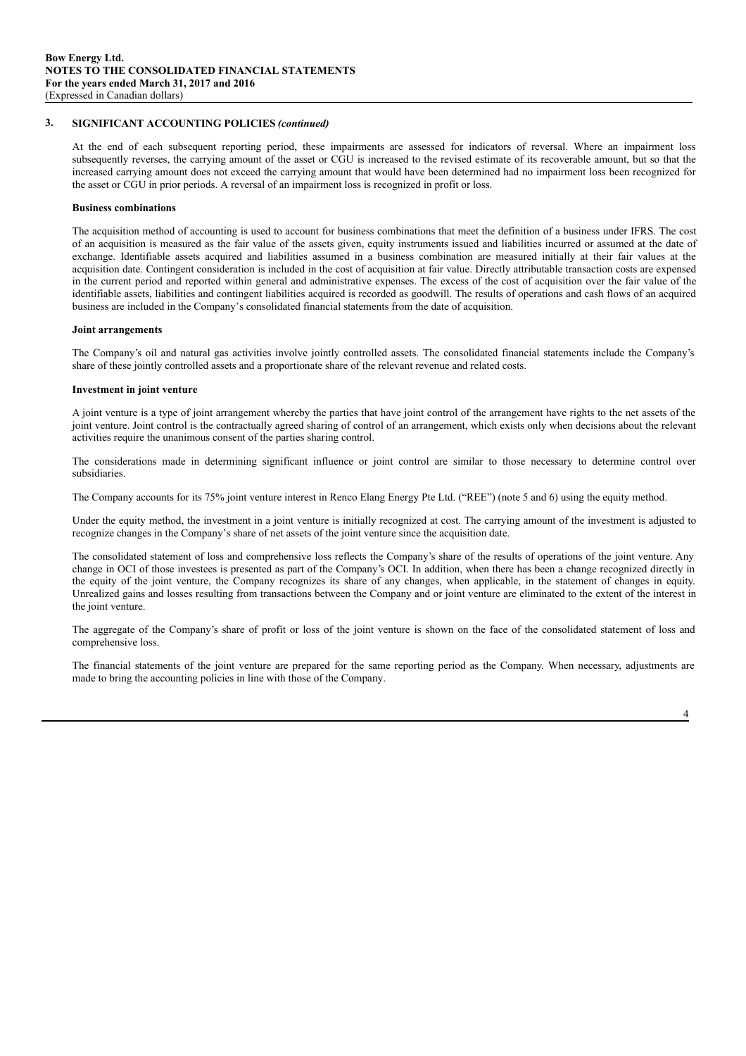## 3. SIGNIFICANT ACCOUNTING POLICIES *(continued)*

At the end of each subsequent reporting period, these impairments are assessed for indicators of reversal. Where an impairment loss subsequently reverses, the carrying amount of the asset or CGU is increased to the revised estimate of its recoverable amount, but so that the increased carrying amount does not exceed the carrying amount that would have been determined had no impairment loss been recognized for the asset or CGU in prior periods. A reversal of an impairment loss is recognized in profit or loss.

**Business combinations**

The acquisition method of accounting is used to account for business combinations that meet the definition of a business under IFRS. The cost of an acquisition is measured as the fair value of the assets given, equity instruments issued and liabilities incurred or assumed at the date of exchange. Identifiable assets acquired and liabilities assumed in a business combination are measured initially at their fair values at the acquisition date. Contingent consideration is included in the cost of acquisition at fair value. Directly attributable transaction costs are expensed in the current period and reported within general and administrative expenses. The excess of the cost of acquisition over the fair value of the identifiable assets, liabilities and contingent liabilities acquired is recorded as goodwill. The results of operations and cash flows of an acquired business are included in the Company's consolidated financial statements from the date of acquisition.

**Joint arrangements**

The Company's oil and natural gas activities involve jointly controlled assets. The consolidated financial statements include the Company's share of these jointly controlled assets and a proportionate share of the relevant revenue and related costs.

**Investment in joint venture**

A joint venture is a type of joint arrangement whereby the parties that have joint control of the arrangement have rights to the net assets of the joint venture. Joint control is the contractually agreed sharing of control of an arrangement, which exists only when decisions about the relevant activities require the unanimous consent of the parties sharing control.

The considerations made in determining significant influence or joint control are similar to those necessary to determine control over subsidiaries.

The Company accounts for its 75% joint venture interest in Renco Elang Energy Pte Ltd. ("REE") (note 5 and 6) using the equity method.

Under the equity method, the investment in a joint venture is initially recognized at cost. The carrying amount of the investment is adjusted to recognize changes in the Company's share of net assets of the joint venture since the acquisition date.

The consolidated statement of loss and comprehensive loss reflects the Company's share of the results of operations of the joint venture. Any change in OCI of those investees is presented as part of the Company's OCI. In addition, when there has been a change recognized directly in the equity of the joint venture, the Company recognizes its share of any changes, when applicable, in the statement of changes in equity. Unrealized gains and losses resulting from transactions between the Company and or joint venture are eliminated to the extent of the interest in the joint venture.

The aggregate of the Company's share of profit or loss of the joint venture is shown on the face of the consolidated statement of loss and comprehensive loss.

The financial statements of the joint venture are prepared for the same reporting period as the Company. When necessary, adjustments are made to bring the accounting policies in line with those of the Company.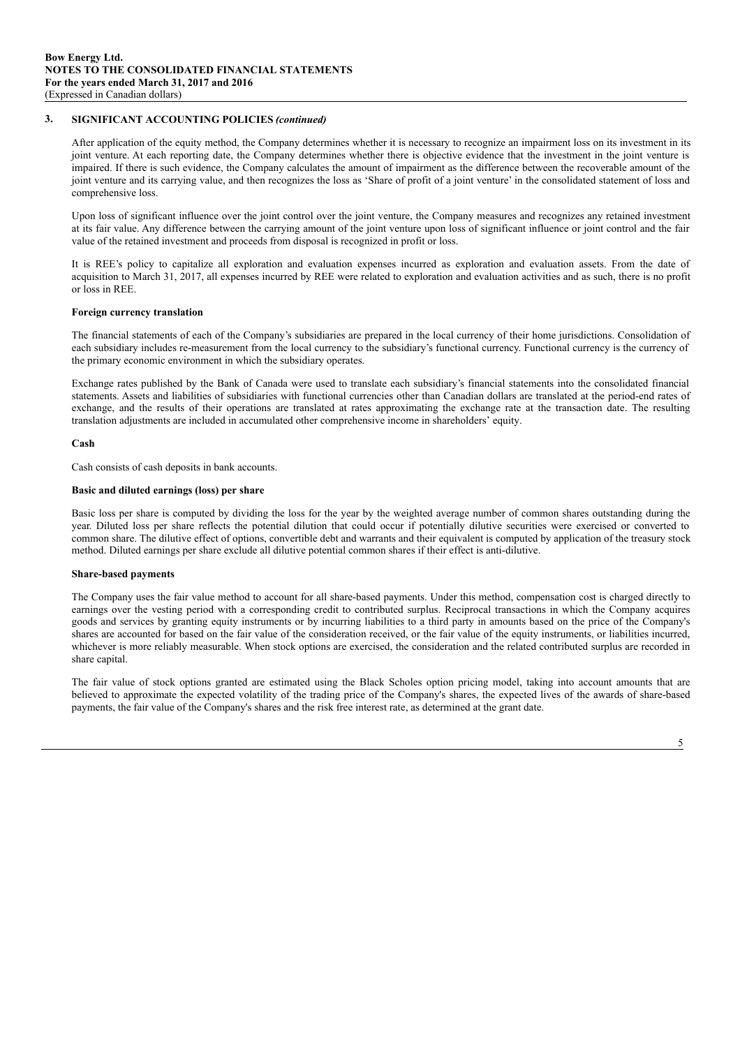## 3. SIGNIFICANT ACCOUNTING POLICIES *(continued)*

After application of the equity method, the Company determines whether it is necessary to recognize an impairment loss on its investment in its joint venture. At each reporting date, the Company determines whether there is objective evidence that the investment in the joint venture is impaired. If there is such evidence, the Company calculates the amount of impairment as the difference between the recoverable amount of the joint venture and its carrying value, and then recognizes the loss as 'Share of profit of a joint venture' in the consolidated statement of loss and comprehensive loss.

Upon loss of significant influence over the joint control over the joint venture, the Company measures and recognizes any retained investment at its fair value. Any difference between the carrying amount of the joint venture upon loss of significant influence or joint control and the fair value of the retained investment and proceeds from disposal is recognized in profit or loss.

It is REE's policy to capitalize all exploration and evaluation expenses incurred as exploration and evaluation assets. From the date of acquisition to March 31, 2017, all expenses incurred by REE were related to exploration and evaluation activities and as such, there is no profit or loss in REE.

**Foreign currency translation**

The financial statements of each of the Company's subsidiaries are prepared in the local currency of their home jurisdictions. Consolidation of each subsidiary includes re-measurement from the local currency to the subsidiary's functional currency. Functional currency is the currency of the primary economic environment in which the subsidiary operates.

Exchange rates published by the Bank of Canada were used to translate each subsidiary's financial statements into the consolidated financial statements. Assets and liabilities of subsidiaries with functional currencies other than Canadian dollars are translated at the period-end rates of exchange, and the results of their operations are translated at rates approximating the exchange rate at the transaction date. The resulting translation adjustments are included in accumulated other comprehensive income in shareholders' equity.

**Cash**

Cash consists of cash deposits in bank accounts.

**Basic and diluted earnings (loss) per share**

Basic loss per share is computed by dividing the loss for the year by the weighted average number of common shares outstanding during the year. Diluted loss per share reflects the potential dilution that could occur if potentially dilutive securities were exercised or converted to common share. The dilutive effect of options, convertible debt and warrants and their equivalent is computed by application of the treasury stock method. Diluted earnings per share exclude all dilutive potential common shares if their effect is anti-dilutive.

**Share-based payments**

The Company uses the fair value method to account for all share-based payments. Under this method, compensation cost is charged directly to earnings over the vesting period with a corresponding credit to contributed surplus. Reciprocal transactions in which the Company acquires goods and services by granting equity instruments or by incurring liabilities to a third party in amounts based on the price of the Company's shares are accounted for based on the fair value of the consideration received, or the fair value of the equity instruments, or liabilities incurred, whichever is more reliably measurable. When stock options are exercised, the consideration and the related contributed surplus are recorded in share capital.

The fair value of stock options granted are estimated using the Black Scholes option pricing model, taking into account amounts that are believed to approximate the expected volatility of the trading price of the Company's shares, the expected lives of the awards of share-based payments, the fair value of the Company's shares and the risk free interest rate, as determined at the grant date.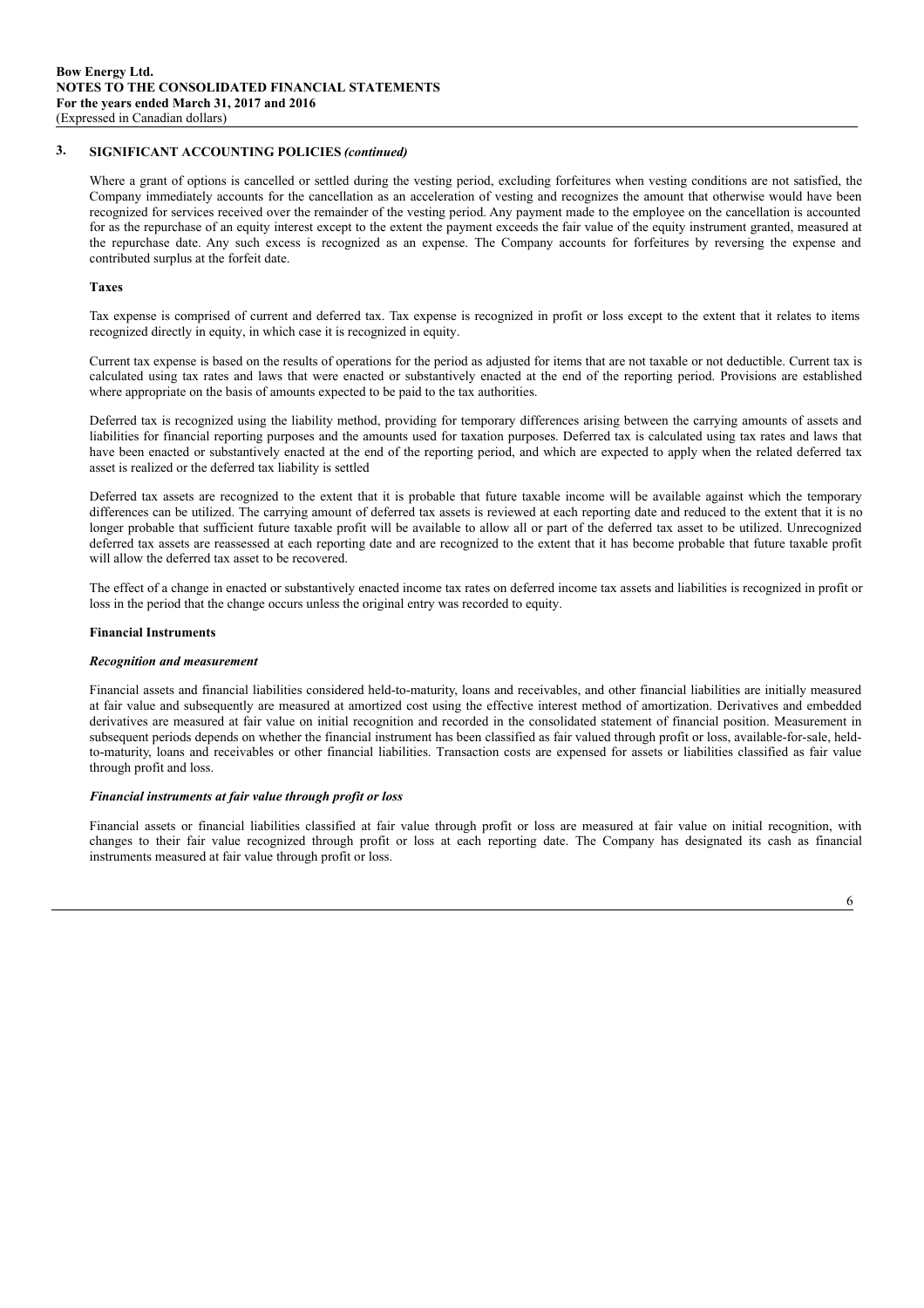## 3. SIGNIFICANT ACCOUNTING POLICIES *(continued)*

Where a grant of options is cancelled or settled during the vesting period, excluding forfeitures when vesting conditions are not satisfied, the Company immediately accounts for the cancellation as an acceleration of vesting and recognizes the amount that otherwise would have been recognized for services received over the remainder of the vesting period. Any payment made to the employee on the cancellation is accounted for as the repurchase of an equity interest except to the extent the payment exceeds the fair value of the equity instrument granted, measured at the repurchase date. Any such excess is recognized as an expense. The Company accounts for forfeitures by reversing the expense and contributed surplus at the forfeit date.

**Taxes**

Tax expense is comprised of current and deferred tax. Tax expense is recognized in profit or loss except to the extent that it relates to items recognized directly in equity, in which case it is recognized in equity.

Current tax expense is based on the results of operations for the period as adjusted for items that are not taxable or not deductible. Current tax is calculated using tax rates and laws that were enacted or substantively enacted at the end of the reporting period. Provisions are established where appropriate on the basis of amounts expected to be paid to the tax authorities.

Deferred tax is recognized using the liability method, providing for temporary differences arising between the carrying amounts of assets and liabilities for financial reporting purposes and the amounts used for taxation purposes. Deferred tax is calculated using tax rates and laws that have been enacted or substantively enacted at the end of the reporting period, and which are expected to apply when the related deferred tax asset is realized or the deferred tax liability is settled

Deferred tax assets are recognized to the extent that it is probable that future taxable income will be available against which the temporary differences can be utilized. The carrying amount of deferred tax assets is reviewed at each reporting date and reduced to the extent that it is no longer probable that sufficient future taxable profit will be available to allow all or part of the deferred tax asset to be utilized. Unrecognized deferred tax assets are reassessed at each reporting date and are recognized to the extent that it has become probable that future taxable profit will allow the deferred tax asset to be recovered.

The effect of a change in enacted or substantively enacted income tax rates on deferred income tax assets and liabilities is recognized in profit or loss in the period that the change occurs unless the original entry was recorded to equity.

**Financial Instruments**

***Recognition and measurement***

Financial assets and financial liabilities considered held-to-maturity, loans and receivables, and other financial liabilities are initially measured at fair value and subsequently are measured at amortized cost using the effective interest method of amortization. Derivatives and embedded derivatives are measured at fair value on initial recognition and recorded in the consolidated statement of financial position. Measurement in subsequent periods depends on whether the financial instrument has been classified as fair valued through profit or loss, available-for-sale, held-to-maturity, loans and receivables or other financial liabilities. Transaction costs are expensed for assets or liabilities classified as fair value through profit and loss.

***Financial instruments at fair value through profit or loss***

Financial assets or financial liabilities classified at fair value through profit or loss are measured at fair value on initial recognition, with changes to their fair value recognized through profit or loss at each reporting date. The Company has designated its cash as financial instruments measured at fair value through profit or loss.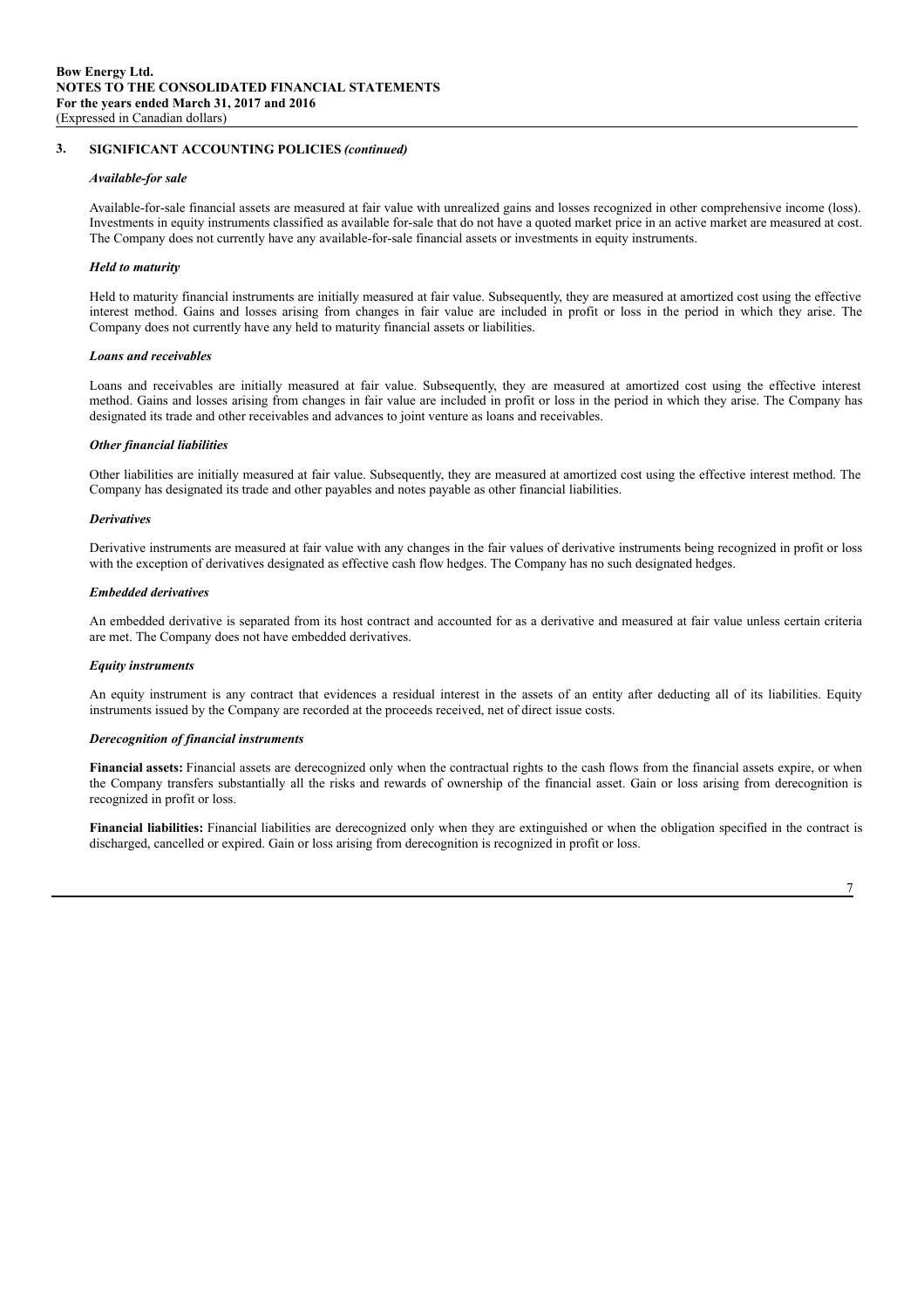## 3. SIGNIFICANT ACCOUNTING POLICIES *(continued)*

***Available-for sale***

Available-for-sale financial assets are measured at fair value with unrealized gains and losses recognized in other comprehensive income (loss). Investments in equity instruments classified as available for-sale that do not have a quoted market price in an active market are measured at cost. The Company does not currently have any available-for-sale financial assets or investments in equity instruments.

***Held to maturity***

Held to maturity financial instruments are initially measured at fair value. Subsequently, they are measured at amortized cost using the effective interest method. Gains and losses arising from changes in fair value are included in profit or loss in the period in which they arise. The Company does not currently have any held to maturity financial assets or liabilities.

***Loans and receivables***

Loans and receivables are initially measured at fair value. Subsequently, they are measured at amortized cost using the effective interest method. Gains and losses arising from changes in fair value are included in profit or loss in the period in which they arise. The Company has designated its trade and other receivables and advances to joint venture as loans and receivables.

***Other financial liabilities***

Other liabilities are initially measured at fair value. Subsequently, they are measured at amortized cost using the effective interest method. The Company has designated its trade and other payables and notes payable as other financial liabilities.

***Derivatives***

Derivative instruments are measured at fair value with any changes in the fair values of derivative instruments being recognized in profit or loss with the exception of derivatives designated as effective cash flow hedges. The Company has no such designated hedges.

***Embedded derivatives***

An embedded derivative is separated from its host contract and accounted for as a derivative and measured at fair value unless certain criteria are met. The Company does not have embedded derivatives.

***Equity instruments***

An equity instrument is any contract that evidences a residual interest in the assets of an entity after deducting all of its liabilities. Equity instruments issued by the Company are recorded at the proceeds received, net of direct issue costs.

***Derecognition of financial instruments***

**Financial assets:** Financial assets are derecognized only when the contractual rights to the cash flows from the financial assets expire, or when the Company transfers substantially all the risks and rewards of ownership of the financial asset. Gain or loss arising from derecognition is recognized in profit or loss.

**Financial liabilities:** Financial liabilities are derecognized only when they are extinguished or when the obligation specified in the contract is discharged, cancelled or expired. Gain or loss arising from derecognition is recognized in profit or loss.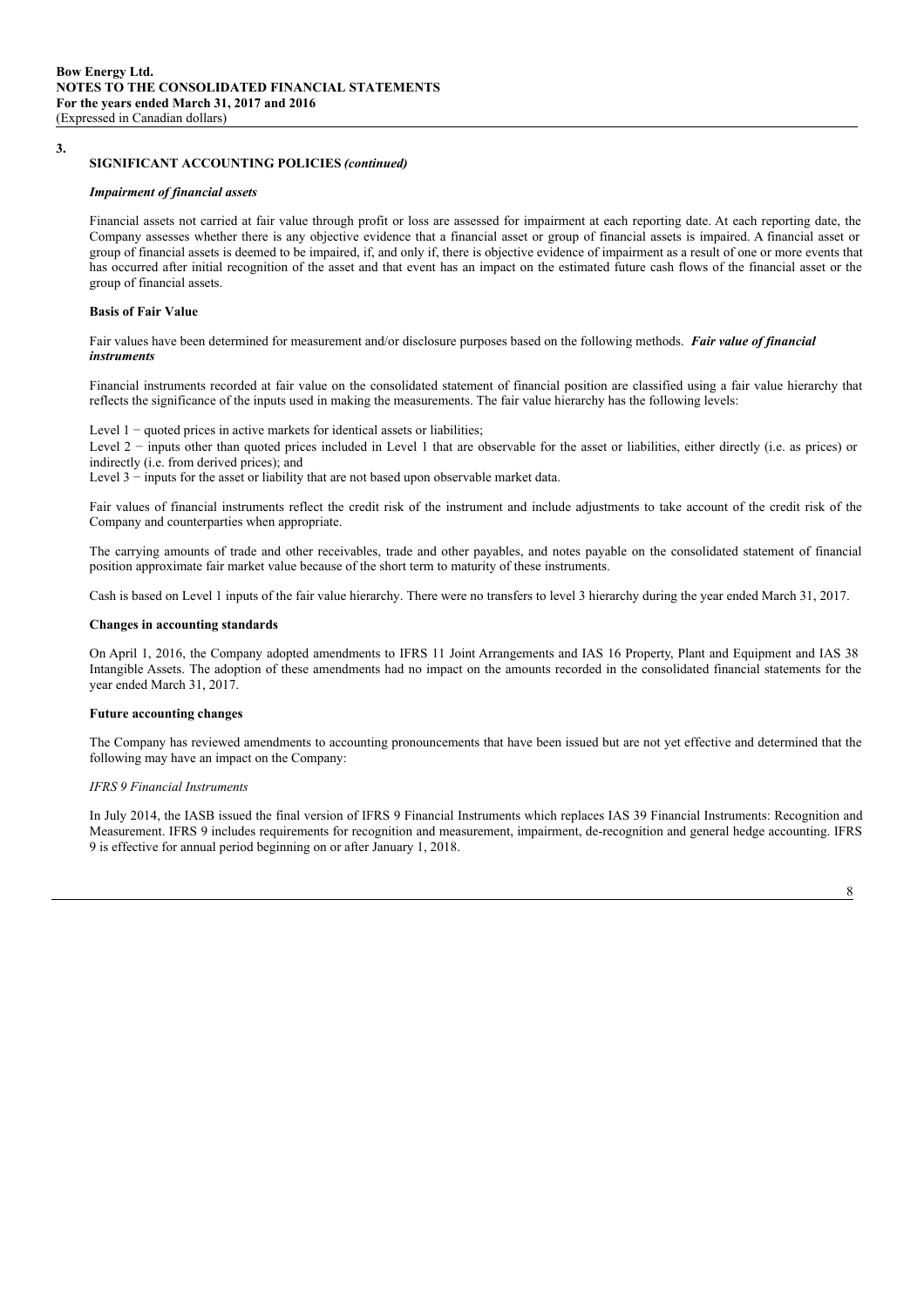## 3. SIGNIFICANT ACCOUNTING POLICIES *(continued)*

***Impairment of financial assets***

Financial assets not carried at fair value through profit or loss are assessed for impairment at each reporting date. At each reporting date, the Company assesses whether there is any objective evidence that a financial asset or group of financial assets is impaired. A financial asset or group of financial assets is deemed to be impaired, if, and only if, there is objective evidence of impairment as a result of one or more events that has occurred after initial recognition of the asset and that event has an impact on the estimated future cash flows of the financial asset or the group of financial assets.

**Basis of Fair Value**

Fair values have been determined for measurement and/or disclosure purposes based on the following methods. ***Fair value of financial instruments***

Financial instruments recorded at fair value on the consolidated statement of financial position are classified using a fair value hierarchy that reflects the significance of the inputs used in making the measurements. The fair value hierarchy has the following levels:

Level 1 − quoted prices in active markets for identical assets or liabilities;
Level 2 − inputs other than quoted prices included in Level 1 that are observable for the asset or liabilities, either directly (i.e. as prices) or indirectly (i.e. from derived prices); and
Level 3 − inputs for the asset or liability that are not based upon observable market data.

Fair values of financial instruments reflect the credit risk of the instrument and include adjustments to take account of the credit risk of the Company and counterparties when appropriate.

The carrying amounts of trade and other receivables, trade and other payables, and notes payable on the consolidated statement of financial position approximate fair market value because of the short term to maturity of these instruments.

Cash is based on Level 1 inputs of the fair value hierarchy. There were no transfers to level 3 hierarchy during the year ended March 31, 2017.

**Changes in accounting standards**

On April 1, 2016, the Company adopted amendments to IFRS 11 Joint Arrangements and IAS 16 Property, Plant and Equipment and IAS 38 Intangible Assets. The adoption of these amendments had no impact on the amounts recorded in the consolidated financial statements for the year ended March 31, 2017.

**Future accounting changes**

The Company has reviewed amendments to accounting pronouncements that have been issued but are not yet effective and determined that the following may have an impact on the Company:

*IFRS 9 Financial Instruments*

In July 2014, the IASB issued the final version of IFRS 9 Financial Instruments which replaces IAS 39 Financial Instruments: Recognition and Measurement. IFRS 9 includes requirements for recognition and measurement, impairment, de-recognition and general hedge accounting. IFRS 9 is effective for annual period beginning on or after January 1, 2018.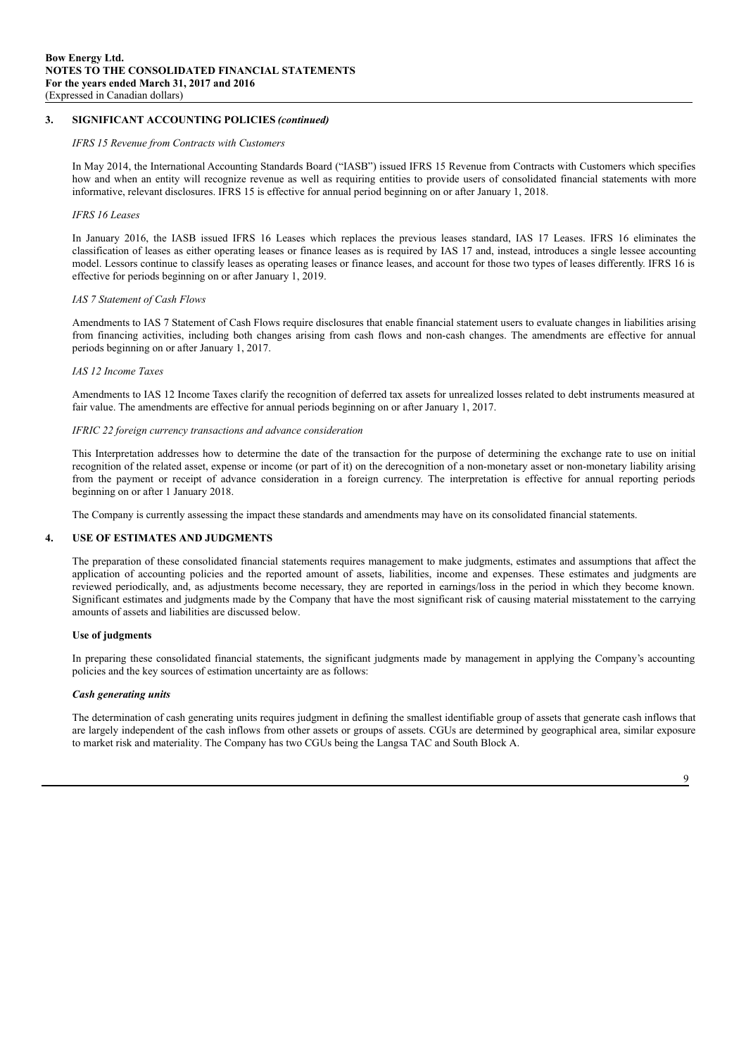## 3. SIGNIFICANT ACCOUNTING POLICIES *(continued)*

*IFRS 15 Revenue from Contracts with Customers*

In May 2014, the International Accounting Standards Board ("IASB") issued IFRS 15 Revenue from Contracts with Customers which specifies how and when an entity will recognize revenue as well as requiring entities to provide users of consolidated financial statements with more informative, relevant disclosures. IFRS 15 is effective for annual period beginning on or after January 1, 2018.

*IFRS 16 Leases*

In January 2016, the IASB issued IFRS 16 Leases which replaces the previous leases standard, IAS 17 Leases. IFRS 16 eliminates the classification of leases as either operating leases or finance leases as is required by IAS 17 and, instead, introduces a single lessee accounting model. Lessors continue to classify leases as operating leases or finance leases, and account for those two types of leases differently. IFRS 16 is effective for periods beginning on or after January 1, 2019.

*IAS 7 Statement of Cash Flows*

Amendments to IAS 7 Statement of Cash Flows require disclosures that enable financial statement users to evaluate changes in liabilities arising from financing activities, including both changes arising from cash flows and non-cash changes. The amendments are effective for annual periods beginning on or after January 1, 2017.

*IAS 12 Income Taxes*

Amendments to IAS 12 Income Taxes clarify the recognition of deferred tax assets for unrealized losses related to debt instruments measured at fair value. The amendments are effective for annual periods beginning on or after January 1, 2017.

*IFRIC 22 foreign currency transactions and advance consideration*

This Interpretation addresses how to determine the date of the transaction for the purpose of determining the exchange rate to use on initial recognition of the related asset, expense or income (or part of it) on the derecognition of a non-monetary asset or non-monetary liability arising from the payment or receipt of advance consideration in a foreign currency. The interpretation is effective for annual reporting periods beginning on or after 1 January 2018.

The Company is currently assessing the impact these standards and amendments may have on its consolidated financial statements.

## 4. USE OF ESTIMATES AND JUDGMENTS

The preparation of these consolidated financial statements requires management to make judgments, estimates and assumptions that affect the application of accounting policies and the reported amount of assets, liabilities, income and expenses. These estimates and judgments are reviewed periodically, and, as adjustments become necessary, they are reported in earnings/loss in the period in which they become known. Significant estimates and judgments made by the Company that have the most significant risk of causing material misstatement to the carrying amounts of assets and liabilities are discussed below.

**Use of judgments**

In preparing these consolidated financial statements, the significant judgments made by management in applying the Company's accounting policies and the key sources of estimation uncertainty are as follows:

***Cash generating units***

The determination of cash generating units requires judgment in defining the smallest identifiable group of assets that generate cash inflows that are largely independent of the cash inflows from other assets or groups of assets. CGUs are determined by geographical area, similar exposure to market risk and materiality. The Company has two CGUs being the Langsa TAC and South Block A.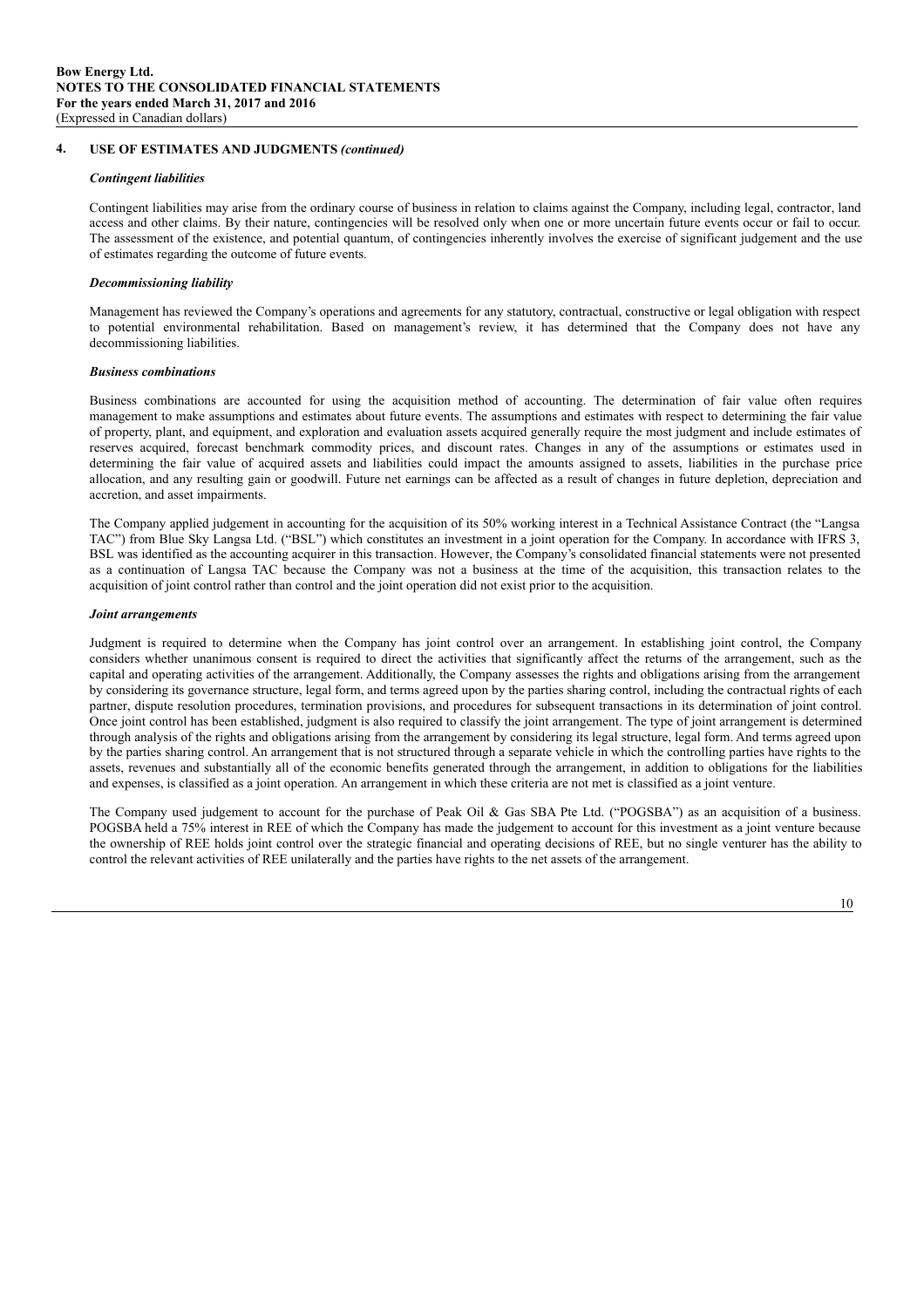## 4. USE OF ESTIMATES AND JUDGMENTS *(continued)*

### *Contingent liabilities*

Contingent liabilities may arise from the ordinary course of business in relation to claims against the Company, including legal, contractor, land access and other claims. By their nature, contingencies will be resolved only when one or more uncertain future events occur or fail to occur. The assessment of the existence, and potential quantum, of contingencies inherently involves the exercise of significant judgement and the use of estimates regarding the outcome of future events.

### *Decommissioning liability*

Management has reviewed the Company's operations and agreements for any statutory, contractual, constructive or legal obligation with respect to potential environmental rehabilitation. Based on management's review, it has determined that the Company does not have any decommissioning liabilities.

### *Business combinations*

Business combinations are accounted for using the acquisition method of accounting. The determination of fair value often requires management to make assumptions and estimates about future events. The assumptions and estimates with respect to determining the fair value of property, plant, and equipment, and exploration and evaluation assets acquired generally require the most judgment and include estimates of reserves acquired, forecast benchmark commodity prices, and discount rates. Changes in any of the assumptions or estimates used in determining the fair value of acquired assets and liabilities could impact the amounts assigned to assets, liabilities in the purchase price allocation, and any resulting gain or goodwill. Future net earnings can be affected as a result of changes in future depletion, depreciation and accretion, and asset impairments.

The Company applied judgement in accounting for the acquisition of its 50% working interest in a Technical Assistance Contract (the "Langsa TAC") from Blue Sky Langsa Ltd. ("BSL") which constitutes an investment in a joint operation for the Company. In accordance with IFRS 3, BSL was identified as the accounting acquirer in this transaction. However, the Company's consolidated financial statements were not presented as a continuation of Langsa TAC because the Company was not a business at the time of the acquisition, this transaction relates to the acquisition of joint control rather than control and the joint operation did not exist prior to the acquisition.

### *Joint arrangements*

Judgment is required to determine when the Company has joint control over an arrangement. In establishing joint control, the Company considers whether unanimous consent is required to direct the activities that significantly affect the returns of the arrangement, such as the capital and operating activities of the arrangement. Additionally, the Company assesses the rights and obligations arising from the arrangement by considering its governance structure, legal form, and terms agreed upon by the parties sharing control, including the contractual rights of each partner, dispute resolution procedures, termination provisions, and procedures for subsequent transactions in its determination of joint control. Once joint control has been established, judgment is also required to classify the joint arrangement. The type of joint arrangement is determined through analysis of the rights and obligations arising from the arrangement by considering its legal structure, legal form. And terms agreed upon by the parties sharing control. An arrangement that is not structured through a separate vehicle in which the controlling parties have rights to the assets, revenues and substantially all of the economic benefits generated through the arrangement, in addition to obligations for the liabilities and expenses, is classified as a joint operation. An arrangement in which these criteria are not met is classified as a joint venture.

The Company used judgement to account for the purchase of Peak Oil & Gas SBA Pte Ltd. ("POGSBA") as an acquisition of a business. POGSBA held a 75% interest in REE of which the Company has made the judgement to account for this investment as a joint venture because the ownership of REE holds joint control over the strategic financial and operating decisions of REE, but no single venturer has the ability to control the relevant activities of REE unilaterally and the parties have rights to the net assets of the arrangement.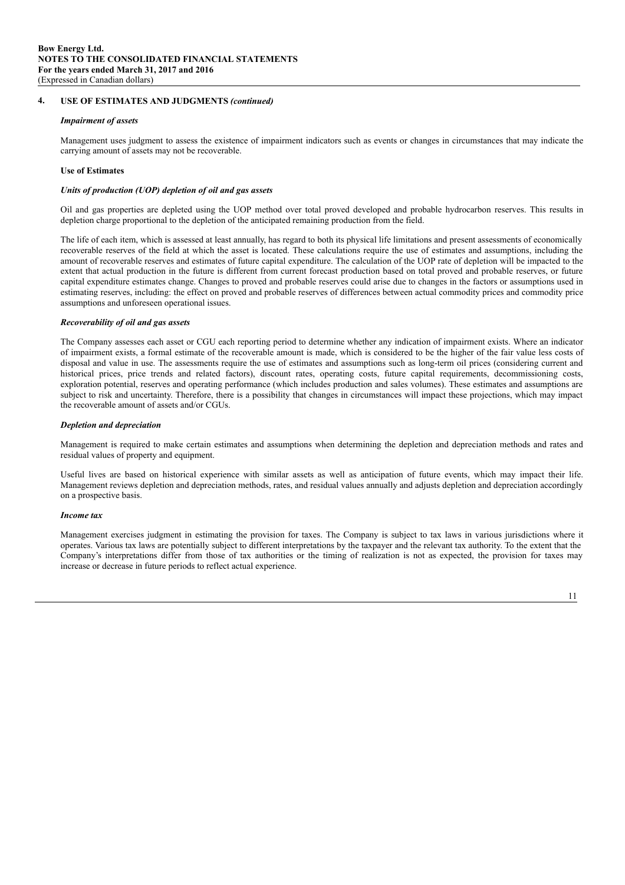## 4. USE OF ESTIMATES AND JUDGMENTS *(continued)*

***Impairment of assets***

Management uses judgment to assess the existence of impairment indicators such as events or changes in circumstances that may indicate the carrying amount of assets may not be recoverable.

**Use of Estimates**

***Units of production (UOP) depletion of oil and gas assets***

Oil and gas properties are depleted using the UOP method over total proved developed and probable hydrocarbon reserves. This results in depletion charge proportional to the depletion of the anticipated remaining production from the field.

The life of each item, which is assessed at least annually, has regard to both its physical life limitations and present assessments of economically recoverable reserves of the field at which the asset is located. These calculations require the use of estimates and assumptions, including the amount of recoverable reserves and estimates of future capital expenditure. The calculation of the UOP rate of depletion will be impacted to the extent that actual production in the future is different from current forecast production based on total proved and probable reserves, or future capital expenditure estimates change. Changes to proved and probable reserves could arise due to changes in the factors or assumptions used in estimating reserves, including: the effect on proved and probable reserves of differences between actual commodity prices and commodity price assumptions and unforeseen operational issues.

***Recoverability of oil and gas assets***

The Company assesses each asset or CGU each reporting period to determine whether any indication of impairment exists. Where an indicator of impairment exists, a formal estimate of the recoverable amount is made, which is considered to be the higher of the fair value less costs of disposal and value in use. The assessments require the use of estimates and assumptions such as long-term oil prices (considering current and historical prices, price trends and related factors), discount rates, operating costs, future capital requirements, decommissioning costs, exploration potential, reserves and operating performance (which includes production and sales volumes). These estimates and assumptions are subject to risk and uncertainty. Therefore, there is a possibility that changes in circumstances will impact these projections, which may impact the recoverable amount of assets and/or CGUs.

***Depletion and depreciation***

Management is required to make certain estimates and assumptions when determining the depletion and depreciation methods and rates and residual values of property and equipment.

Useful lives are based on historical experience with similar assets as well as anticipation of future events, which may impact their life. Management reviews depletion and depreciation methods, rates, and residual values annually and adjusts depletion and depreciation accordingly on a prospective basis.

***Income tax***

Management exercises judgment in estimating the provision for taxes. The Company is subject to tax laws in various jurisdictions where it operates. Various tax laws are potentially subject to different interpretations by the taxpayer and the relevant tax authority. To the extent that the Company's interpretations differ from those of tax authorities or the timing of realization is not as expected, the provision for taxes may increase or decrease in future periods to reflect actual experience.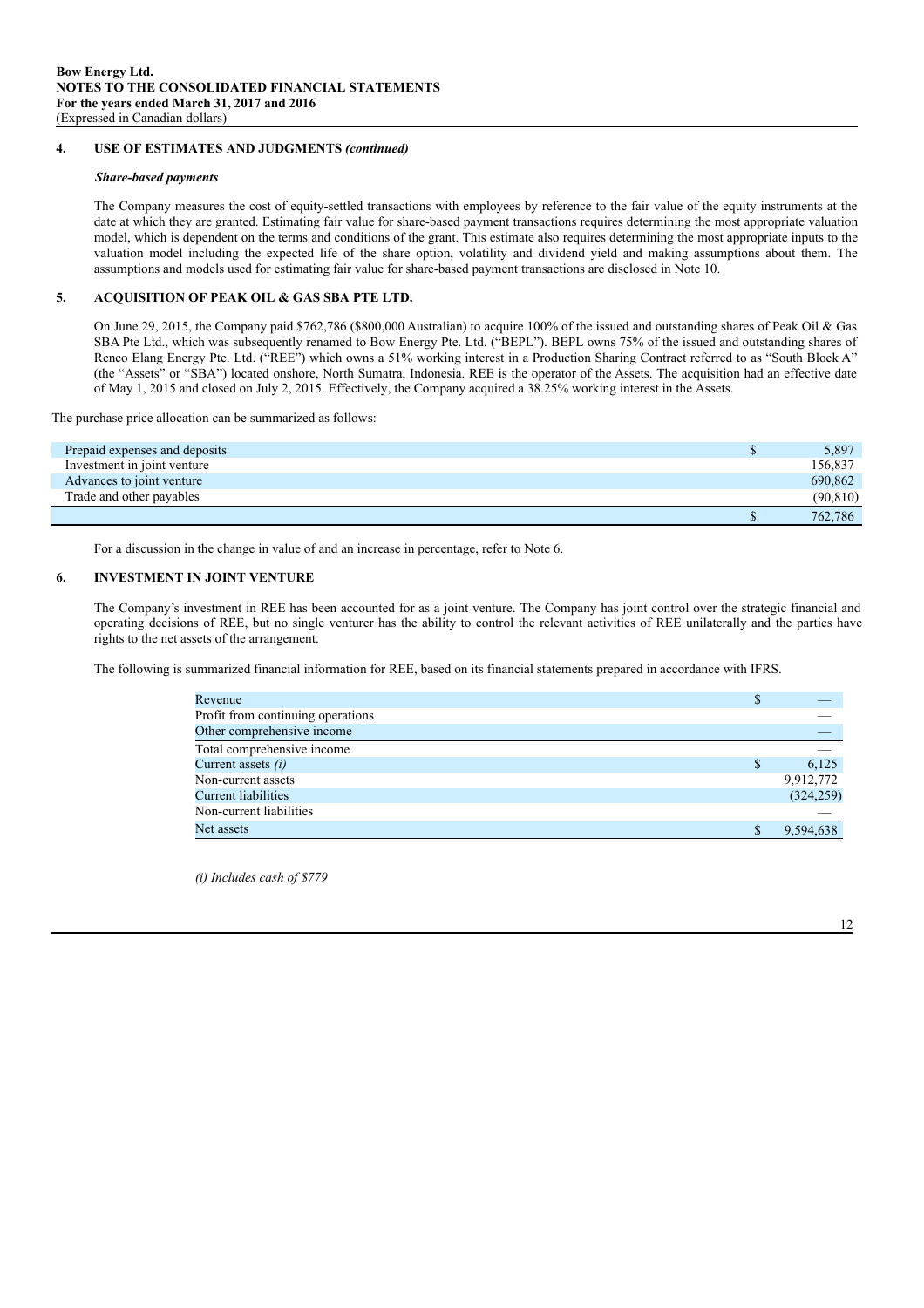## 4. USE OF ESTIMATES AND JUDGMENTS *(continued)*

***Share-based payments***

The Company measures the cost of equity-settled transactions with employees by reference to the fair value of the equity instruments at the date at which they are granted. Estimating fair value for share-based payment transactions requires determining the most appropriate valuation model, which is dependent on the terms and conditions of the grant. This estimate also requires determining the most appropriate inputs to the valuation model including the expected life of the share option, volatility and dividend yield and making assumptions about them. The assumptions and models used for estimating fair value for share-based payment transactions are disclosed in Note 10.

## 5. ACQUISITION OF PEAK OIL & GAS SBA PTE LTD.

On June 29, 2015, the Company paid $762,786 ($800,000 Australian) to acquire 100% of the issued and outstanding shares of Peak Oil & Gas SBA Pte Ltd., which was subsequently renamed to Bow Energy Pte. Ltd. ("BEPL"). BEPL owns 75% of the issued and outstanding shares of Renco Elang Energy Pte. Ltd. ("REE") which owns a 51% working interest in a Production Sharing Contract referred to as "South Block A" (the "Assets" or "SBA") located onshore, North Sumatra, Indonesia. REE is the operator of the Assets. The acquisition had an effective date of May 1, 2015 and closed on July 2, 2015. Effectively, the Company acquired a 38.25% working interest in the Assets.

The purchase price allocation can be summarized as follows:

| | | |
|---|---|---|
| Prepaid expenses and deposits | $ | 5,897 |
| Investment in joint venture | | 156,837 |
| Advances to joint venture | | 690,862 |
| Trade and other payables | | (90,810) |
| | $ | 762,786 |

For a discussion in the change in value of and an increase in percentage, refer to Note 6.

## 6. INVESTMENT IN JOINT VENTURE

The Company's investment in REE has been accounted for as a joint venture. The Company has joint control over the strategic financial and operating decisions of REE, but no single venturer has the ability to control the relevant activities of REE unilaterally and the parties have rights to the net assets of the arrangement.

The following is summarized financial information for REE, based on its financial statements prepared in accordance with IFRS.

| | | |
|---|---|---|
| Revenue | $ | — |
| Profit from continuing operations | | — |
| Other comprehensive income | | — |
| Total comprehensive income | | — |
| Current assets *(i)* | $ | 6,125 |
| Non-current assets | | 9,912,772 |
| Current liabilities | | (324,259) |
| Non-current liabilities | | — |
| Net assets | $ | 9,594,638 |

*(i) Includes cash of $779*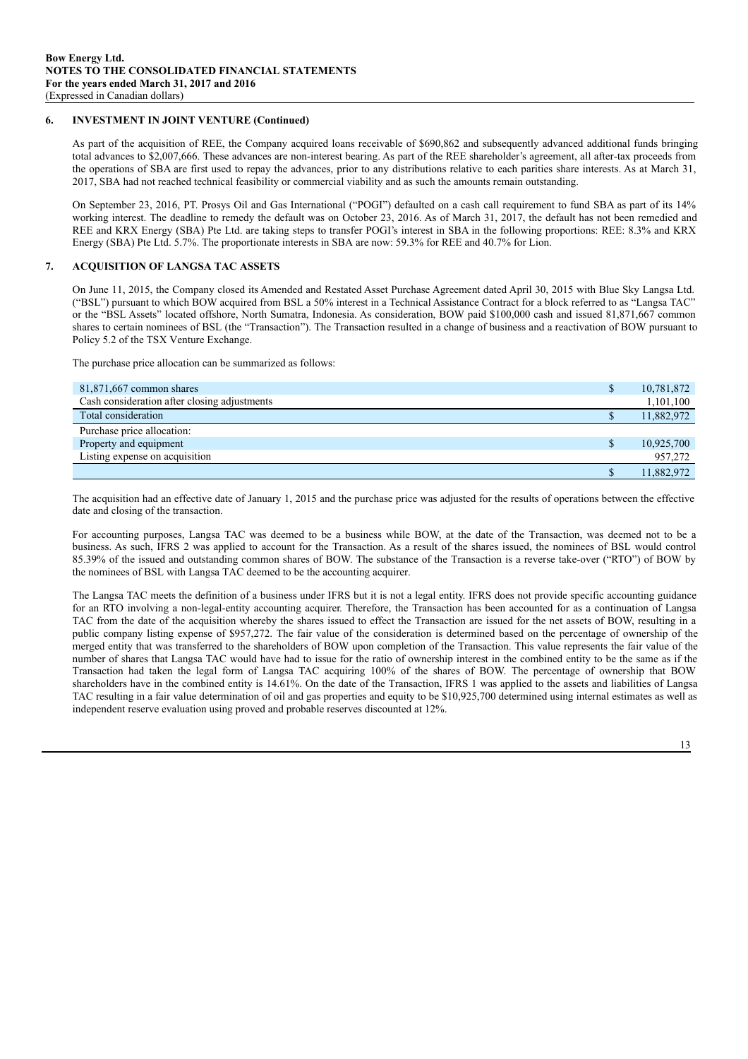## 6. INVESTMENT IN JOINT VENTURE (Continued)

As part of the acquisition of REE, the Company acquired loans receivable of $690,862 and subsequently advanced additional funds bringing total advances to $2,007,666. These advances are non-interest bearing. As part of the REE shareholder's agreement, all after-tax proceeds from the operations of SBA are first used to repay the advances, prior to any distributions relative to each parities share interests. As at March 31, 2017, SBA had not reached technical feasibility or commercial viability and as such the amounts remain outstanding.

On September 23, 2016, PT. Prosys Oil and Gas International ("POGI") defaulted on a cash call requirement to fund SBA as part of its 14% working interest. The deadline to remedy the default was on October 23, 2016. As of March 31, 2017, the default has not been remedied and REE and KRX Energy (SBA) Pte Ltd. are taking steps to transfer POGI's interest in SBA in the following proportions: REE: 8.3% and KRX Energy (SBA) Pte Ltd. 5.7%. The proportionate interests in SBA are now: 59.3% for REE and 40.7% for Lion.

## 7. ACQUISITION OF LANGSA TAC ASSETS

On June 11, 2015, the Company closed its Amended and Restated Asset Purchase Agreement dated April 30, 2015 with Blue Sky Langsa Ltd. ("BSL") pursuant to which BOW acquired from BSL a 50% interest in a Technical Assistance Contract for a block referred to as "Langsa TAC" or the "BSL Assets" located offshore, North Sumatra, Indonesia. As consideration, BOW paid $100,000 cash and issued 81,871,667 common shares to certain nominees of BSL (the "Transaction"). The Transaction resulted in a change of business and a reactivation of BOW pursuant to Policy 5.2 of the TSX Venture Exchange.

The purchase price allocation can be summarized as follows:

| | | |
|---|---|---|
| 81,871,667 common shares | $ | 10,781,872 |
| Cash consideration after closing adjustments | | 1,101,100 |
| Total consideration | $ | 11,882,972 |
| Purchase price allocation: | | |
| Property and equipment | $ | 10,925,700 |
| Listing expense on acquisition | | 957,272 |
| | $ | 11,882,972 |

The acquisition had an effective date of January 1, 2015 and the purchase price was adjusted for the results of operations between the effective date and closing of the transaction.

For accounting purposes, Langsa TAC was deemed to be a business while BOW, at the date of the Transaction, was deemed not to be a business. As such, IFRS 2 was applied to account for the Transaction. As a result of the shares issued, the nominees of BSL would control 85.39% of the issued and outstanding common shares of BOW. The substance of the Transaction is a reverse take-over ("RTO") of BOW by the nominees of BSL with Langsa TAC deemed to be the accounting acquirer.

The Langsa TAC meets the definition of a business under IFRS but it is not a legal entity. IFRS does not provide specific accounting guidance for an RTO involving a non-legal-entity accounting acquirer. Therefore, the Transaction has been accounted for as a continuation of Langsa TAC from the date of the acquisition whereby the shares issued to effect the Transaction are issued for the net assets of BOW, resulting in a public company listing expense of $957,272. The fair value of the consideration is determined based on the percentage of ownership of the merged entity that was transferred to the shareholders of BOW upon completion of the Transaction. This value represents the fair value of the number of shares that Langsa TAC would have had to issue for the ratio of ownership interest in the combined entity to be the same as if the Transaction had taken the legal form of Langsa TAC acquiring 100% of the shares of BOW. The percentage of ownership that BOW shareholders have in the combined entity is 14.61%. On the date of the Transaction, IFRS 1 was applied to the assets and liabilities of Langsa TAC resulting in a fair value determination of oil and gas properties and equity to be $10,925,700 determined using internal estimates as well as independent reserve evaluation using proved and probable reserves discounted at 12%.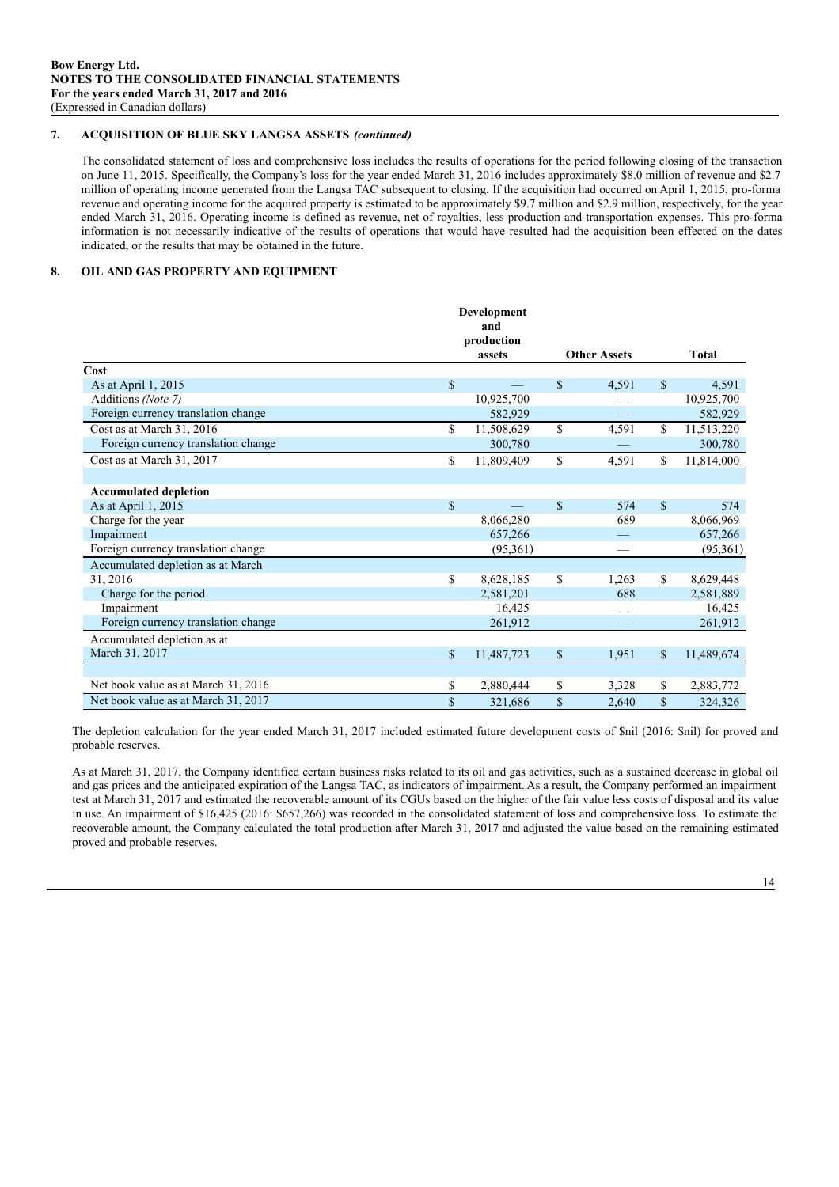### 7. ACQUISITION OF BLUE SKY LANGSA ASSETS *(continued)*

The consolidated statement of loss and comprehensive loss includes the results of operations for the period following closing of the transaction on June 11, 2015. Specifically, the Company's loss for the year ended March 31, 2016 includes approximately $8.0 million of revenue and $2.7 million of operating income generated from the Langsa TAC subsequent to closing. If the acquisition had occurred on April 1, 2015, pro-forma revenue and operating income for the acquired property is estimated to be approximately $9.7 million and $2.9 million, respectively, for the year ended March 31, 2016. Operating income is defined as revenue, net of royalties, less production and transportation expenses. This pro-forma information is not necessarily indicative of the results of operations that would have resulted had the acquisition been effected on the dates indicated, or the results that may be obtained in the future.

### 8. OIL AND GAS PROPERTY AND EQUIPMENT

| | Development and production assets | Other Assets | Total |
|---|---|---|---|
| **Cost** | | | |
| As at April 1, 2015 | $ — | $ 4,591 | $ 4,591 |
| Additions *(Note 7)* | 10,925,700 | — | 10,925,700 |
| Foreign currency translation change | 582,929 | — | 582,929 |
| Cost as at March 31, 2016 | $ 11,508,629 | $ 4,591 | $ 11,513,220 |
| Foreign currency translation change | 300,780 | — | 300,780 |
| Cost as at March 31, 2017 | $ 11,809,409 | $ 4,591 | $ 11,814,000 |
| | | | |
| **Accumulated depletion** | | | |
| As at April 1, 2015 | $ — | $ 574 | $ 574 |
| Charge for the year | 8,066,280 | 689 | 8,066,969 |
| Impairment | 657,266 | — | 657,266 |
| Foreign currency translation change | (95,361) | — | (95,361) |
| Accumulated depletion as at March 31, 2016 | $ 8,628,185 | $ 1,263 | $ 8,629,448 |
| Charge for the period | 2,581,201 | 688 | 2,581,889 |
| Impairment | 16,425 | — | 16,425 |
| Foreign currency translation change | 261,912 | — | 261,912 |
| Accumulated depletion as at March 31, 2017 | $ 11,487,723 | $ 1,951 | $ 11,489,674 |
| | | | |
| Net book value as at March 31, 2016 | $ 2,880,444 | $ 3,328 | $ 2,883,772 |
| Net book value as at March 31, 2017 | $ 321,686 | $ 2,640 | $ 324,326 |

The depletion calculation for the year ended March 31, 2017 included estimated future development costs of $nil (2016: $nil) for proved and probable reserves.

As at March 31, 2017, the Company identified certain business risks related to its oil and gas activities, such as a sustained decrease in global oil and gas prices and the anticipated expiration of the Langsa TAC, as indicators of impairment. As a result, the Company performed an impairment test at March 31, 2017 and estimated the recoverable amount of its CGUs based on the higher of the fair value less costs of disposal and its value in use. An impairment of $16,425 (2016: $657,266) was recorded in the consolidated statement of loss and comprehensive loss. To estimate the recoverable amount, the Company calculated the total production after March 31, 2017 and adjusted the value based on the remaining estimated proved and probable reserves.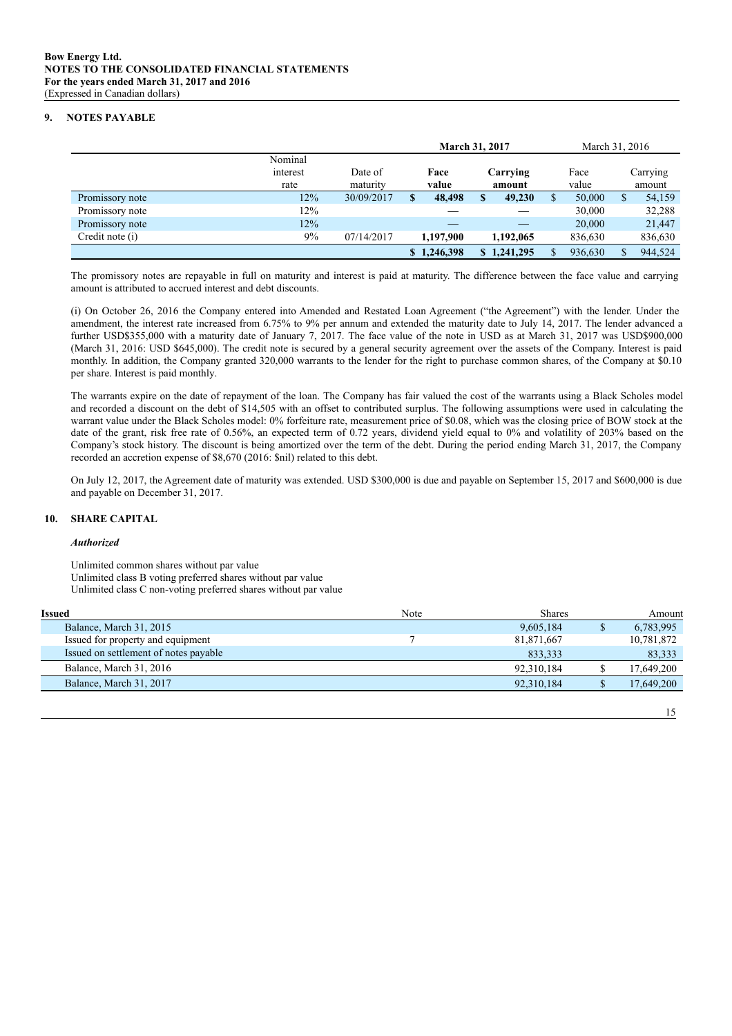**Bow Energy Ltd.**
**NOTES TO THE CONSOLIDATED FINANCIAL STATEMENTS**
**For the years ended March 31, 2017 and 2016**
(Expressed in Canadian dollars)

## 9. NOTES PAYABLE

| | Nominal interest rate | Date of maturity | **March 31, 2017** Face value | Carrying amount | March 31, 2016 Face value | Carrying amount |
|---|---|---|---|---|---|---|
| Promissory note | 12% | 30/09/2017 | **$ 48,498** | **$ 49,230** | $ 50,000 | $ 54,159 |
| Promissory note | 12% | | — | — | 30,000 | 32,288 |
| Promissory note | 12% | | — | — | 20,000 | 21,447 |
| Credit note (i) | 9% | 07/14/2017 | **1,197,900** | **1,192,065** | 836,630 | 836,630 |
| | | | **$ 1,246,398** | **$ 1,241,295** | $ 936,630 | $ 944,524 |

The promissory notes are repayable in full on maturity and interest is paid at maturity. The difference between the face value and carrying amount is attributed to accrued interest and debt discounts.

(i) On October 26, 2016 the Company entered into Amended and Restated Loan Agreement ("the Agreement") with the lender. Under the amendment, the interest rate increased from 6.75% to 9% per annum and extended the maturity date to July 14, 2017. The lender advanced a further USD$355,000 with a maturity date of January 7, 2017. The face value of the note in USD as at March 31, 2017 was USD$900,000 (March 31, 2016: USD $645,000). The credit note is secured by a general security agreement over the assets of the Company. Interest is paid monthly. In addition, the Company granted 320,000 warrants to the lender for the right to purchase common shares, of the Company at $0.10 per share. Interest is paid monthly.

The warrants expire on the date of repayment of the loan. The Company has fair valued the cost of the warrants using a Black Scholes model and recorded a discount on the debt of $14,505 with an offset to contributed surplus. The following assumptions were used in calculating the warrant value under the Black Scholes model: 0% forfeiture rate, measurement price of $0.08, which was the closing price of BOW stock at the date of the grant, risk free rate of 0.56%, an expected term of 0.72 years, dividend yield equal to 0% and volatility of 203% based on the Company's stock history. The discount is being amortized over the term of the debt. During the period ending March 31, 2017, the Company recorded an accretion expense of $8,670 (2016: $nil) related to this debt.

On July 12, 2017, the Agreement date of maturity was extended. USD $300,000 is due and payable on September 15, 2017 and $600,000 is due and payable on December 31, 2017.

## 10. SHARE CAPITAL

***Authorized***

Unlimited common shares without par value
Unlimited class B voting preferred shares without par value
Unlimited class C non-voting preferred shares without par value

| **Issued** | Note | Shares | Amount |
|---|---|---|---|
| Balance, March 31, 2015 | | 9,605,184 | $ 6,783,995 |
| Issued for property and equipment | 7 | 81,871,667 | 10,781,872 |
| Issued on settlement of notes payable | | 833,333 | 83,333 |
| Balance, March 31, 2016 | | 92,310,184 | $ 17,649,200 |
| Balance, March 31, 2017 | | 92,310,184 | $ 17,649,200 |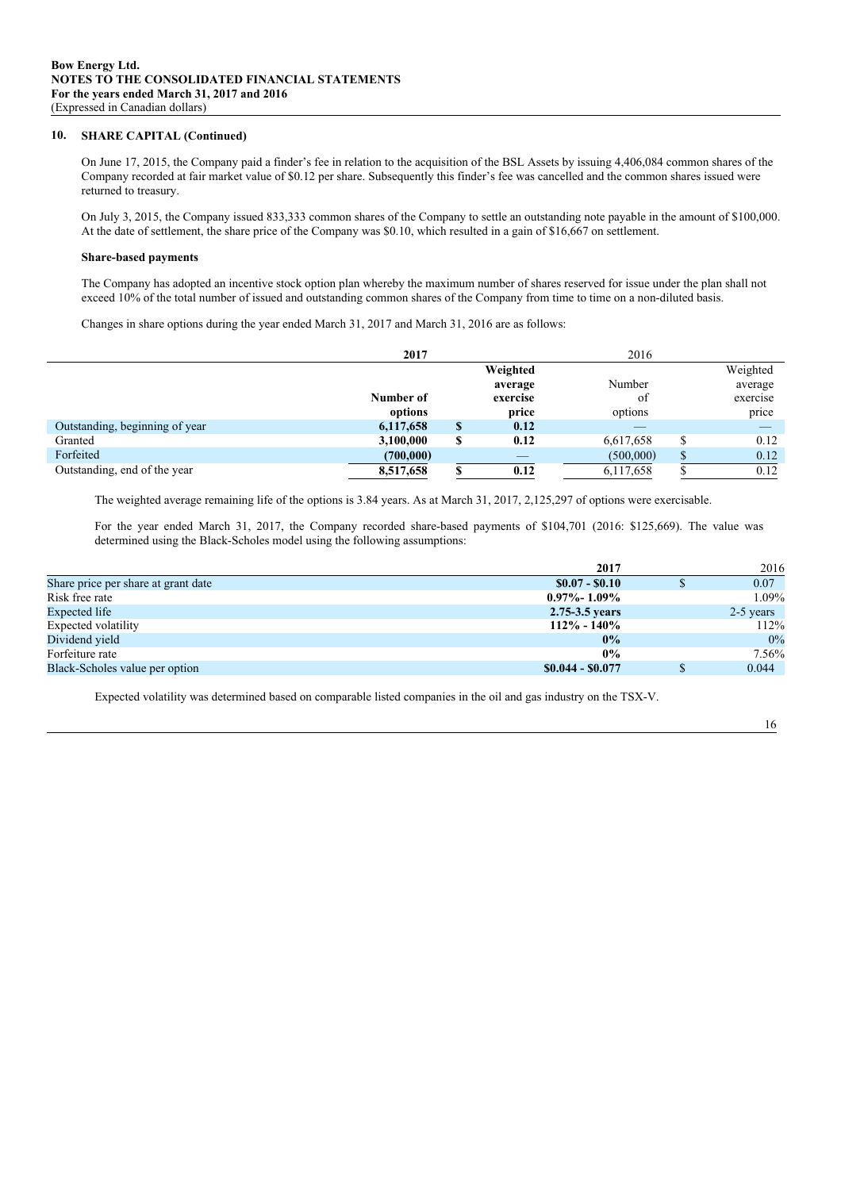## 10. SHARE CAPITAL (Continued)

On June 17, 2015, the Company paid a finder's fee in relation to the acquisition of the BSL Assets by issuing 4,406,084 common shares of the Company recorded at fair market value of $0.12 per share. Subsequently this finder's fee was cancelled and the common shares issued were returned to treasury.

On July 3, 2015, the Company issued 833,333 common shares of the Company to settle an outstanding note payable in the amount of $100,000. At the date of settlement, the share price of the Company was $0.10, which resulted in a gain of $16,667 on settlement.

### Share-based payments

The Company has adopted an incentive stock option plan whereby the maximum number of shares reserved for issue under the plan shall not exceed 10% of the total number of issued and outstanding common shares of the Company from time to time on a non-diluted basis.

Changes in share options during the year ended March 31, 2017 and March 31, 2016 are as follows:

| | **2017** | | | 2016 | | |
|---|---|---|---|---|---|---|
| | **Number of options** | | **Weighted average exercise price** | Number of options | | Weighted average exercise price |
| Outstanding, beginning of year | **6,117,658** | **$** | **0.12** | — | | — |
| Granted | **3,100,000** | **$** | **0.12** | 6,617,658 | $ | 0.12 |
| Forfeited | **(700,000)** | | **—** | (500,000) | $ | 0.12 |
| Outstanding, end of the year | **8,517,658** | **$** | **0.12** | 6,117,658 | $ | 0.12 |

The weighted average remaining life of the options is 3.84 years. As at March 31, 2017, 2,125,297 of options were exercisable.

For the year ended March 31, 2017, the Company recorded share-based payments of $104,701 (2016: $125,669). The value was determined using the Black-Scholes model using the following assumptions:

| | **2017** | | 2016 |
|---|---|---|---|
| Share price per share at grant date | **$0.07 - $0.10** | $ | 0.07 |
| Risk free rate | **0.97%- 1.09%** | | 1.09% |
| Expected life | **2.75-3.5 years** | | 2-5 years |
| Expected volatility | **112% - 140%** | | 112% |
| Dividend yield | **0%** | | 0% |
| Forfeiture rate | **0%** | | 7.56% |
| Black-Scholes value per option | **$0.044 - $0.077** | $ | 0.044 |

Expected volatility was determined based on comparable listed companies in the oil and gas industry on the TSX-V.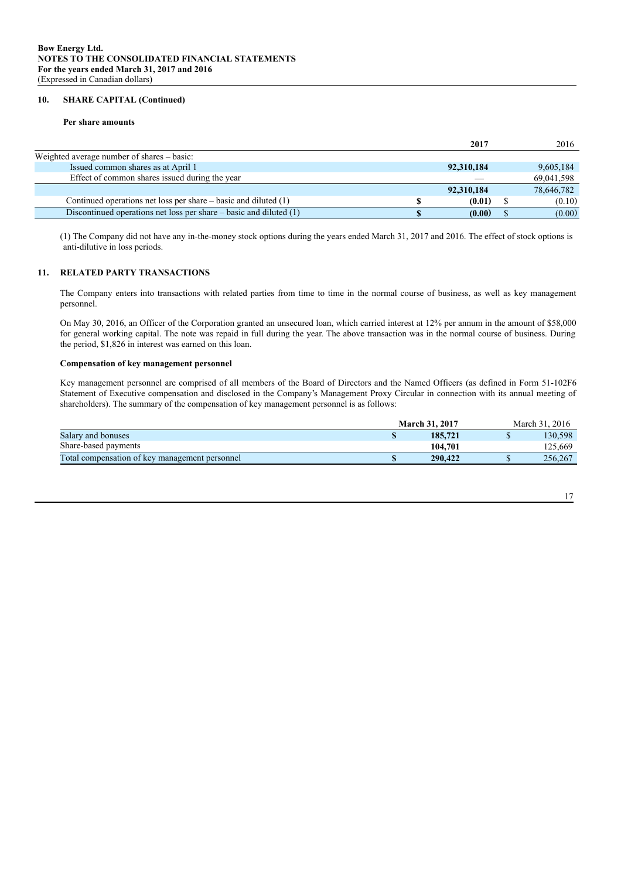Bow Energy Ltd.
NOTES TO THE CONSOLIDATED FINANCIAL STATEMENTS
For the years ended March 31, 2017 and 2016
(Expressed in Canadian dollars)

## 10. SHARE CAPITAL (Continued)

### Per share amounts

| | 2017 | 2016 |
|---|---|---|
| Weighted average number of shares – basic: | | |
| Issued common shares as at April 1 | **92,310,184** | 9,605,184 |
| Effect of common shares issued during the year | **—** | 69,041,598 |
| | **92,310,184** | 78,646,782 |
| Continued operations net loss per share – basic and diluted (1) | **$ (0.01)** | $ (0.10) |
| Discontinued operations net loss per share – basic and diluted (1) | **$ (0.00)** | $ (0.00) |

(1) The Company did not have any in-the-money stock options during the years ended March 31, 2017 and 2016. The effect of stock options is anti-dilutive in loss periods.

## 11. RELATED PARTY TRANSACTIONS

The Company enters into transactions with related parties from time to time in the normal course of business, as well as key management personnel.

On May 30, 2016, an Officer of the Corporation granted an unsecured loan, which carried interest at 12% per annum in the amount of $58,000 for general working capital. The note was repaid in full during the year. The above transaction was in the normal course of business. During the period, $1,826 in interest was earned on this loan.

### Compensation of key management personnel

Key management personnel are comprised of all members of the Board of Directors and the Named Officers (as defined in Form 51-102F6 Statement of Executive compensation and disclosed in the Company's Management Proxy Circular in connection with its annual meeting of shareholders). The summary of the compensation of key management personnel is as follows:

| | March 31, 2017 | March 31, 2016 |
|---|---|---|
| Salary and bonuses | **$ 185,721** | $ 130,598 |
| Share-based payments | **104,701** | 125,669 |
| Total compensation of key management personnel | **$ 290,422** | $ 256,267 |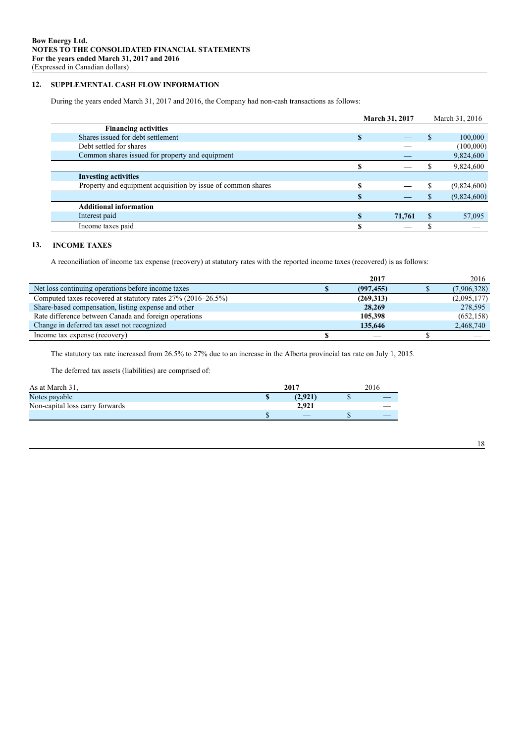## 12. SUPPLEMENTAL CASH FLOW INFORMATION

During the years ended March 31, 2017 and 2016, the Company had non-cash transactions as follows:

| | **March 31, 2017** | March 31, 2016 |
|---|---|---|
| **Financing activities** | | |
| Shares issued for debt settlement | **$ —** | $ 100,000 |
| Debt settled for shares | **—** | (100,000) |
| Common shares issued for property and equipment | **—** | 9,824,600 |
| | **$ —** | $ 9,824,600 |
| **Investing activities** | | |
| Property and equipment acquisition by issue of common shares | **$ —** | $ (9,824,600) |
| | **$ —** | $ (9,824,600) |
| **Additional information** | | |
| Interest paid | **$ 71,761** | $ 57,095 |
| Income taxes paid | **$ —** | $ — |

## 13. INCOME TAXES

A reconciliation of income tax expense (recovery) at statutory rates with the reported income taxes (recovered) is as follows:

| | **2017** | 2016 |
|---|---|---|
| Net loss continuing operations before income taxes | **$ (997,455)** | $ (7,906,328) |
| Computed taxes recovered at statutory rates 27% (2016–26.5%) | **(269,313)** | (2,095,177) |
| Share-based compensation, listing expense and other | **28,269** | 278,595 |
| Rate difference between Canada and foreign operations | **105,398** | (652,158) |
| Change in deferred tax asset not recognized | **135,646** | 2,468,740 |
| Income tax expense (recovery) | **$ —** | $ — |

The statutory tax rate increased from 26.5% to 27% due to an increase in the Alberta provincial tax rate on July 1, 2015.

The deferred tax assets (liabilities) are comprised of:

| As at March 31, | **2017** | 2016 |
|---|---|---|
| Notes payable | **$ (2,921)** | $ — |
| Non-capital loss carry forwards | **2,921** | — |
| | $ — | $ — |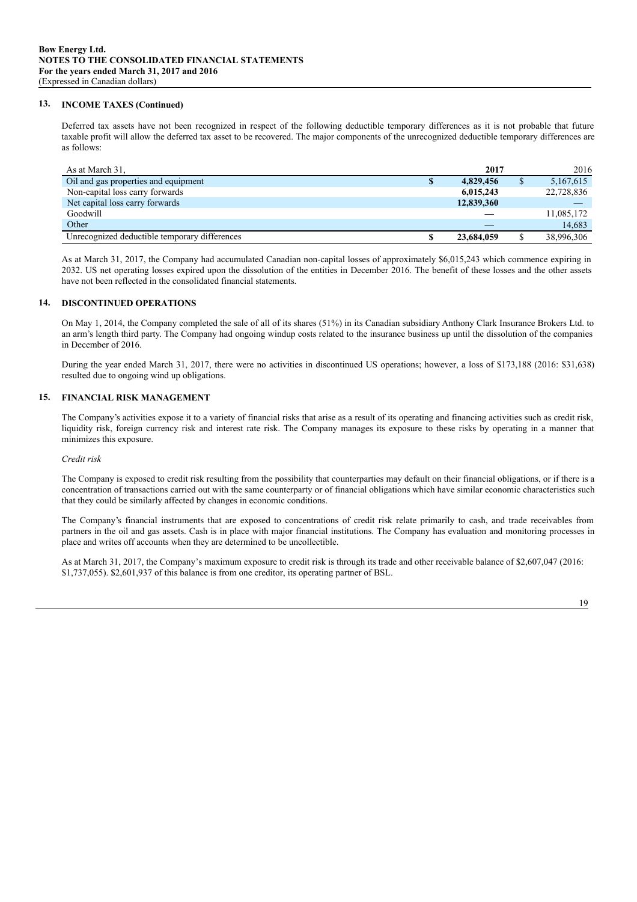## 13. INCOME TAXES (Continued)

Deferred tax assets have not been recognized in respect of the following deductible temporary differences as it is not probable that future taxable profit will allow the deferred tax asset to be recovered. The major components of the unrecognized deductible temporary differences are as follows:

| As at March 31, | 2017 | 2016 |
|---|---|---|
| Oil and gas properties and equipment | **$ 4,829,456** | $ 5,167,615 |
| Non-capital loss carry forwards | **6,015,243** | 22,728,836 |
| Net capital loss carry forwards | **12,839,360** | — |
| Goodwill | — | 11,085,172 |
| Other | — | 14,683 |
| Unrecognized deductible temporary differences | **$ 23,684,059** | $ 38,996,306 |

As at March 31, 2017, the Company had accumulated Canadian non-capital losses of approximately $6,015,243 which commence expiring in 2032. US net operating losses expired upon the dissolution of the entities in December 2016. The benefit of these losses and the other assets have not been reflected in the consolidated financial statements.

## 14. DISCONTINUED OPERATIONS

On May 1, 2014, the Company completed the sale of all of its shares (51%) in its Canadian subsidiary Anthony Clark Insurance Brokers Ltd. to an arm's length third party. The Company had ongoing windup costs related to the insurance business up until the dissolution of the companies in December of 2016.

During the year ended March 31, 2017, there were no activities in discontinued US operations; however, a loss of $173,188 (2016: $31,638) resulted due to ongoing wind up obligations.

## 15. FINANCIAL RISK MANAGEMENT

The Company's activities expose it to a variety of financial risks that arise as a result of its operating and financing activities such as credit risk, liquidity risk, foreign currency risk and interest rate risk. The Company manages its exposure to these risks by operating in a manner that minimizes this exposure.

*Credit risk*

The Company is exposed to credit risk resulting from the possibility that counterparties may default on their financial obligations, or if there is a concentration of transactions carried out with the same counterparty or of financial obligations which have similar economic characteristics such that they could be similarly affected by changes in economic conditions.

The Company's financial instruments that are exposed to concentrations of credit risk relate primarily to cash, and trade receivables from partners in the oil and gas assets. Cash is in place with major financial institutions. The Company has evaluation and monitoring processes in place and writes off accounts when they are determined to be uncollectible.

As at March 31, 2017, the Company's maximum exposure to credit risk is through its trade and other receivable balance of $2,607,047 (2016: $1,737,055). $2,601,937 of this balance is from one creditor, its operating partner of BSL.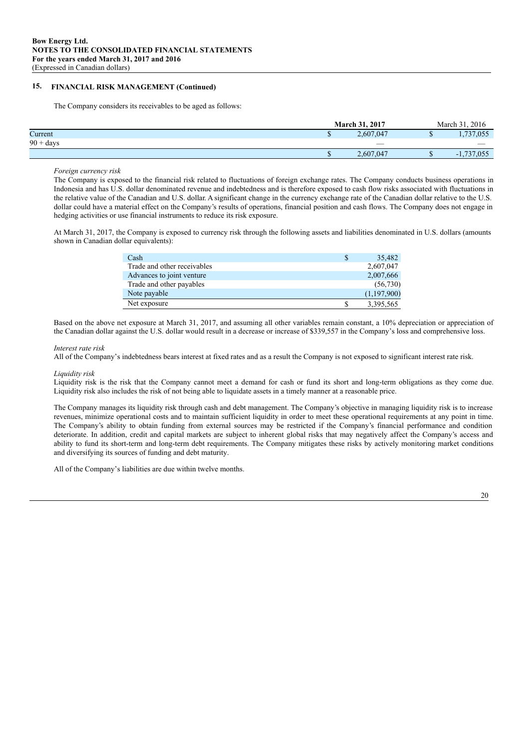## 15. FINANCIAL RISK MANAGEMENT (Continued)

The Company considers its receivables to be aged as follows:

| | **March 31, 2017** | | March 31, 2016 | |
|---|---|---|---|---|
| Current | $ | 2,607,047 | $ | 1,737,055 |
| 90 + days | | — | | — |
| | $ | 2,607,047 | $ | -1,737,055 |

*Foreign currency risk*

The Company is exposed to the financial risk related to fluctuations of foreign exchange rates. The Company conducts business operations in Indonesia and has U.S. dollar denominated revenue and indebtedness and is therefore exposed to cash flow risks associated with fluctuations in the relative value of the Canadian and U.S. dollar. A significant change in the currency exchange rate of the Canadian dollar relative to the U.S. dollar could have a material effect on the Company's results of operations, financial position and cash flows. The Company does not engage in hedging activities or use financial instruments to reduce its risk exposure.

At March 31, 2017, the Company is exposed to currency risk through the following assets and liabilities denominated in U.S. dollars (amounts shown in Canadian dollar equivalents):

| | | |
|---|---|---|
| Cash | $ | 35,482 |
| Trade and other receivables | | 2,607,047 |
| Advances to joint venture | | 2,007,666 |
| Trade and other payables | | (56,730) |
| Note payable | | (1,197,900) |
| Net exposure | $ | 3,395,565 |

Based on the above net exposure at March 31, 2017, and assuming all other variables remain constant, a 10% depreciation or appreciation of the Canadian dollar against the U.S. dollar would result in a decrease or increase of $339,557 in the Company's loss and comprehensive loss.

*Interest rate risk*

All of the Company's indebtedness bears interest at fixed rates and as a result the Company is not exposed to significant interest rate risk.

*Liquidity risk*

Liquidity risk is the risk that the Company cannot meet a demand for cash or fund its short and long-term obligations as they come due. Liquidity risk also includes the risk of not being able to liquidate assets in a timely manner at a reasonable price.

The Company manages its liquidity risk through cash and debt management. The Company's objective in managing liquidity risk is to increase revenues, minimize operational costs and to maintain sufficient liquidity in order to meet these operational requirements at any point in time. The Company's ability to obtain funding from external sources may be restricted if the Company's financial performance and condition deteriorate. In addition, credit and capital markets are subject to inherent global risks that may negatively affect the Company's access and ability to fund its short-term and long-term debt requirements. The Company mitigates these risks by actively monitoring market conditions and diversifying its sources of funding and debt maturity.

All of the Company's liabilities are due within twelve months.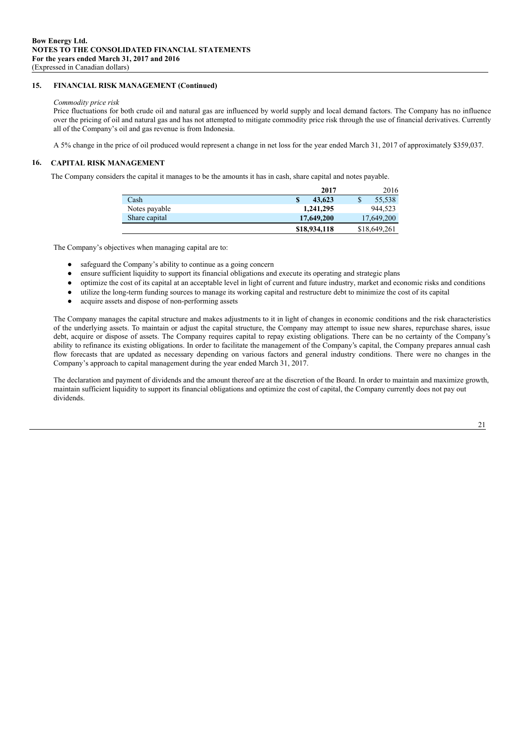## 15. FINANCIAL RISK MANAGEMENT (Continued)

*Commodity price risk*

Price fluctuations for both crude oil and natural gas are influenced by world supply and local demand factors. The Company has no influence over the pricing of oil and natural gas and has not attempted to mitigate commodity price risk through the use of financial derivatives. Currently all of the Company's oil and gas revenue is from Indonesia.

A 5% change in the price of oil produced would represent a change in net loss for the year ended March 31, 2017 of approximately $359,037.

## 16. CAPITAL RISK MANAGEMENT

The Company considers the capital it manages to be the amounts it has in cash, share capital and notes payable.

| | 2017 | 2016 |
|---|---|---|
| Cash | $ 43,623 | $ 55,538 |
| Notes payable | 1,241,295 | 944,523 |
| Share capital | 17,649,200 | 17,649,200 |
| | $18,934,118 | $18,649,261 |

The Company's objectives when managing capital are to:

- safeguard the Company's ability to continue as a going concern
- ensure sufficient liquidity to support its financial obligations and execute its operating and strategic plans
- optimize the cost of its capital at an acceptable level in light of current and future industry, market and economic risks and conditions
- utilize the long-term funding sources to manage its working capital and restructure debt to minimize the cost of its capital
- acquire assets and dispose of non-performing assets

The Company manages the capital structure and makes adjustments to it in light of changes in economic conditions and the risk characteristics of the underlying assets. To maintain or adjust the capital structure, the Company may attempt to issue new shares, repurchase shares, issue debt, acquire or dispose of assets. The Company requires capital to repay existing obligations. There can be no certainty of the Company's ability to refinance its existing obligations. In order to facilitate the management of the Company's capital, the Company prepares annual cash flow forecasts that are updated as necessary depending on various factors and general industry conditions. There were no changes in the Company's approach to capital management during the year ended March 31, 2017.

The declaration and payment of dividends and the amount thereof are at the discretion of the Board. In order to maintain and maximize growth, maintain sufficient liquidity to support its financial obligations and optimize the cost of capital, the Company currently does not pay out dividends.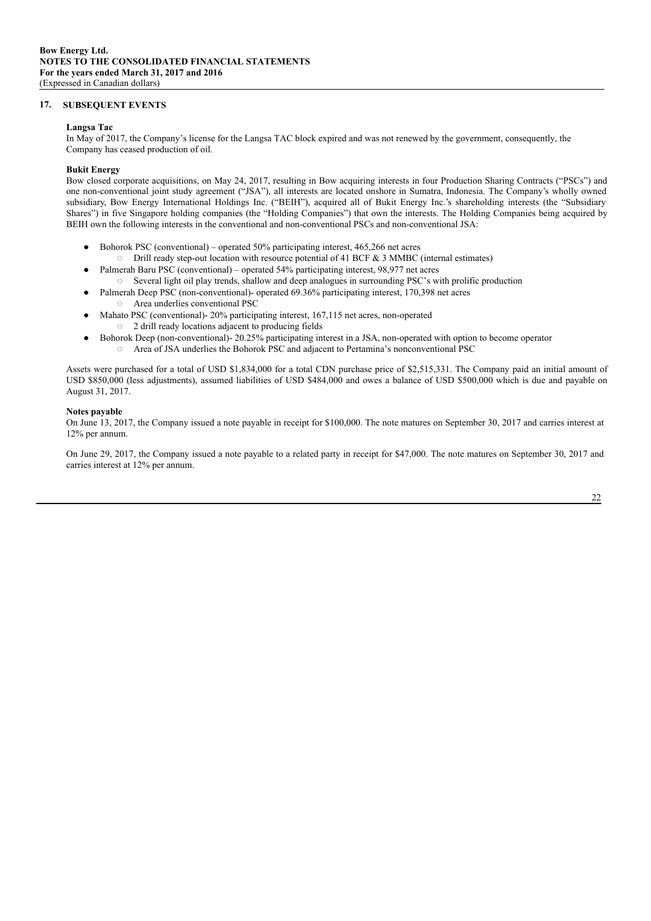## 17. SUBSEQUENT EVENTS

**Langsa Tac**

In May of 2017, the Company's license for the Langsa TAC block expired and was not renewed by the government, consequently, the Company has ceased production of oil.

**Bukit Energy**

Bow closed corporate acquisitions, on May 24, 2017, resulting in Bow acquiring interests in four Production Sharing Contracts ("PSCs") and one non-conventional joint study agreement ("JSA"), all interests are located onshore in Sumatra, Indonesia. The Company's wholly owned subsidiary, Bow Energy International Holdings Inc. ("BEIH"), acquired all of Bukit Energy Inc.'s shareholding interests (the "Subsidiary Shares") in five Singapore holding companies (the "Holding Companies") that own the interests. The Holding Companies being acquired by BEIH own the following interests in the conventional and non-conventional PSCs and non-conventional JSA:

- Bohorok PSC (conventional) – operated 50% participating interest, 465,266 net acres
  - Drill ready step-out location with resource potential of 41 BCF & 3 MMBC (internal estimates)
- Palmerah Baru PSC (conventional) – operated 54% participating interest, 98,977 net acres
  - Several light oil play trends, shallow and deep analogues in surrounding PSC's with prolific production
- Palmerah Deep PSC (non-conventional)- operated 69.36% participating interest, 170,398 net acres
  - Area underlies conventional PSC
- Mahato PSC (conventional)- 20% participating interest, 167,115 net acres, non-operated
  - 2 drill ready locations adjacent to producing fields
- Bohorok Deep (non-conventional)- 20.25% participating interest in a JSA, non-operated with option to become operator
  - Area of JSA underlies the Bohorok PSC and adjacent to Pertamina's nonconventional PSC

Assets were purchased for a total of USD $1,834,000 for a total CDN purchase price of $2,515,331. The Company paid an initial amount of USD $850,000 (less adjustments), assumed liabilities of USD $484,000 and owes a balance of USD $500,000 which is due and payable on August 31, 2017.

**Notes payable**

On June 13, 2017, the Company issued a note payable in receipt for $100,000. The note matures on September 30, 2017 and carries interest at 12% per annum.

On June 29, 2017, the Company issued a note payable to a related party in receipt for $47,000. The note matures on September 30, 2017 and carries interest at 12% per annum.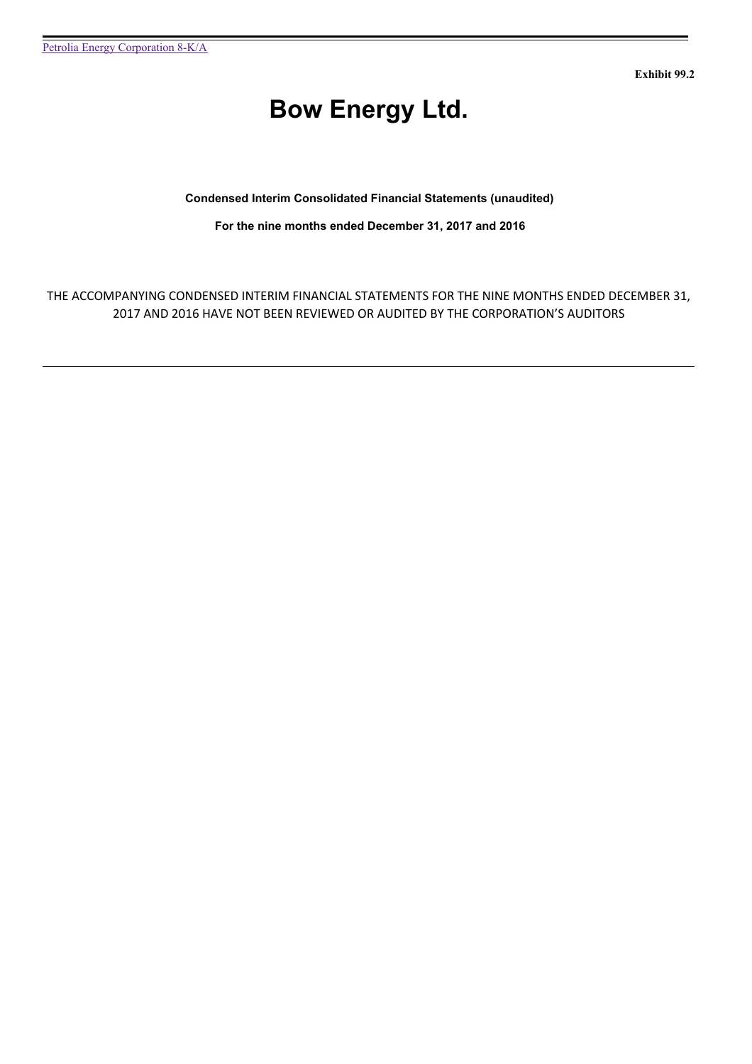Exhibit 99.2

# Bow Energy Ltd.

**Condensed Interim Consolidated Financial Statements (unaudited)**

**For the nine months ended December 31, 2017 and 2016**

THE ACCOMPANYING CONDENSED INTERIM FINANCIAL STATEMENTS FOR THE NINE MONTHS ENDED DECEMBER 31, 2017 AND 2016 HAVE NOT BEEN REVIEWED OR AUDITED BY THE CORPORATION'S AUDITORS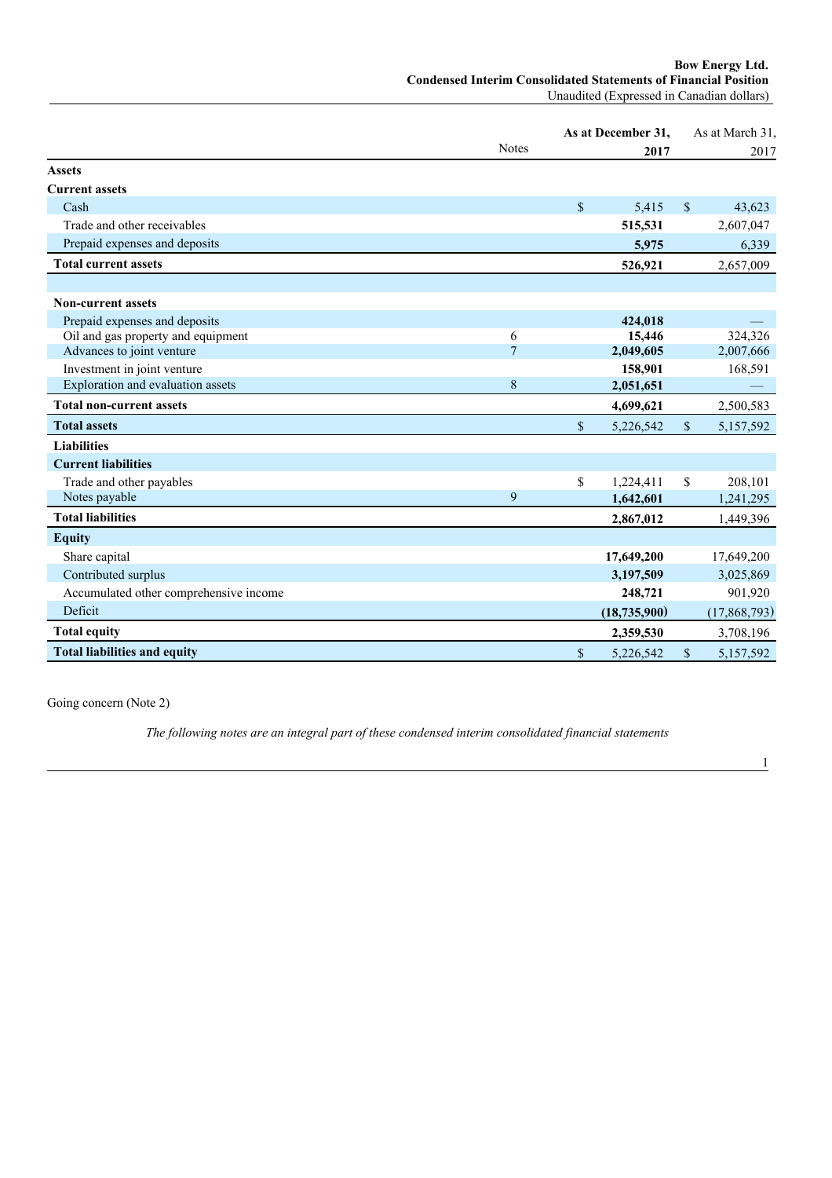**Bow Energy Ltd.**
**Condensed Interim Consolidated Statements of Financial Position**
Unaudited (Expressed in Canadian dollars)

| | Notes | As at December 31, 2017 | As at March 31, 2017 |
|---|---|---|---|
| **Assets** | | | |
| **Current assets** | | | |
| Cash | | $ 5,415 | $ 43,623 |
| Trade and other receivables | | **515,531** | 2,607,047 |
| Prepaid expenses and deposits | | **5,975** | 6,339 |
| **Total current assets** | | **526,921** | 2,657,009 |
| | | | |
| **Non-current assets** | | | |
| Prepaid expenses and deposits | | **424,018** | — |
| Oil and gas property and equipment | 6 | **15,446** | 324,326 |
| Advances to joint venture | 7 | **2,049,605** | 2,007,666 |
| Investment in joint venture | | **158,901** | 168,591 |
| Exploration and evaluation assets | 8 | **2,051,651** | — |
| **Total non-current assets** | | **4,699,621** | 2,500,583 |
| **Total assets** | | $ 5,226,542 | $ 5,157,592 |
| **Liabilities** | | | |
| **Current liabilities** | | | |
| Trade and other payables | | $ 1,224,411 | $ 208,101 |
| Notes payable | 9 | **1,642,601** | 1,241,295 |
| **Total liabilities** | | **2,867,012** | 1,449,396 |
| **Equity** | | | |
| Share capital | | **17,649,200** | 17,649,200 |
| Contributed surplus | | **3,197,509** | 3,025,869 |
| Accumulated other comprehensive income | | **248,721** | 901,920 |
| Deficit | | **(18,735,900)** | (17,868,793) |
| **Total equity** | | **2,359,530** | 3,708,196 |
| **Total liabilities and equity** | | $ 5,226,542 | $ 5,157,592 |

Going concern (Note 2)

*The following notes are an integral part of these condensed interim consolidated financial statements*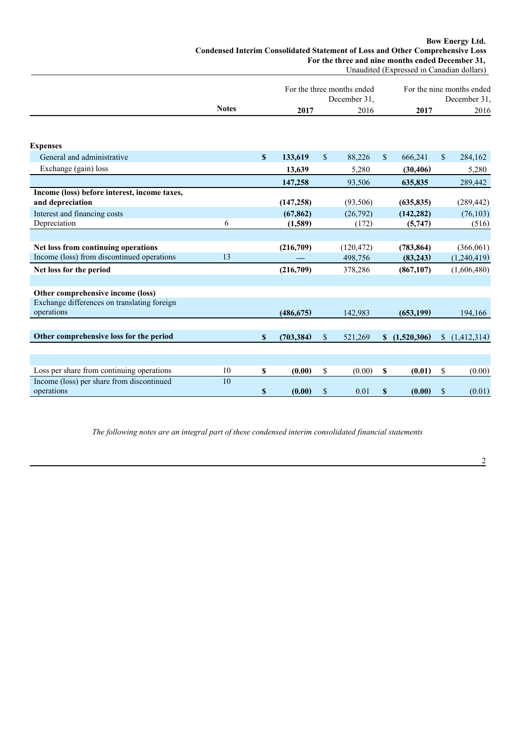**Bow Energy Ltd.**
**Condensed Interim Consolidated Statement of Loss and Other Comprehensive Loss**
**For the three and nine months ended December 31,**
Unaudited (Expressed in Canadian dollars)

| | Notes | For the three months ended December 31, **2017** | 2016 | For the nine months ended December 31, **2017** | 2016 |
|---|---|---|---|---|---|
| **Expenses** | | | | | |
| General and administrative | | **$ 133,619** | $ 88,226 | **$ 666,241** | $ 284,162 |
| Exchange (gain) loss | | **13,639** | 5,280 | **(30,406)** | 5,280 |
| | | **147,258** | 93,506 | **635,835** | 289,442 |
| **Income (loss) before interest, income taxes, and depreciation** | | **(147,258)** | (93,506) | **(635,835)** | (289,442) |
| Interest and financing costs | | **(67,862)** | (26,792) | **(142,282)** | (76,103) |
| Depreciation | 6 | **(1,589)** | (172) | **(5,747)** | (516) |
| **Net loss from continuing operations** | | **(216,709)** | (120,472) | **(783,864)** | (366,061) |
| Income (loss) from discontinued operations | 13 | **—** | 498,756 | **(83,243)** | (1,240,419) |
| **Net loss for the period** | | **(216,709)** | 378,286 | **(867,107)** | (1,606,480) |
| **Other comprehensive income (loss)** | | | | | |
| Exchange differences on translating foreign operations | | **(486,675)** | 142,983 | **(653,199)** | 194,166 |
| **Other comprehensive loss for the period** | | **$ (703,384)** | $ 521,269 | **$ (1,520,306)** | $ (1,412,314) |
| Loss per share from continuing operations | 10 | **$ (0.00)** | $ (0.00) | **$ (0.01)** | $ (0.00) |
| Income (loss) per share from discontinued operations | 10 | **$ (0.00)** | $ 0.01 | **$ (0.00)** | $ (0.01) |

*The following notes are an integral part of these condensed interim consolidated financial statements*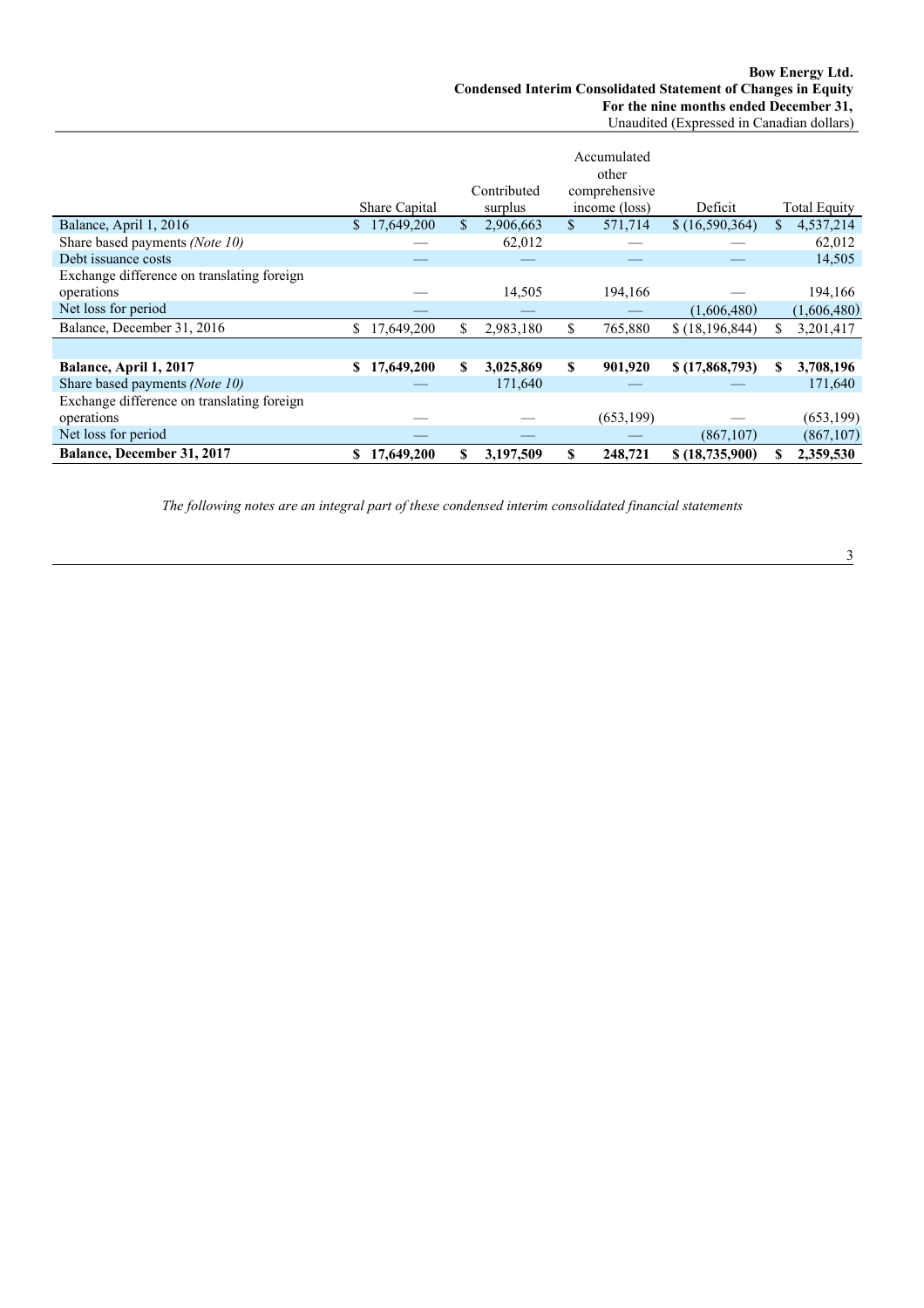**Bow Energy Ltd.**
**Condensed Interim Consolidated Statement of Changes in Equity**
**For the nine months ended December 31,**
Unaudited (Expressed in Canadian dollars)

| | Share Capital | Contributed surplus | Accumulated other comprehensive income (loss) | Deficit | Total Equity |
|---|---|---|---|---|---|
| Balance, April 1, 2016 | $ 17,649,200 | $ 2,906,663 | $ 571,714 | $ (16,590,364) | $ 4,537,214 |
| Share based payments *(Note 10)* | — | 62,012 | — | — | 62,012 |
| Debt issuance costs | — | — | — | — | 14,505 |
| Exchange difference on translating foreign operations | — | 14,505 | 194,166 | — | 194,166 |
| Net loss for period | — | — | — | (1,606,480) | (1,606,480) |
| Balance, December 31, 2016 | $ 17,649,200 | $ 2,983,180 | $ 765,880 | $ (18,196,844) | $ 3,201,417 |
| | | | | | |
| **Balance, April 1, 2017** | **$ 17,649,200** | **$ 3,025,869** | **$ 901,920** | **$ (17,868,793)** | **$ 3,708,196** |
| Share based payments *(Note 10)* | — | 171,640 | — | — | 171,640 |
| Exchange difference on translating foreign operations | — | — | (653,199) | — | (653,199) |
| Net loss for period | — | — | — | (867,107) | (867,107) |
| **Balance, December 31, 2017** | **$ 17,649,200** | **$ 3,197,509** | **$ 248,721** | **$ (18,735,900)** | **$ 2,359,530** |

*The following notes are an integral part of these condensed interim consolidated financial statements*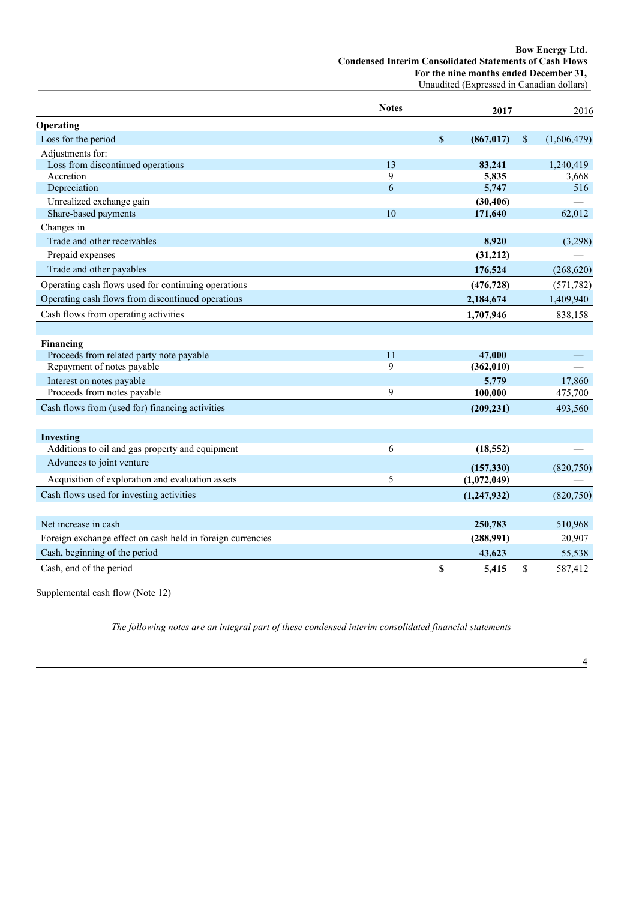**Bow Energy Ltd.**
**Condensed Interim Consolidated Statements of Cash Flows**
**For the nine months ended December 31,**
Unaudited (Expressed in Canadian dollars)

| | Notes | 2017 | 2016 |
|---|---|---|---|
| **Operating** | | | |
| Loss for the period | | **$ (867,017)** | $ (1,606,479) |
| Adjustments for: | | | |
| Loss from discontinued operations | 13 | **83,241** | 1,240,419 |
| Accretion | 9 | **5,835** | 3,668 |
| Depreciation | 6 | **5,747** | 516 |
| Unrealized exchange gain | | **(30,406)** | — |
| Share-based payments | 10 | **171,640** | 62,012 |
| Changes in | | | |
| Trade and other receivables | | **8,920** | (3,298) |
| Prepaid expenses | | **(31,212)** | — |
| Trade and other payables | | **176,524** | (268,620) |
| Operating cash flows used for continuing operations | | **(476,728)** | (571,782) |
| Operating cash flows from discontinued operations | | **2,184,674** | 1,409,940 |
| Cash flows from operating activities | | **1,707,946** | 838,158 |
| | | | |
| **Financing** | | | |
| Proceeds from related party note payable | 11 | **47,000** | — |
| Repayment of notes payable | 9 | **(362,010)** | — |
| Interest on notes payable | | **5,779** | 17,860 |
| Proceeds from notes payable | 9 | **100,000** | 475,700 |
| Cash flows from (used for) financing activities | | **(209,231)** | 493,560 |
| | | | |
| **Investing** | | | |
| Additions to oil and gas property and equipment | 6 | **(18,552)** | — |
| Advances to joint venture | | **(157,330)** | (820,750) |
| Acquisition of exploration and evaluation assets | 5 | **(1,072,049)** | — |
| Cash flows used for investing activities | | **(1,247,932)** | (820,750) |
| | | | |
| Net increase in cash | | **250,783** | 510,968 |
| Foreign exchange effect on cash held in foreign currencies | | **(288,991)** | 20,907 |
| Cash, beginning of the period | | **43,623** | 55,538 |
| Cash, end of the period | | **$ 5,415** | $ 587,412 |

Supplemental cash flow (Note 12)

*The following notes are an integral part of these condensed interim consolidated financial statements*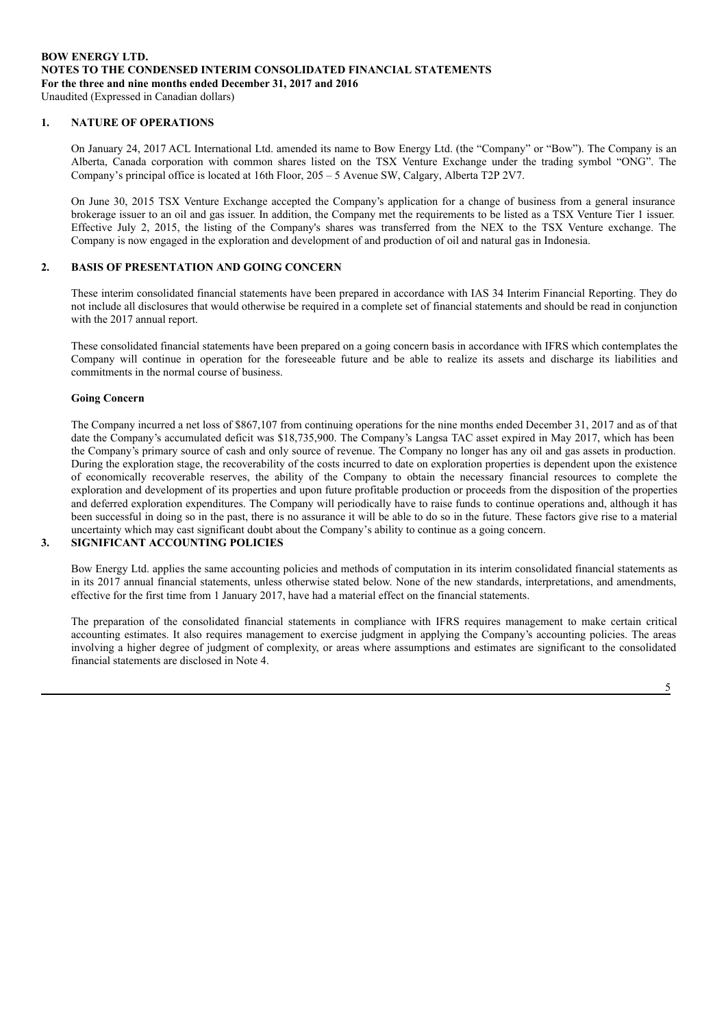**BOW ENERGY LTD.**
**NOTES TO THE CONDENSED INTERIM CONSOLIDATED FINANCIAL STATEMENTS**
**For the three and nine months ended December 31, 2017 and 2016**
Unaudited (Expressed in Canadian dollars)

## 1. NATURE OF OPERATIONS

On January 24, 2017 ACL International Ltd. amended its name to Bow Energy Ltd. (the "Company" or "Bow"). The Company is an Alberta, Canada corporation with common shares listed on the TSX Venture Exchange under the trading symbol "ONG". The Company's principal office is located at 16th Floor, 205 – 5 Avenue SW, Calgary, Alberta T2P 2V7.

On June 30, 2015 TSX Venture Exchange accepted the Company's application for a change of business from a general insurance brokerage issuer to an oil and gas issuer. In addition, the Company met the requirements to be listed as a TSX Venture Tier 1 issuer. Effective July 2, 2015, the listing of the Company's shares was transferred from the NEX to the TSX Venture exchange. The Company is now engaged in the exploration and development of and production of oil and natural gas in Indonesia.

## 2. BASIS OF PRESENTATION AND GOING CONCERN

These interim consolidated financial statements have been prepared in accordance with IAS 34 Interim Financial Reporting. They do not include all disclosures that would otherwise be required in a complete set of financial statements and should be read in conjunction with the 2017 annual report.

These consolidated financial statements have been prepared on a going concern basis in accordance with IFRS which contemplates the Company will continue in operation for the foreseeable future and be able to realize its assets and discharge its liabilities and commitments in the normal course of business.

### Going Concern

The Company incurred a net loss of $867,107 from continuing operations for the nine months ended December 31, 2017 and as of that date the Company's accumulated deficit was $18,735,900. The Company's Langsa TAC asset expired in May 2017, which has been the Company's primary source of cash and only source of revenue. The Company no longer has any oil and gas assets in production. During the exploration stage, the recoverability of the costs incurred to date on exploration properties is dependent upon the existence of economically recoverable reserves, the ability of the Company to obtain the necessary financial resources to complete the exploration and development of its properties and upon future profitable production or proceeds from the disposition of the properties and deferred exploration expenditures. The Company will periodically have to raise funds to continue operations and, although it has been successful in doing so in the past, there is no assurance it will be able to do so in the future. These factors give rise to a material uncertainty which may cast significant doubt about the Company's ability to continue as a going concern.

## 3. SIGNIFICANT ACCOUNTING POLICIES

Bow Energy Ltd. applies the same accounting policies and methods of computation in its interim consolidated financial statements as in its 2017 annual financial statements, unless otherwise stated below. None of the new standards, interpretations, and amendments, effective for the first time from 1 January 2017, have had a material effect on the financial statements.

The preparation of the consolidated financial statements in compliance with IFRS requires management to make certain critical accounting estimates. It also requires management to exercise judgment in applying the Company's accounting policies. The areas involving a higher degree of judgment of complexity, or areas where assumptions and estimates are significant to the consolidated financial statements are disclosed in Note 4.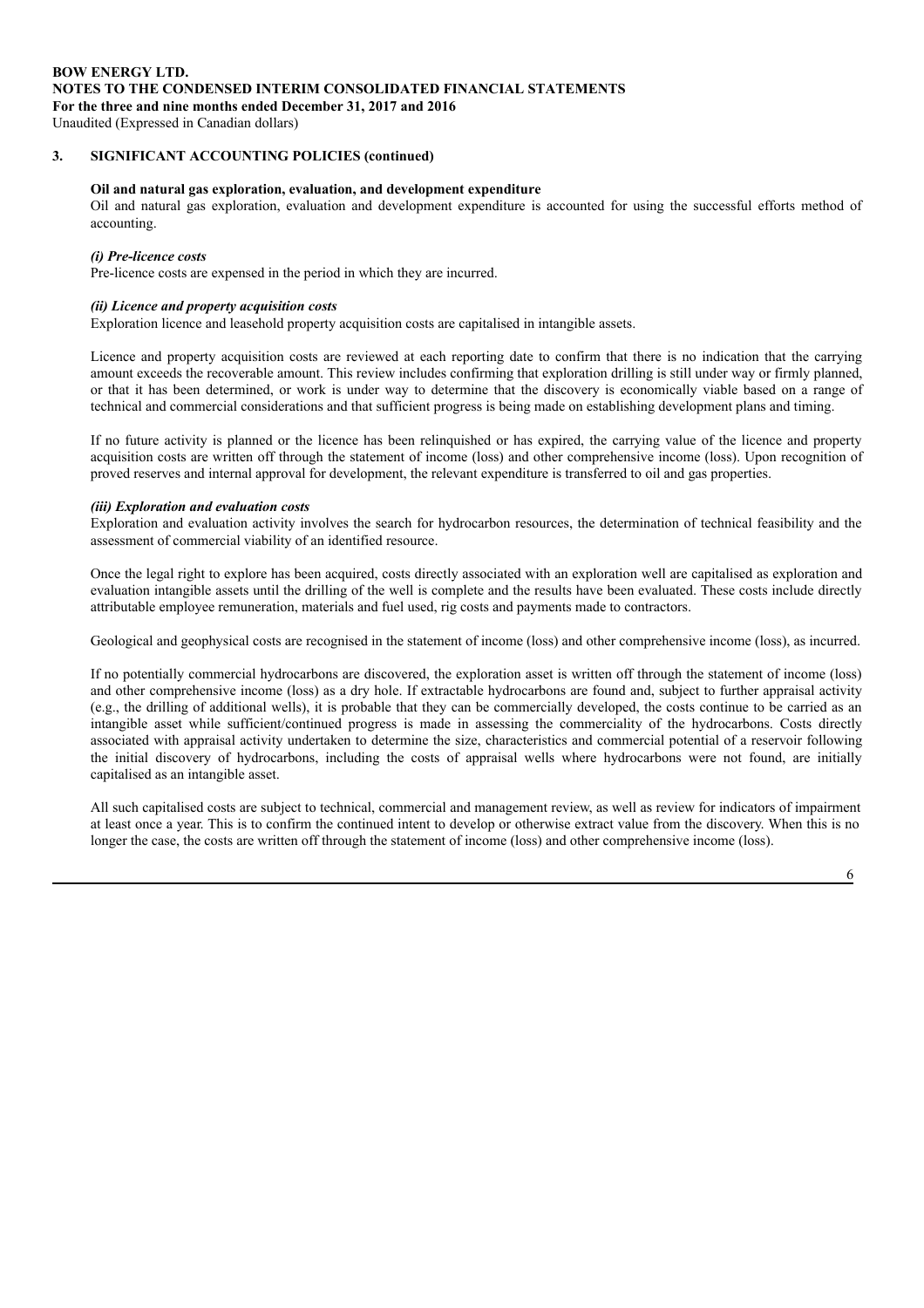### 3. SIGNIFICANT ACCOUNTING POLICIES (continued)

**Oil and natural gas exploration, evaluation, and development expenditure**

Oil and natural gas exploration, evaluation and development expenditure is accounted for using the successful efforts method of accounting.

***(i) Pre-licence costs***

Pre-licence costs are expensed in the period in which they are incurred.

***(ii) Licence and property acquisition costs***

Exploration licence and leasehold property acquisition costs are capitalised in intangible assets.

Licence and property acquisition costs are reviewed at each reporting date to confirm that there is no indication that the carrying amount exceeds the recoverable amount. This review includes confirming that exploration drilling is still under way or firmly planned, or that it has been determined, or work is under way to determine that the discovery is economically viable based on a range of technical and commercial considerations and that sufficient progress is being made on establishing development plans and timing.

If no future activity is planned or the licence has been relinquished or has expired, the carrying value of the licence and property acquisition costs are written off through the statement of income (loss) and other comprehensive income (loss). Upon recognition of proved reserves and internal approval for development, the relevant expenditure is transferred to oil and gas properties.

***(iii) Exploration and evaluation costs***

Exploration and evaluation activity involves the search for hydrocarbon resources, the determination of technical feasibility and the assessment of commercial viability of an identified resource.

Once the legal right to explore has been acquired, costs directly associated with an exploration well are capitalised as exploration and evaluation intangible assets until the drilling of the well is complete and the results have been evaluated. These costs include directly attributable employee remuneration, materials and fuel used, rig costs and payments made to contractors.

Geological and geophysical costs are recognised in the statement of income (loss) and other comprehensive income (loss), as incurred.

If no potentially commercial hydrocarbons are discovered, the exploration asset is written off through the statement of income (loss) and other comprehensive income (loss) as a dry hole. If extractable hydrocarbons are found and, subject to further appraisal activity (e.g., the drilling of additional wells), it is probable that they can be commercially developed, the costs continue to be carried as an intangible asset while sufficient/continued progress is made in assessing the commerciality of the hydrocarbons. Costs directly associated with appraisal activity undertaken to determine the size, characteristics and commercial potential of a reservoir following the initial discovery of hydrocarbons, including the costs of appraisal wells where hydrocarbons were not found, are initially capitalised as an intangible asset.

All such capitalised costs are subject to technical, commercial and management review, as well as review for indicators of impairment at least once a year. This is to confirm the continued intent to develop or otherwise extract value from the discovery. When this is no longer the case, the costs are written off through the statement of income (loss) and other comprehensive income (loss).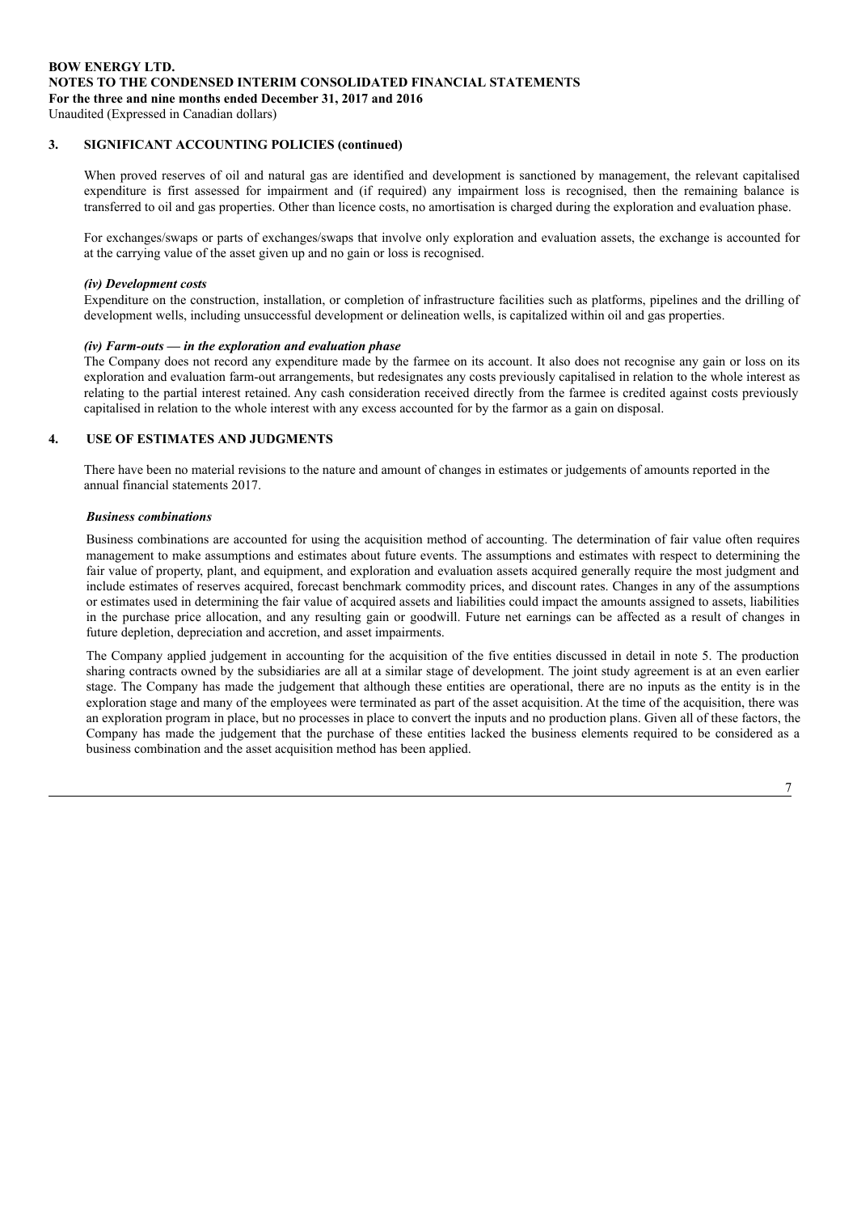## 3. SIGNIFICANT ACCOUNTING POLICIES (continued)

When proved reserves of oil and natural gas are identified and development is sanctioned by management, the relevant capitalised expenditure is first assessed for impairment and (if required) any impairment loss is recognised, then the remaining balance is transferred to oil and gas properties. Other than licence costs, no amortisation is charged during the exploration and evaluation phase.

For exchanges/swaps or parts of exchanges/swaps that involve only exploration and evaluation assets, the exchange is accounted for at the carrying value of the asset given up and no gain or loss is recognised.

### *(iv) Development costs*

Expenditure on the construction, installation, or completion of infrastructure facilities such as platforms, pipelines and the drilling of development wells, including unsuccessful development or delineation wells, is capitalized within oil and gas properties.

### *(iv) Farm-outs — in the exploration and evaluation phase*

The Company does not record any expenditure made by the farmee on its account. It also does not recognise any gain or loss on its exploration and evaluation farm-out arrangements, but redesignates any costs previously capitalised in relation to the whole interest as relating to the partial interest retained. Any cash consideration received directly from the farmee is credited against costs previously capitalised in relation to the whole interest with any excess accounted for by the farmor as a gain on disposal.

## 4. USE OF ESTIMATES AND JUDGMENTS

There have been no material revisions to the nature and amount of changes in estimates or judgements of amounts reported in the annual financial statements 2017.

### *Business combinations*

Business combinations are accounted for using the acquisition method of accounting. The determination of fair value often requires management to make assumptions and estimates about future events. The assumptions and estimates with respect to determining the fair value of property, plant, and equipment, and exploration and evaluation assets acquired generally require the most judgment and include estimates of reserves acquired, forecast benchmark commodity prices, and discount rates. Changes in any of the assumptions or estimates used in determining the fair value of acquired assets and liabilities could impact the amounts assigned to assets, liabilities in the purchase price allocation, and any resulting gain or goodwill. Future net earnings can be affected as a result of changes in future depletion, depreciation and accretion, and asset impairments.

The Company applied judgement in accounting for the acquisition of the five entities discussed in detail in note 5. The production sharing contracts owned by the subsidiaries are all at a similar stage of development. The joint study agreement is at an even earlier stage. The Company has made the judgement that although these entities are operational, there are no inputs as the entity is in the exploration stage and many of the employees were terminated as part of the asset acquisition. At the time of the acquisition, there was an exploration program in place, but no processes in place to convert the inputs and no production plans. Given all of these factors, the Company has made the judgement that the purchase of these entities lacked the business elements required to be considered as a business combination and the asset acquisition method has been applied.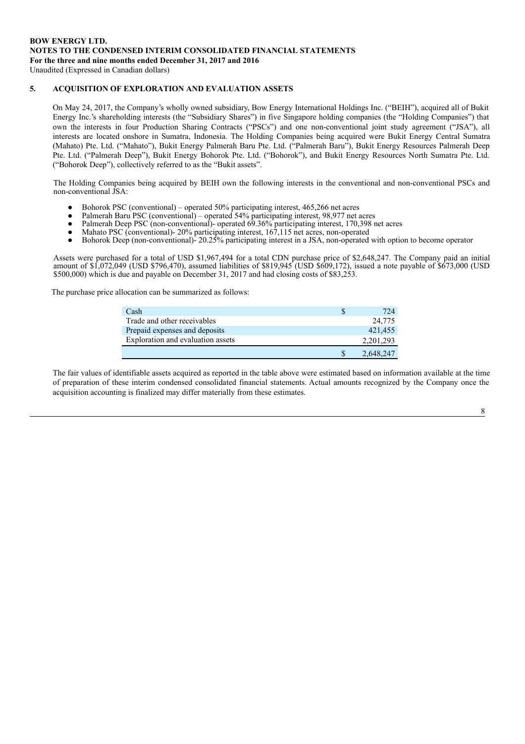## 5. ACQUISITION OF EXPLORATION AND EVALUATION ASSETS

On May 24, 2017, the Company's wholly owned subsidiary, Bow Energy International Holdings Inc. ("BEIH"), acquired all of Bukit Energy Inc.'s shareholding interests (the "Subsidiary Shares") in five Singapore holding companies (the "Holding Companies") that own the interests in four Production Sharing Contracts ("PSCs") and one non-conventional joint study agreement ("JSA"), all interests are located onshore in Sumatra, Indonesia. The Holding Companies being acquired were Bukit Energy Central Sumatra (Mahato) Pte. Ltd. ("Mahato"), Bukit Energy Palmerah Baru Pte. Ltd. ("Palmerah Baru"), Bukit Energy Resources Palmerah Deep Pte. Ltd. ("Palmerah Deep"), Bukit Energy Bohorok Pte. Ltd. ("Bohorok"), and Bukit Energy Resources North Sumatra Pte. Ltd. ("Bohorok Deep"), collectively referred to as the "Bukit assets".

The Holding Companies being acquired by BEIH own the following interests in the conventional and non-conventional PSCs and non-conventional JSA:

- Bohorok PSC (conventional) – operated 50% participating interest, 465,266 net acres
- Palmerah Baru PSC (conventional) – operated 54% participating interest, 98,977 net acres
- Palmerah Deep PSC (non-conventional)- operated 69.36% participating interest, 170,398 net acres
- Mahato PSC (conventional)- 20% participating interest, 167,115 net acres, non-operated
- Bohorok Deep (non-conventional)- 20.25% participating interest in a JSA, non-operated with option to become operator

Assets were purchased for a total of USD $1,967,494 for a total CDN purchase price of $2,648,247. The Company paid an initial amount of $1,072,049 (USD $796,470), assumed liabilities of $819,945 (USD $609,172), issued a note payable of $673,000 (USD $500,000) which is due and payable on December 31, 2017 and had closing costs of $83,253.

The purchase price allocation can be summarized as follows:

| | |
|---|---|
| Cash | $ 724 |
| Trade and other receivables | 24,775 |
| Prepaid expenses and deposits | 421,455 |
| Exploration and evaluation assets | 2,201,293 |
| | $ 2,648,247 |

The fair values of identifiable assets acquired as reported in the table above were estimated based on information available at the time of preparation of these interim condensed consolidated financial statements. Actual amounts recognized by the Company once the acquisition accounting is finalized may differ materially from these estimates.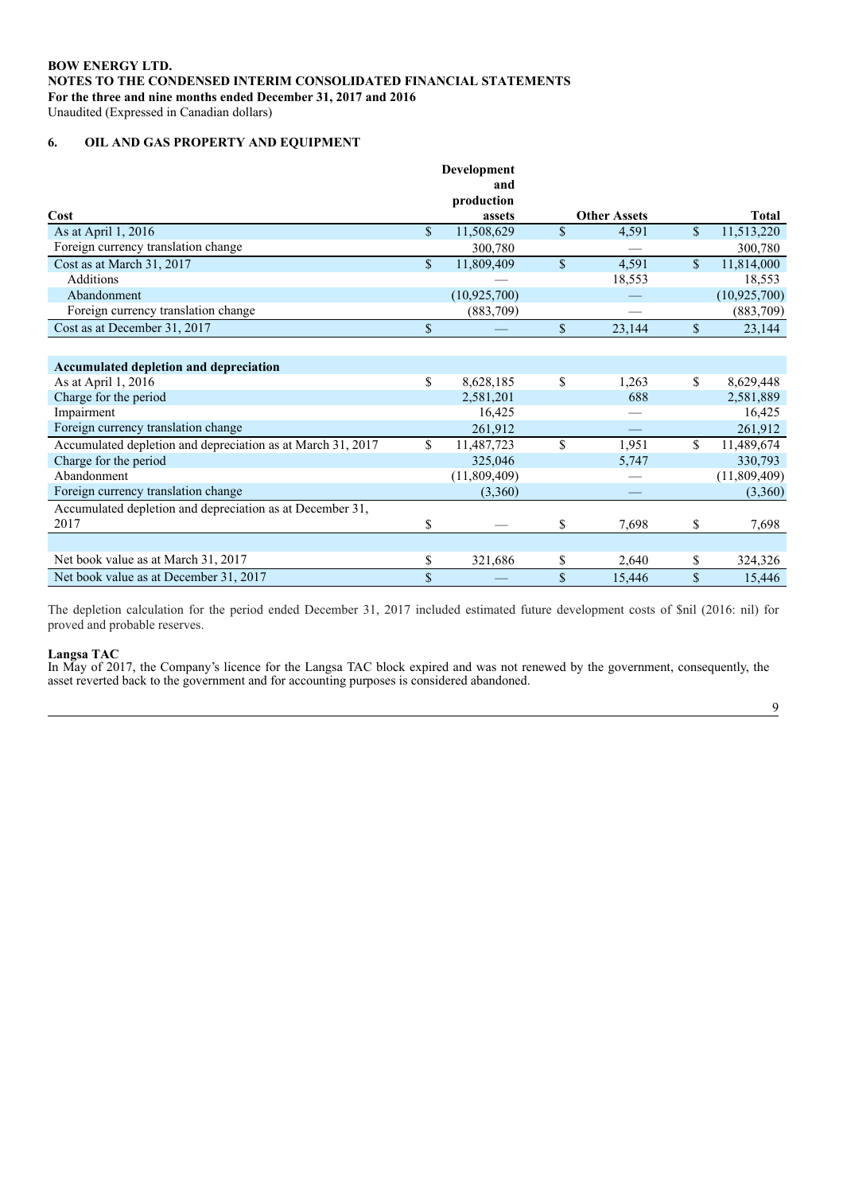**BOW ENERGY LTD.**
**NOTES TO THE CONDENSED INTERIM CONSOLIDATED FINANCIAL STATEMENTS**
**For the three and nine months ended December 31, 2017 and 2016**
Unaudited (Expressed in Canadian dollars)

## 6. OIL AND GAS PROPERTY AND EQUIPMENT

| Cost | Development and production assets | Other Assets | Total |
|---|---|---|---|
| As at April 1, 2016 | $ 11,508,629 | $ 4,591 | $ 11,513,220 |
| Foreign currency translation change | 300,780 | — | 300,780 |
| Cost as at March 31, 2017 | $ 11,809,409 | $ 4,591 | $ 11,814,000 |
| Additions | — | 18,553 | 18,553 |
| Abandonment | (10,925,700) | — | (10,925,700) |
| Foreign currency translation change | (883,709) | — | (883,709) |
| Cost as at December 31, 2017 | $ — | $ 23,144 | $ 23,144 |
| | | | |
| **Accumulated depletion and depreciation** | | | |
| As at April 1, 2016 | $ 8,628,185 | $ 1,263 | $ 8,629,448 |
| Charge for the period | 2,581,201 | 688 | 2,581,889 |
| Impairment | 16,425 | — | 16,425 |
| Foreign currency translation change | 261,912 | — | 261,912 |
| Accumulated depletion and depreciation as at March 31, 2017 | $ 11,487,723 | $ 1,951 | $ 11,489,674 |
| Charge for the period | 325,046 | 5,747 | 330,793 |
| Abandonment | (11,809,409) | — | (11,809,409) |
| Foreign currency translation change | (3,360) | — | (3,360) |
| Accumulated depletion and depreciation as at December 31, 2017 | $ — | $ 7,698 | $ 7,698 |
| | | | |
| Net book value as at March 31, 2017 | $ 321,686 | $ 2,640 | $ 324,326 |
| Net book value as at December 31, 2017 | $ — | $ 15,446 | $ 15,446 |

The depletion calculation for the period ended December 31, 2017 included estimated future development costs of $nil (2016: nil) for proved and probable reserves.

**Langsa TAC**
In May of 2017, the Company's licence for the Langsa TAC block expired and was not renewed by the government, consequently, the asset reverted back to the government and for accounting purposes is considered abandoned.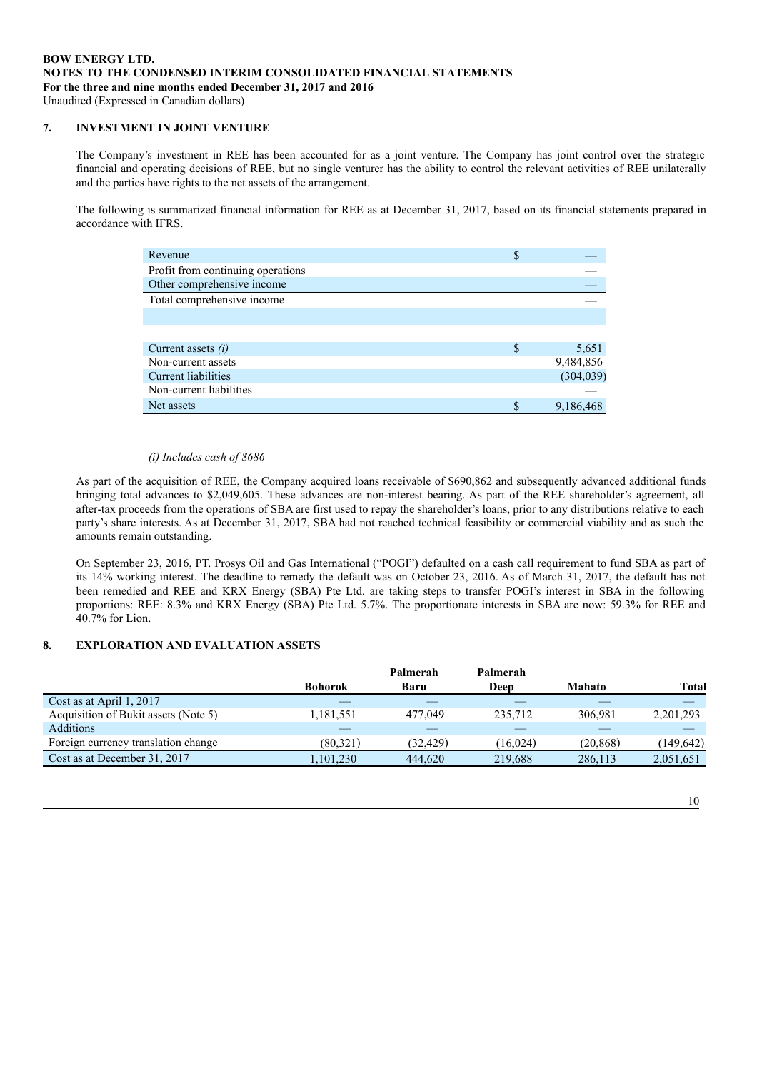**BOW ENERGY LTD.**
**NOTES TO THE CONDENSED INTERIM CONSOLIDATED FINANCIAL STATEMENTS**
**For the three and nine months ended December 31, 2017 and 2016**
Unaudited (Expressed in Canadian dollars)

## 7. INVESTMENT IN JOINT VENTURE

The Company's investment in REE has been accounted for as a joint venture. The Company has joint control over the strategic financial and operating decisions of REE, but no single venturer has the ability to control the relevant activities of REE unilaterally and the parties have rights to the net assets of the arrangement.

The following is summarized financial information for REE as at December 31, 2017, based on its financial statements prepared in accordance with IFRS.

| | | |
|---|---|---|
| Revenue | $ | — |
| Profit from continuing operations | | — |
| Other comprehensive income | | — |
| Total comprehensive income | | — |
| | | |
| Current assets *(i)* | $ | 5,651 |
| Non-current assets | | 9,484,856 |
| Current liabilities | | (304,039) |
| Non-current liabilities | | — |
| Net assets | $ | 9,186,468 |

*(i) Includes cash of $686*

As part of the acquisition of REE, the Company acquired loans receivable of $690,862 and subsequently advanced additional funds bringing total advances to $2,049,605. These advances are non-interest bearing. As part of the REE shareholder's agreement, all after-tax proceeds from the operations of SBA are first used to repay the shareholder's loans, prior to any distributions relative to each party's share interests. As at December 31, 2017, SBA had not reached technical feasibility or commercial viability and as such the amounts remain outstanding.

On September 23, 2016, PT. Prosys Oil and Gas International ("POGI") defaulted on a cash call requirement to fund SBA as part of its 14% working interest. The deadline to remedy the default was on October 23, 2016. As of March 31, 2017, the default has not been remedied and REE and KRX Energy (SBA) Pte Ltd. are taking steps to transfer POGI's interest in SBA in the following proportions: REE: 8.3% and KRX Energy (SBA) Pte Ltd. 5.7%. The proportionate interests in SBA are now: 59.3% for REE and 40.7% for Lion.

## 8. EXPLORATION AND EVALUATION ASSETS

| | Bohorok | Palmerah Baru | Palmerah Deep | Mahato | Total |
|---|---|---|---|---|---|
| Cost as at April 1, 2017 | — | — | — | — | — |
| Acquisition of Bukit assets (Note 5) | 1,181,551 | 477,049 | 235,712 | 306,981 | 2,201,293 |
| Additions | — | — | — | — | — |
| Foreign currency translation change | (80,321) | (32,429) | (16,024) | (20,868) | (149,642) |
| Cost as at December 31, 2017 | 1,101,230 | 444,620 | 219,688 | 286,113 | 2,051,651 |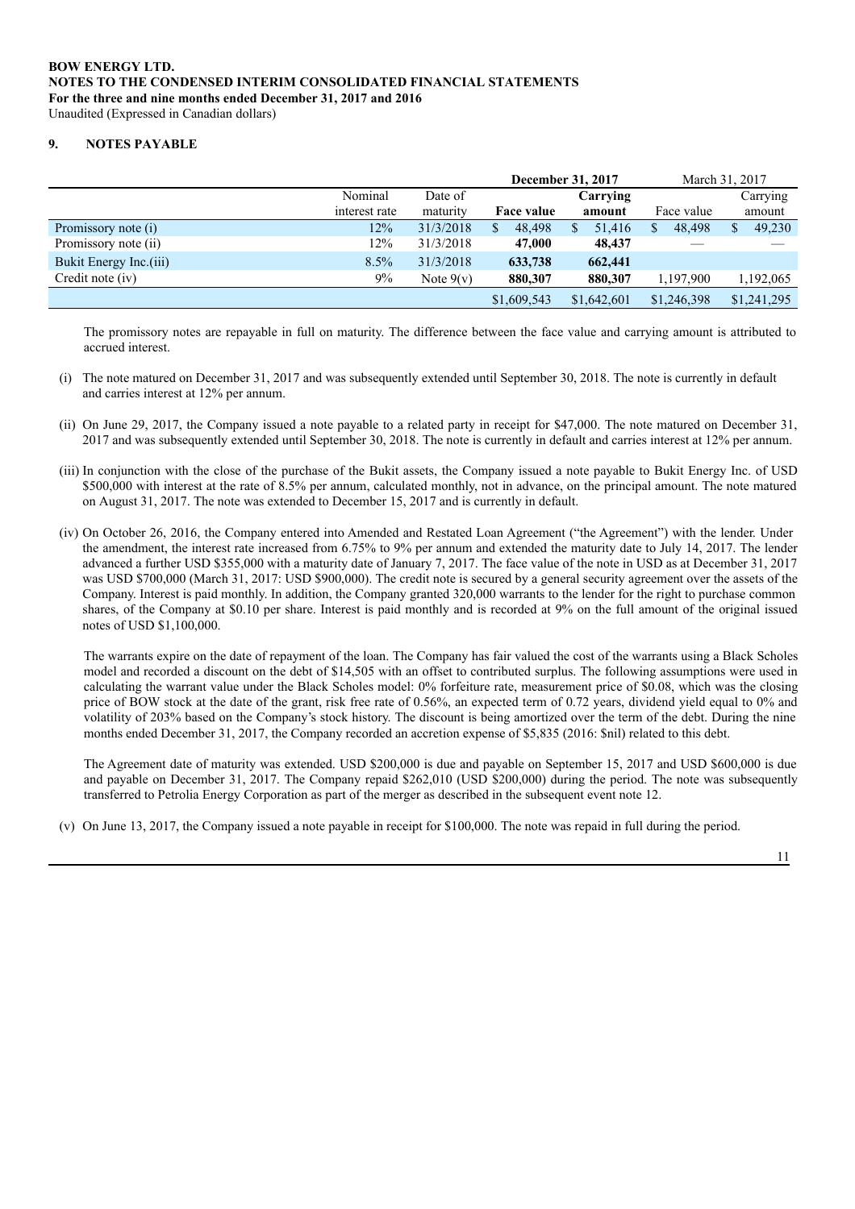## 9. NOTES PAYABLE

| | Nominal interest rate | Date of maturity | December 31, 2017 Face value | December 31, 2017 Carrying amount | March 31, 2017 Face value | March 31, 2017 Carrying amount |
|---|---|---|---|---|---|---|
| Promissory note (i) | 12% | 31/3/2018 | $ 48,498 | $ 51,416 | $ 48,498 | $ 49,230 |
| Promissory note (ii) | 12% | 31/3/2018 | **47,000** | **48,437** | — | — |
| Bukit Energy Inc.(iii) | 8.5% | 31/3/2018 | **633,738** | **662,441** | | |
| Credit note (iv) | 9% | Note 9(v) | **880,307** | **880,307** | 1,197,900 | 1,192,065 |
| | | | $1,609,543 | $1,642,601 | $1,246,398 | $1,241,295 |

The promissory notes are repayable in full on maturity. The difference between the face value and carrying amount is attributed to accrued interest.

(i) The note matured on December 31, 2017 and was subsequently extended until September 30, 2018. The note is currently in default and carries interest at 12% per annum.

(ii) On June 29, 2017, the Company issued a note payable to a related party in receipt for $47,000. The note matured on December 31, 2017 and was subsequently extended until September 30, 2018. The note is currently in default and carries interest at 12% per annum.

(iii) In conjunction with the close of the purchase of the Bukit assets, the Company issued a note payable to Bukit Energy Inc. of USD $500,000 with interest at the rate of 8.5% per annum, calculated monthly, not in advance, on the principal amount. The note matured on August 31, 2017. The note was extended to December 15, 2017 and is currently in default.

(iv) On October 26, 2016, the Company entered into Amended and Restated Loan Agreement ("the Agreement") with the lender. Under the amendment, the interest rate increased from 6.75% to 9% per annum and extended the maturity date to July 14, 2017. The lender advanced a further USD $355,000 with a maturity date of January 7, 2017. The face value of the note in USD as at December 31, 2017 was USD $700,000 (March 31, 2017: USD $900,000). The credit note is secured by a general security agreement over the assets of the Company. Interest is paid monthly. In addition, the Company granted 320,000 warrants to the lender for the right to purchase common shares, of the Company at $0.10 per share. Interest is paid monthly and is recorded at 9% on the full amount of the original issued notes of USD $1,100,000.

The warrants expire on the date of repayment of the loan. The Company has fair valued the cost of the warrants using a Black Scholes model and recorded a discount on the debt of $14,505 with an offset to contributed surplus. The following assumptions were used in calculating the warrant value under the Black Scholes model: 0% forfeiture rate, measurement price of $0.08, which was the closing price of BOW stock at the date of the grant, risk free rate of 0.56%, an expected term of 0.72 years, dividend yield equal to 0% and volatility of 203% based on the Company's stock history. The discount is being amortized over the term of the debt. During the nine months ended December 31, 2017, the Company recorded an accretion expense of $5,835 (2016: $nil) related to this debt.

The Agreement date of maturity was extended. USD $200,000 is due and payable on September 15, 2017 and USD $600,000 is due and payable on December 31, 2017. The Company repaid $262,010 (USD $200,000) during the period. The note was subsequently transferred to Petrolia Energy Corporation as part of the merger as described in the subsequent event note 12.

(v) On June 13, 2017, the Company issued a note payable in receipt for $100,000. The note was repaid in full during the period.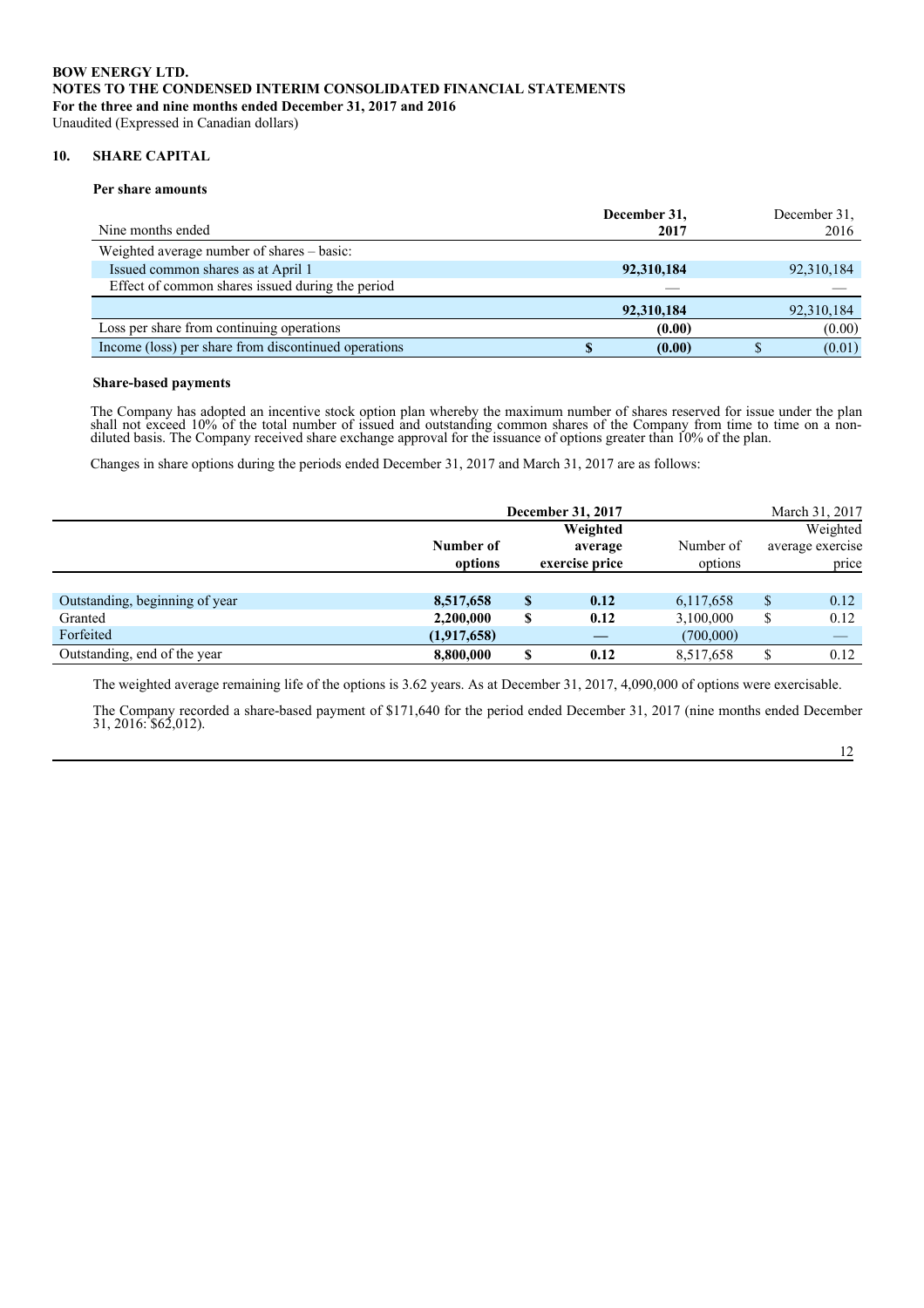**BOW ENERGY LTD.**
**NOTES TO THE CONDENSED INTERIM CONSOLIDATED FINANCIAL STATEMENTS**
**For the three and nine months ended December 31, 2017 and 2016**
Unaudited (Expressed in Canadian dollars)

## 10. SHARE CAPITAL

### Per share amounts

| Nine months ended | December 31, 2017 | December 31, 2016 |
|---|---|---|
| Weighted average number of shares – basic: | | |
| Issued common shares as at April 1 | **92,310,184** | 92,310,184 |
| Effect of common shares issued during the period | — | — |
| | **92,310,184** | 92,310,184 |
| Loss per share from continuing operations | **(0.00)** | (0.00) |
| Income (loss) per share from discontinued operations | **$ (0.00)** | $ (0.01) |

### Share-based payments

The Company has adopted an incentive stock option plan whereby the maximum number of shares reserved for issue under the plan shall not exceed 10% of the total number of issued and outstanding common shares of the Company from time to time on a non-diluted basis. The Company received share exchange approval for the issuance of options greater than 10% of the plan.

Changes in share options during the periods ended December 31, 2017 and March 31, 2017 are as follows:

| | December 31, 2017 | | March 31, 2017 | |
|---|---|---|---|---|
| | Number of options | Weighted average exercise price | Number of options | Weighted average exercise price |
| Outstanding, beginning of year | **8,517,658** | **$ 0.12** | 6,117,658 | $ 0.12 |
| Granted | **2,200,000** | **$ 0.12** | 3,100,000 | $ 0.12 |
| Forfeited | **(1,917,658)** | **—** | (700,000) | — |
| Outstanding, end of the year | **8,800,000** | **$ 0.12** | 8,517,658 | $ 0.12 |

The weighted average remaining life of the options is 3.62 years. As at December 31, 2017, 4,090,000 of options were exercisable.

The Company recorded a share-based payment of $171,640 for the period ended December 31, 2017 (nine months ended December 31, 2016: $62,012).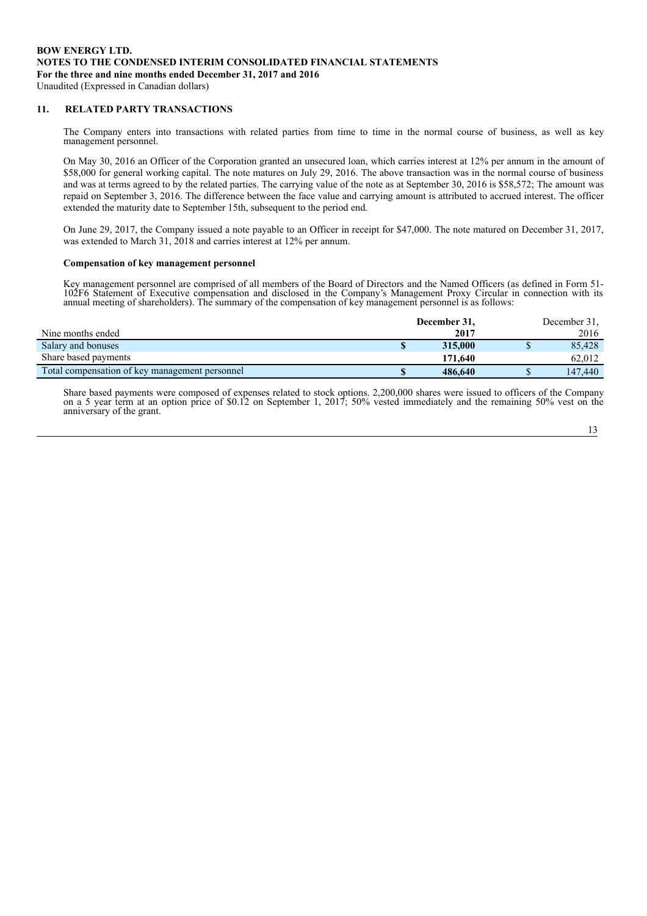**BOW ENERGY LTD.**
**NOTES TO THE CONDENSED INTERIM CONSOLIDATED FINANCIAL STATEMENTS**
**For the three and nine months ended December 31, 2017 and 2016**
Unaudited (Expressed in Canadian dollars)

## 11. RELATED PARTY TRANSACTIONS

The Company enters into transactions with related parties from time to time in the normal course of business, as well as key management personnel.

On May 30, 2016 an Officer of the Corporation granted an unsecured loan, which carries interest at 12% per annum in the amount of $58,000 for general working capital. The note matures on July 29, 2016. The above transaction was in the normal course of business and was at terms agreed to by the related parties. The carrying value of the note as at September 30, 2016 is $58,572; The amount was repaid on September 3, 2016. The difference between the face value and carrying amount is attributed to accrued interest. The officer extended the maturity date to September 15th, subsequent to the period end.

On June 29, 2017, the Company issued a note payable to an Officer in receipt for $47,000. The note matured on December 31, 2017, was extended to March 31, 2018 and carries interest at 12% per annum.

### Compensation of key management personnel

Key management personnel are comprised of all members of the Board of Directors and the Named Officers (as defined in Form 51-102F6 Statement of Executive compensation and disclosed in the Company's Management Proxy Circular in connection with its annual meeting of shareholders). The summary of the compensation of key management personnel is as follows:

| Nine months ended | | **December 31, 2017** | | December 31, 2016 |
|---|---|---|---|---|
| Salary and bonuses | **$** | **315,000** | $ | 85,428 |
| Share based payments | | **171,640** | | 62,012 |
| Total compensation of key management personnel | **$** | **486,640** | $ | 147,440 |

Share based payments were composed of expenses related to stock options. 2,200,000 shares were issued to officers of the Company on a 5 year term at an option price of $0.12 on September 1, 2017; 50% vested immediately and the remaining 50% vest on the anniversary of the grant.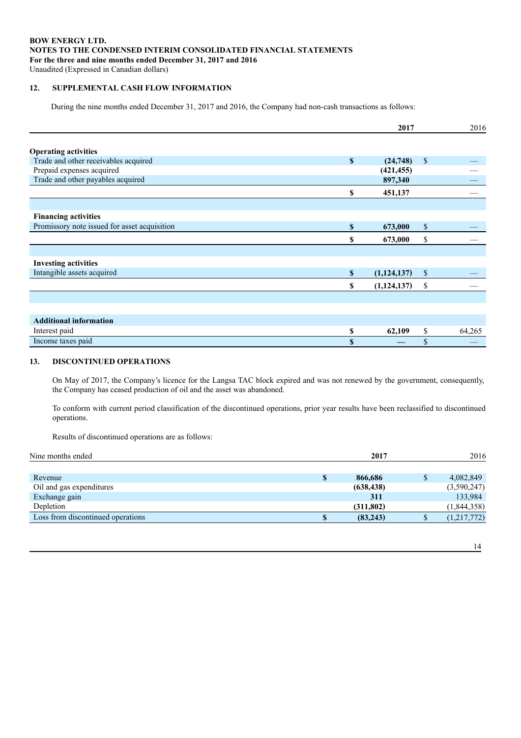**BOW ENERGY LTD.**
**NOTES TO THE CONDENSED INTERIM CONSOLIDATED FINANCIAL STATEMENTS**
**For the three and nine months ended December 31, 2017 and 2016**
Unaudited (Expressed in Canadian dollars)

## 12. SUPPLEMENTAL CASH FLOW INFORMATION

During the nine months ended December 31, 2017 and 2016, the Company had non-cash transactions as follows:

| | | **2017** | | 2016 |
|---|---|---|---|---|
| **Operating activities** | | | | |
| Trade and other receivables acquired | **$** | **(24,748)** | $ | — |
| Prepaid expenses acquired | | **(421,455)** | | — |
| Trade and other payables acquired | | **897,340** | | — |
| | **$** | **451,137** | | — |
| **Financing activities** | | | | |
| Promissory note issued for asset acquisition | **$** | **673,000** | $ | — |
| | **$** | **673,000** | $ | — |
| **Investing activities** | | | | |
| Intangible assets acquired | **$** | **(1,124,137)** | $ | — |
| | **$** | **(1,124,137)** | $ | — |
| **Additional information** | | | | |
| Interest paid | **$** | **62,109** | $ | 64,265 |
| Income taxes paid | **$** | **—** | $ | — |

## 13. DISCONTINUED OPERATIONS

On May of 2017, the Company's licence for the Langsa TAC block expired and was not renewed by the government, consequently, the Company has ceased production of oil and the asset was abandoned.

To conform with current period classification of the discontinued operations, prior year results have been reclassified to discontinued operations.

Results of discontinued operations are as follows:

| Nine months ended | | **2017** | | 2016 |
|---|---|---|---|---|
| Revenue | **$** | **866,686** | $ | 4,082,849 |
| Oil and gas expenditures | | **(638,438)** | | (3,590,247) |
| Exchange gain | | **311** | | 133,984 |
| Depletion | | **(311,802)** | | (1,844,358) |
| Loss from discontinued operations | **$** | **(83,243)** | $ | (1,217,772) |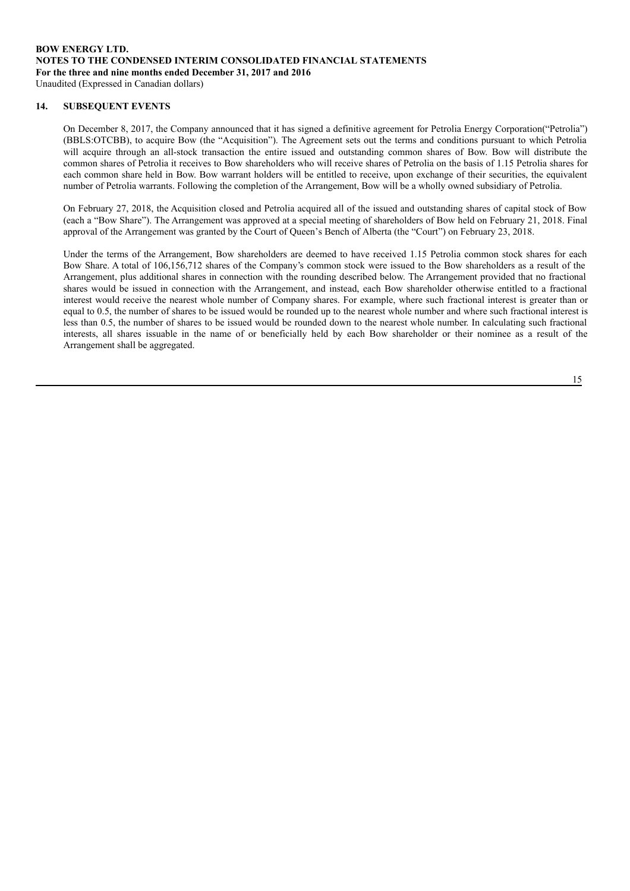## 14. SUBSEQUENT EVENTS

On December 8, 2017, the Company announced that it has signed a definitive agreement for Petrolia Energy Corporation("Petrolia") (BBLS:OTCBB), to acquire Bow (the "Acquisition"). The Agreement sets out the terms and conditions pursuant to which Petrolia will acquire through an all-stock transaction the entire issued and outstanding common shares of Bow. Bow will distribute the common shares of Petrolia it receives to Bow shareholders who will receive shares of Petrolia on the basis of 1.15 Petrolia shares for each common share held in Bow. Bow warrant holders will be entitled to receive, upon exchange of their securities, the equivalent number of Petrolia warrants. Following the completion of the Arrangement, Bow will be a wholly owned subsidiary of Petrolia.

On February 27, 2018, the Acquisition closed and Petrolia acquired all of the issued and outstanding shares of capital stock of Bow (each a "Bow Share"). The Arrangement was approved at a special meeting of shareholders of Bow held on February 21, 2018. Final approval of the Arrangement was granted by the Court of Queen's Bench of Alberta (the "Court") on February 23, 2018.

Under the terms of the Arrangement, Bow shareholders are deemed to have received 1.15 Petrolia common stock shares for each Bow Share. A total of 106,156,712 shares of the Company's common stock were issued to the Bow shareholders as a result of the Arrangement, plus additional shares in connection with the rounding described below. The Arrangement provided that no fractional shares would be issued in connection with the Arrangement, and instead, each Bow shareholder otherwise entitled to a fractional interest would receive the nearest whole number of Company shares. For example, where such fractional interest is greater than or equal to 0.5, the number of shares to be issued would be rounded up to the nearest whole number and where such fractional interest is less than 0.5, the number of shares to be issued would be rounded down to the nearest whole number. In calculating such fractional interests, all shares issuable in the name of or beneficially held by each Bow shareholder or their nominee as a result of the Arrangement shall be aggregated.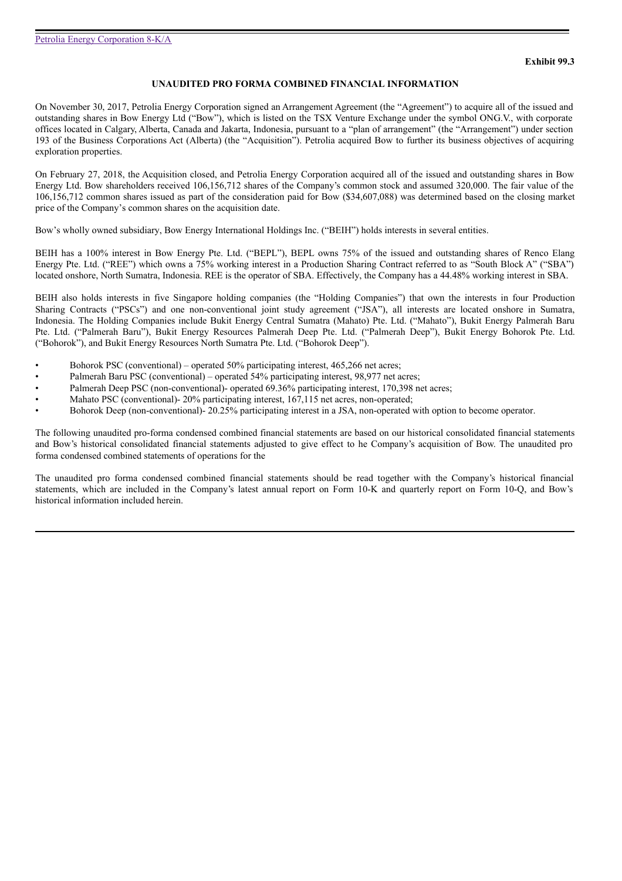**Exhibit 99.3**

## UNAUDITED PRO FORMA COMBINED FINANCIAL INFORMATION

On November 30, 2017, Petrolia Energy Corporation signed an Arrangement Agreement (the "Agreement") to acquire all of the issued and outstanding shares in Bow Energy Ltd ("Bow"), which is listed on the TSX Venture Exchange under the symbol ONG.V., with corporate offices located in Calgary, Alberta, Canada and Jakarta, Indonesia, pursuant to a "plan of arrangement" (the "Arrangement") under section 193 of the Business Corporations Act (Alberta) (the "Acquisition"). Petrolia acquired Bow to further its business objectives of acquiring exploration properties.

On February 27, 2018, the Acquisition closed, and Petrolia Energy Corporation acquired all of the issued and outstanding shares in Bow Energy Ltd. Bow shareholders received 106,156,712 shares of the Company's common stock and assumed 320,000. The fair value of the 106,156,712 common shares issued as part of the consideration paid for Bow ($34,607,088) was determined based on the closing market price of the Company's common shares on the acquisition date.

Bow's wholly owned subsidiary, Bow Energy International Holdings Inc. ("BEIH") holds interests in several entities.

BEIH has a 100% interest in Bow Energy Pte. Ltd. ("BEPL"), BEPL owns 75% of the issued and outstanding shares of Renco Elang Energy Pte. Ltd. ("REE") which owns a 75% working interest in a Production Sharing Contract referred to as "South Block A" ("SBA") located onshore, North Sumatra, Indonesia. REE is the operator of SBA. Effectively, the Company has a 44.48% working interest in SBA.

BEIH also holds interests in five Singapore holding companies (the "Holding Companies") that own the interests in four Production Sharing Contracts ("PSCs") and one non-conventional joint study agreement ("JSA"), all interests are located onshore in Sumatra, Indonesia. The Holding Companies include Bukit Energy Central Sumatra (Mahato) Pte. Ltd. ("Mahato"), Bukit Energy Palmerah Baru Pte. Ltd. ("Palmerah Baru"), Bukit Energy Resources Palmerah Deep Pte. Ltd. ("Palmerah Deep"), Bukit Energy Bohorok Pte. Ltd. ("Bohorok"), and Bukit Energy Resources North Sumatra Pte. Ltd. ("Bohorok Deep").

- Bohorok PSC (conventional) – operated 50% participating interest, 465,266 net acres;
- Palmerah Baru PSC (conventional) – operated 54% participating interest, 98,977 net acres;
- Palmerah Deep PSC (non-conventional)- operated 69.36% participating interest, 170,398 net acres;
- Mahato PSC (conventional)- 20% participating interest, 167,115 net acres, non-operated;
- Bohorok Deep (non-conventional)- 20.25% participating interest in a JSA, non-operated with option to become operator.

The following unaudited pro-forma condensed combined financial statements are based on our historical consolidated financial statements and Bow's historical consolidated financial statements adjusted to give effect to he Company's acquisition of Bow. The unaudited pro forma condensed combined statements of operations for the

The unaudited pro forma condensed combined financial statements should be read together with the Company's historical financial statements, which are included in the Company's latest annual report on Form 10-K and quarterly report on Form 10-Q, and Bow's historical information included herein.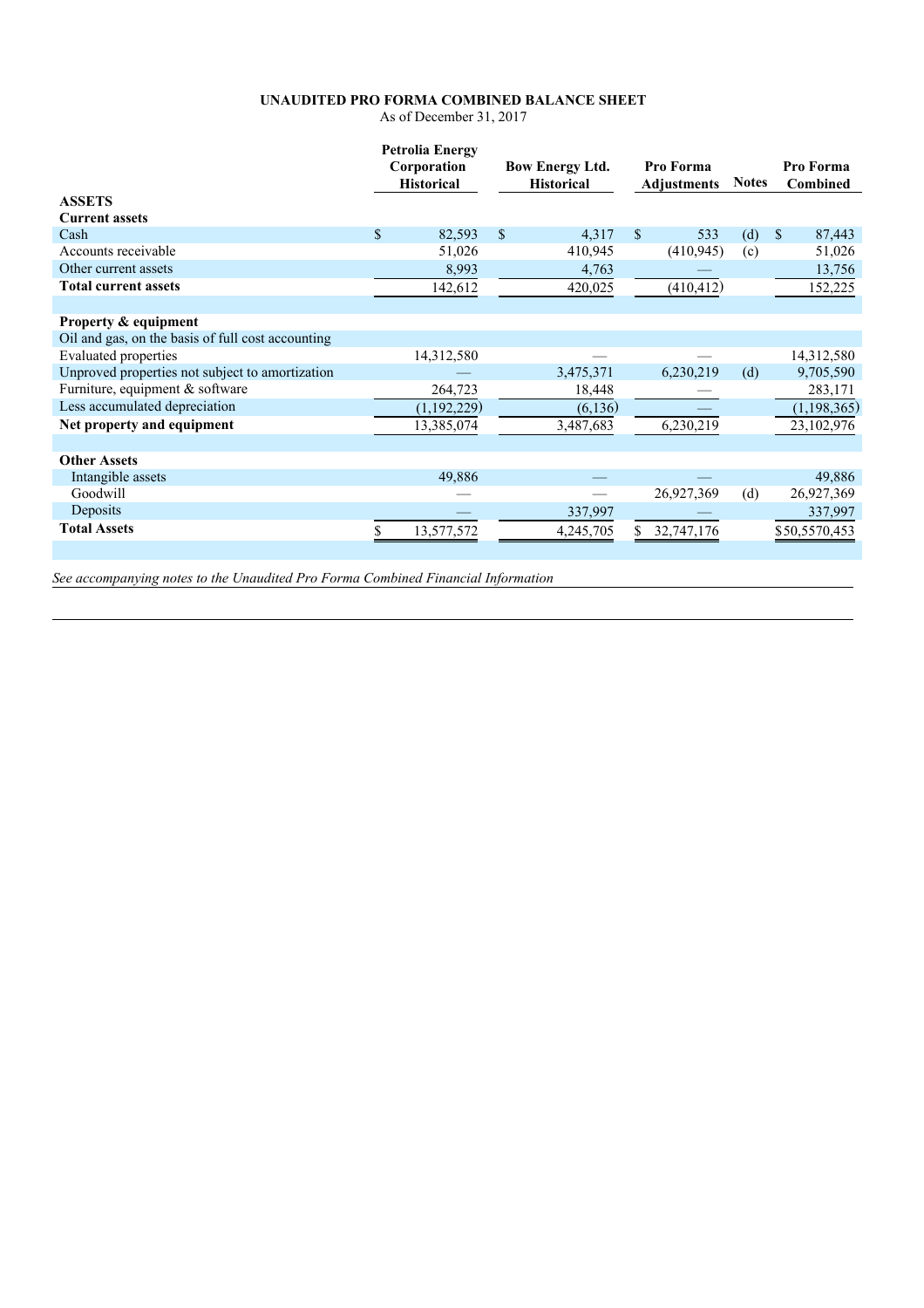**UNAUDITED PRO FORMA COMBINED BALANCE SHEET**
As of December 31, 2017

| | Petrolia Energy Corporation Historical | Bow Energy Ltd. Historical | Pro Forma Adjustments | Notes | Pro Forma Combined |
|---|---|---|---|---|---|
| **ASSETS** | | | | | |
| **Current assets** | | | | | |
| Cash | $ 82,593 | $ 4,317 | $ 533 | (d) | $ 87,443 |
| Accounts receivable | 51,026 | 410,945 | (410,945) | (c) | 51,026 |
| Other current assets | 8,993 | 4,763 | — | | 13,756 |
| **Total current assets** | 142,612 | 420,025 | (410,412) | | 152,225 |
| | | | | | |
| **Property & equipment** | | | | | |
| Oil and gas, on the basis of full cost accounting | | | | | |
| Evaluated properties | 14,312,580 | — | — | | 14,312,580 |
| Unproved properties not subject to amortization | — | 3,475,371 | 6,230,219 | (d) | 9,705,590 |
| Furniture, equipment & software | 264,723 | 18,448 | — | | 283,171 |
| Less accumulated depreciation | (1,192,229) | (6,136) | — | | (1,198,365) |
| **Net property and equipment** | 13,385,074 | 3,487,683 | 6,230,219 | | 23,102,976 |
| | | | | | |
| **Other Assets** | | | | | |
| Intangible assets | 49,886 | — | — | | 49,886 |
| Goodwill | — | — | 26,927,369 | (d) | 26,927,369 |
| Deposits | — | 337,997 | — | | 337,997 |
| **Total Assets** | $ 13,577,572 | 4,245,705 | $ 32,747,176 | | $50,5570,453 |

*See accompanying notes to the Unaudited Pro Forma Combined Financial Information*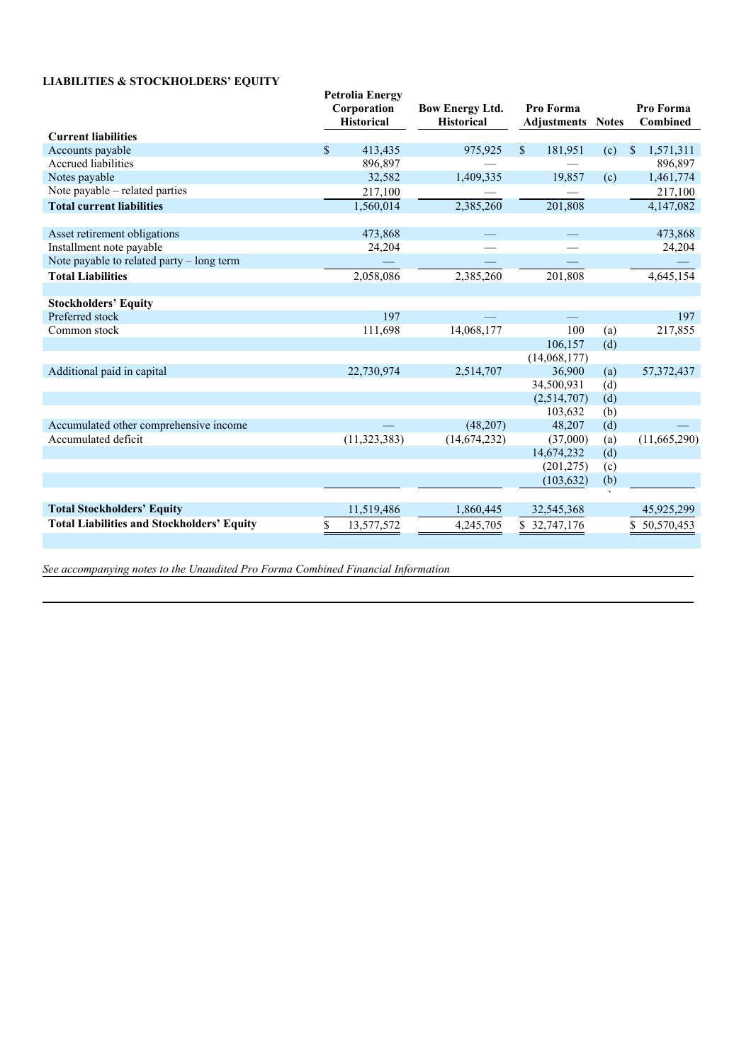**LIABILITIES & STOCKHOLDERS' EQUITY**

| | Petrolia Energy Corporation Historical | Bow Energy Ltd. Historical | Pro Forma Adjustments | Notes | Pro Forma Combined |
|---|---|---|---|---|---|
| **Current liabilities** | | | | | |
| Accounts payable | $ 413,435 | 975,925 | $ 181,951 | (c) | $ 1,571,311 |
| Accrued liabilities | 896,897 | — | — | | 896,897 |
| Notes payable | 32,582 | 1,409,335 | 19,857 | (c) | 1,461,774 |
| Note payable – related parties | 217,100 | — | — | | 217,100 |
| **Total current liabilities** | 1,560,014 | 2,385,260 | 201,808 | | 4,147,082 |
| | | | | | |
| Asset retirement obligations | 473,868 | — | — | | 473,868 |
| Installment note payable | 24,204 | — | — | | 24,204 |
| Note payable to related party – long term | — | — | — | | — |
| **Total Liabilities** | 2,058,086 | 2,385,260 | 201,808 | | 4,645,154 |
| | | | | | |
| **Stockholders' Equity** | | | | | |
| Preferred stock | 197 | — | — | | 197 |
| Common stock | 111,698 | 14,068,177 | 100 | (a) | 217,855 |
| | | | 106,157 | (d) | |
| | | | (14,068,177) | | |
| Additional paid in capital | 22,730,974 | 2,514,707 | 36,900 | (a) | 57,372,437 |
| | | | 34,500,931 | (d) | |
| | | | (2,514,707) | (d) | |
| | | | 103,632 | (b) | |
| Accumulated other comprehensive income | — | (48,207) | 48,207 | (d) | — |
| Accumulated deficit | (11,323,383) | (14,674,232) | (37,000) | (a) | (11,665,290) |
| | | | 14,674,232 | (d) | |
| | | | (201,275) | (c) | |
| | | | (103,632) | (b) | |
| | | | | | |
| **Total Stockholders' Equity** | 11,519,486 | 1,860,445 | 32,545,368 | | 45,925,299 |
| **Total Liabilities and Stockholders' Equity** | $ 13,577,572 | 4,245,705 | $ 32,747,176 | | $ 50,570,453 |

*See accompanying notes to the Unaudited Pro Forma Combined Financial Information*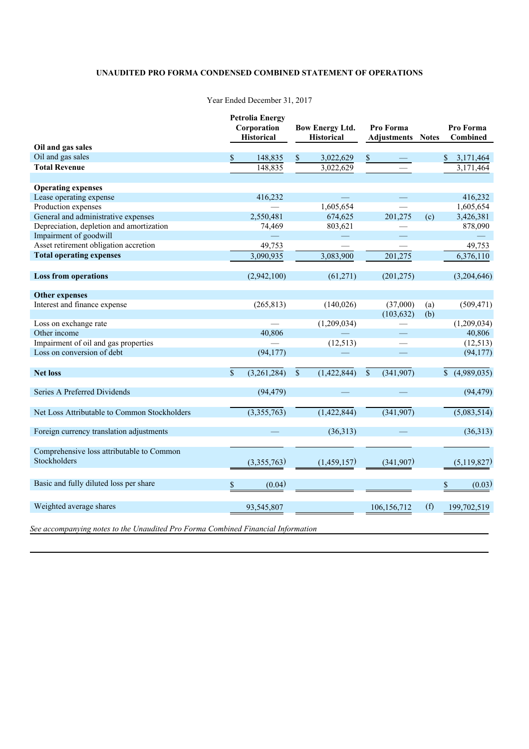**UNAUDITED PRO FORMA CONDENSED COMBINED STATEMENT OF OPERATIONS**

Year Ended December 31, 2017

| | Petrolia Energy Corporation Historical | Bow Energy Ltd. Historical | Pro Forma Adjustments | Notes | Pro Forma Combined |
|---|---|---|---|---|---|
| **Oil and gas sales** | | | | | |
| Oil and gas sales | $ 148,835 | $ 3,022,629 | $ — | | $ 3,171,464 |
| **Total Revenue** | 148,835 | 3,022,629 | — | | 3,171,464 |
| | | | | | |
| **Operating expenses** | | | | | |
| Lease operating expense | 416,232 | — | — | | 416,232 |
| Production expenses | — | 1,605,654 | — | | 1,605,654 |
| General and administrative expenses | 2,550,481 | 674,625 | 201,275 | (c) | 3,426,381 |
| Depreciation, depletion and amortization | 74,469 | 803,621 | — | | 878,090 |
| Impairment of goodwill | — | — | — | | — |
| Asset retirement obligation accretion | 49,753 | — | — | | 49,753 |
| **Total operating expenses** | 3,090,935 | 3,083,900 | 201,275 | | 6,376,110 |
| | | | | | |
| **Loss from operations** | (2,942,100) | (61,271) | (201,275) | | (3,204,646) |
| | | | | | |
| **Other expenses** | | | | | |
| Interest and finance expense | (265,813) | (140,026) | (37,000) | (a) | (509,471) |
| | | | (103,632) | (b) | |
| Loss on exchange rate | — | (1,209,034) | — | | (1,209,034) |
| Other income | 40,806 | — | — | | 40,806 |
| Impairment of oil and gas properties | — | (12,513) | — | | (12,513) |
| Loss on conversion of debt | (94,177) | — | — | | (94,177) |
| | | | | | |
| **Net loss** | $ (3,261,284) | $ (1,422,844) | $ (341,907) | | $ (4,989,035) |
| | | | | | |
| Series A Preferred Dividends | (94,479) | — | — | | (94,479) |
| | | | | | |
| Net Loss Attributable to Common Stockholders | (3,355,763) | (1,422,844) | (341,907) | | (5,083,514) |
| | | | | | |
| Foreign currency translation adjustments | — | (36,313) | — | | (36,313) |
| | | | | | |
| Comprehensive loss attributable to Common Stockholders | (3,355,763) | (1,459,157) | (341,907) | | (5,119,827) |
| | | | | | |
| Basic and fully diluted loss per share | $ (0.04) | | | | $ (0.03) |
| | | | | | |
| Weighted average shares | 93,545,807 | | 106,156,712 | (f) | 199,702,519 |

*See accompanying notes to the Unaudited Pro Forma Combined Financial Information*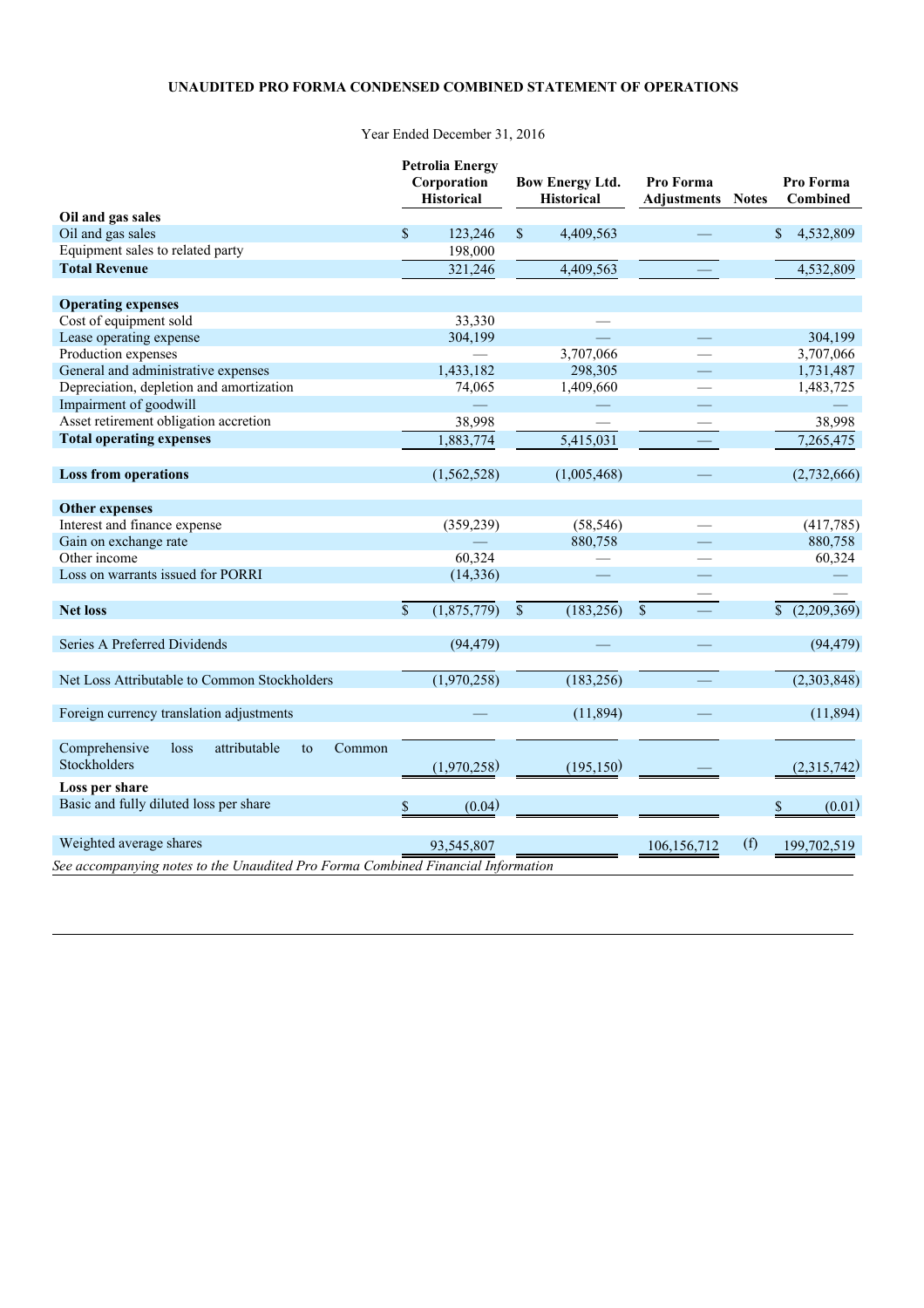**UNAUDITED PRO FORMA CONDENSED COMBINED STATEMENT OF OPERATIONS**

Year Ended December 31, 2016

| | Petrolia Energy Corporation Historical | Bow Energy Ltd. Historical | Pro Forma Adjustments | Notes | Pro Forma Combined |
|---|---|---|---|---|---|
| **Oil and gas sales** | | | | | |
| Oil and gas sales | $ 123,246 | $ 4,409,563 | — | | $ 4,532,809 |
| Equipment sales to related party | 198,000 | | | | |
| **Total Revenue** | 321,246 | 4,409,563 | — | | 4,532,809 |
| | | | | | |
| **Operating expenses** | | | | | |
| Cost of equipment sold | 33,330 | — | | | |
| Lease operating expense | 304,199 | — | — | | 304,199 |
| Production expenses | — | 3,707,066 | — | | 3,707,066 |
| General and administrative expenses | 1,433,182 | 298,305 | — | | 1,731,487 |
| Depreciation, depletion and amortization | 74,065 | 1,409,660 | — | | 1,483,725 |
| Impairment of goodwill | — | — | — | | — |
| Asset retirement obligation accretion | 38,998 | — | — | | 38,998 |
| **Total operating expenses** | 1,883,774 | 5,415,031 | — | | 7,265,475 |
| | | | | | |
| **Loss from operations** | (1,562,528) | (1,005,468) | — | | (2,732,666) |
| | | | | | |
| **Other expenses** | | | | | |
| Interest and finance expense | (359,239) | (58,546) | — | | (417,785) |
| Gain on exchange rate | — | 880,758 | — | | 880,758 |
| Other income | 60,324 | — | — | | 60,324 |
| Loss on warrants issued for PORRI | (14,336) | — | — | | — |
| | | | — | | — |
| **Net loss** | $ (1,875,779) | $ (183,256) | $ — | | $ (2,209,369) |
| | | | | | |
| Series A Preferred Dividends | (94,479) | — | — | | (94,479) |
| | | | | | |
| Net Loss Attributable to Common Stockholders | (1,970,258) | (183,256) | — | | (2,303,848) |
| | | | | | |
| Foreign currency translation adjustments | — | (11,894) | — | | (11,894) |
| | | | | | |
| Comprehensive loss attributable to Common Stockholders | (1,970,258) | (195,150) | — | | (2,315,742) |
| **Loss per share** | | | | | |
| Basic and fully diluted loss per share | $ (0.04) | | | | $ (0.01) |
| | | | | | |
| Weighted average shares | 93,545,807 | | 106,156,712 | (f) | 199,702,519 |

*See accompanying notes to the Unaudited Pro Forma Combined Financial Information*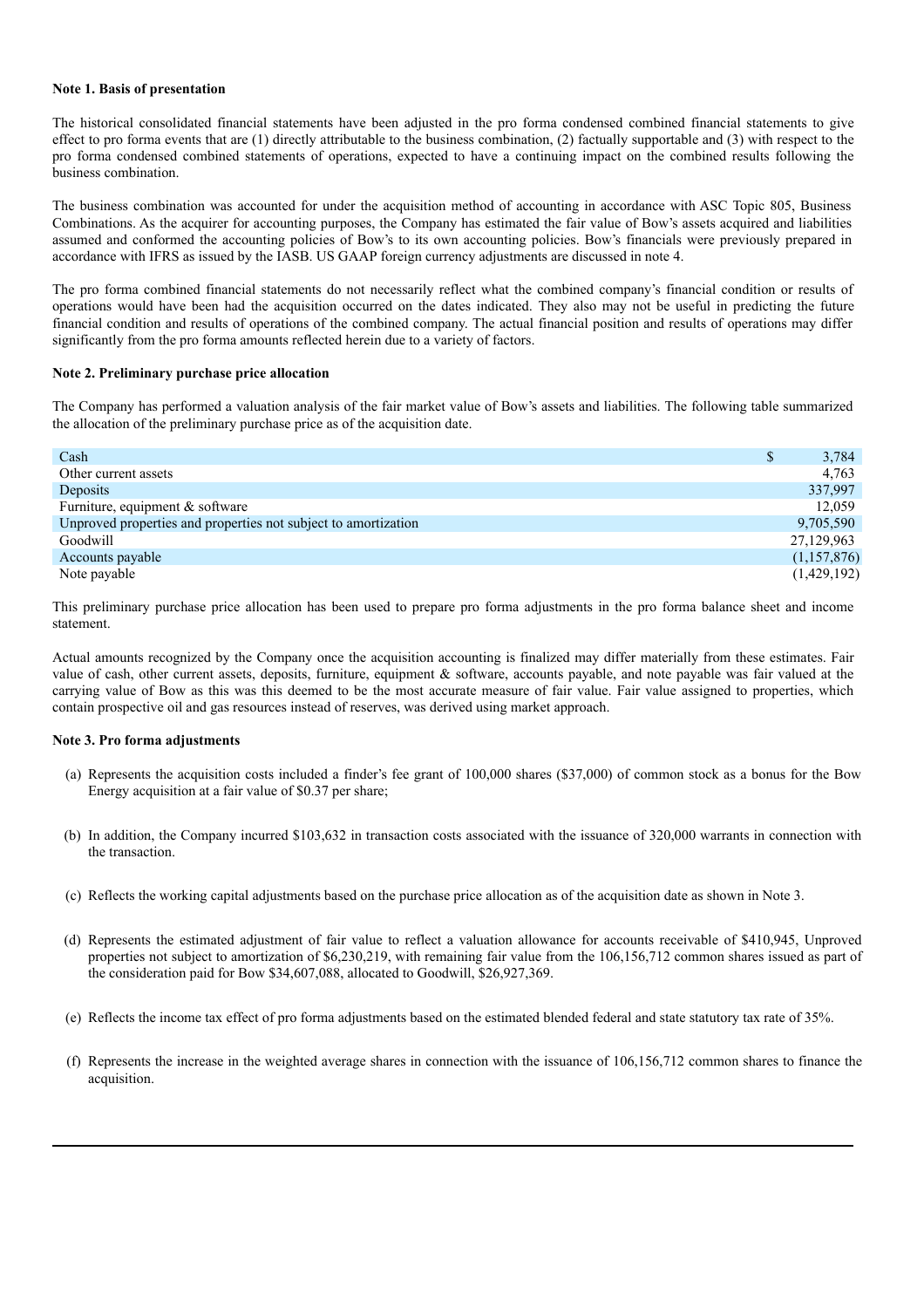**Note 1. Basis of presentation**

The historical consolidated financial statements have been adjusted in the pro forma condensed combined financial statements to give effect to pro forma events that are (1) directly attributable to the business combination, (2) factually supportable and (3) with respect to the pro forma condensed combined statements of operations, expected to have a continuing impact on the combined results following the business combination.

The business combination was accounted for under the acquisition method of accounting in accordance with ASC Topic 805, Business Combinations. As the acquirer for accounting purposes, the Company has estimated the fair value of Bow's assets acquired and liabilities assumed and conformed the accounting policies of Bow's to its own accounting policies. Bow's financials were previously prepared in accordance with IFRS as issued by the IASB. US GAAP foreign currency adjustments are discussed in note 4.

The pro forma combined financial statements do not necessarily reflect what the combined company's financial condition or results of operations would have been had the acquisition occurred on the dates indicated. They also may not be useful in predicting the future financial condition and results of operations of the combined company. The actual financial position and results of operations may differ significantly from the pro forma amounts reflected herein due to a variety of factors.

**Note 2. Preliminary purchase price allocation**

The Company has performed a valuation analysis of the fair market value of Bow's assets and liabilities. The following table summarized the allocation of the preliminary purchase price as of the acquisition date.

| | |
|---|---|
| Cash | $ 3,784 |
| Other current assets | 4,763 |
| Deposits | 337,997 |
| Furniture, equipment & software | 12,059 |
| Unproved properties and properties not subject to amortization | 9,705,590 |
| Goodwill | 27,129,963 |
| Accounts payable | (1,157,876) |
| Note payable | (1,429,192) |

This preliminary purchase price allocation has been used to prepare pro forma adjustments in the pro forma balance sheet and income statement.

Actual amounts recognized by the Company once the acquisition accounting is finalized may differ materially from these estimates. Fair value of cash, other current assets, deposits, furniture, equipment & software, accounts payable, and note payable was fair valued at the carrying value of Bow as this was this deemed to be the most accurate measure of fair value. Fair value assigned to properties, which contain prospective oil and gas resources instead of reserves, was derived using market approach.

**Note 3. Pro forma adjustments**

(a) Represents the acquisition costs included a finder's fee grant of 100,000 shares ($37,000) of common stock as a bonus for the Bow Energy acquisition at a fair value of $0.37 per share;

(b) In addition, the Company incurred $103,632 in transaction costs associated with the issuance of 320,000 warrants in connection with the transaction.

(c) Reflects the working capital adjustments based on the purchase price allocation as of the acquisition date as shown in Note 3.

(d) Represents the estimated adjustment of fair value to reflect a valuation allowance for accounts receivable of $410,945, Unproved properties not subject to amortization of $6,230,219, with remaining fair value from the 106,156,712 common shares issued as part of the consideration paid for Bow $34,607,088, allocated to Goodwill, $26,927,369.

(e) Reflects the income tax effect of pro forma adjustments based on the estimated blended federal and state statutory tax rate of 35%.

(f) Represents the increase in the weighted average shares in connection with the issuance of 106,156,712 common shares to finance the acquisition.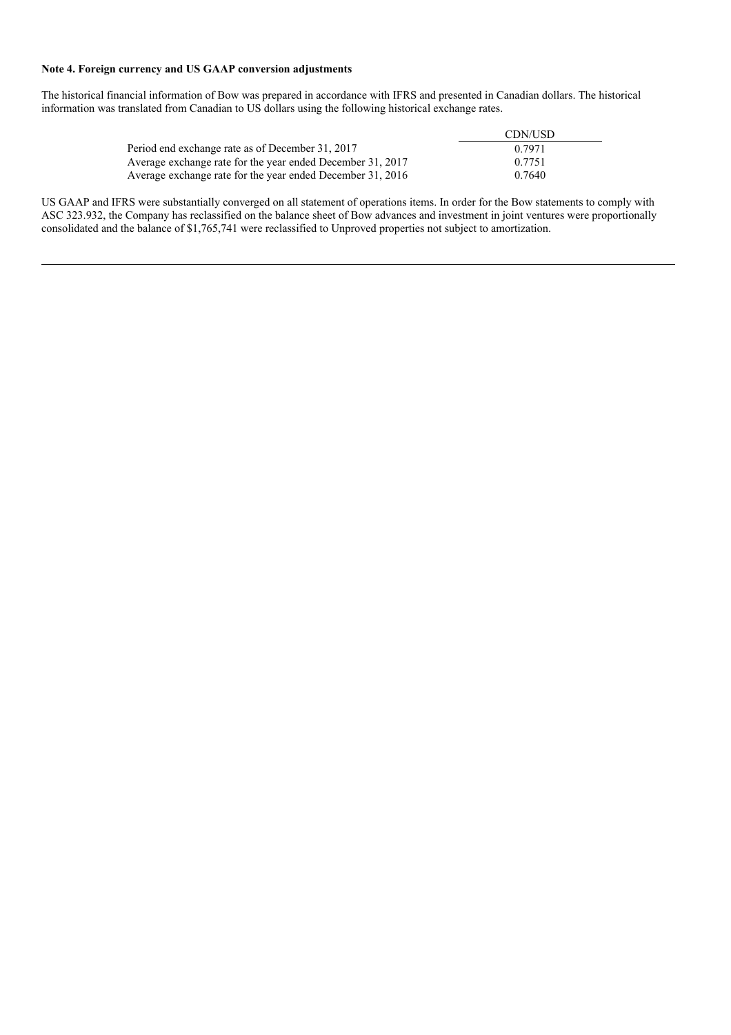**Note 4. Foreign currency and US GAAP conversion adjustments**

The historical financial information of Bow was prepared in accordance with IFRS and presented in Canadian dollars. The historical information was translated from Canadian to US dollars using the following historical exchange rates.

| | CDN/USD |
|---|---|
| Period end exchange rate as of December 31, 2017 | 0.7971 |
| Average exchange rate for the year ended December 31, 2017 | 0.7751 |
| Average exchange rate for the year ended December 31, 2016 | 0.7640 |

US GAAP and IFRS were substantially converged on all statement of operations items. In order for the Bow statements to comply with ASC 323.932, the Company has reclassified on the balance sheet of Bow advances and investment in joint ventures were proportionally consolidated and the balance of $1,765,741 were reclassified to Unproved properties not subject to amortization.